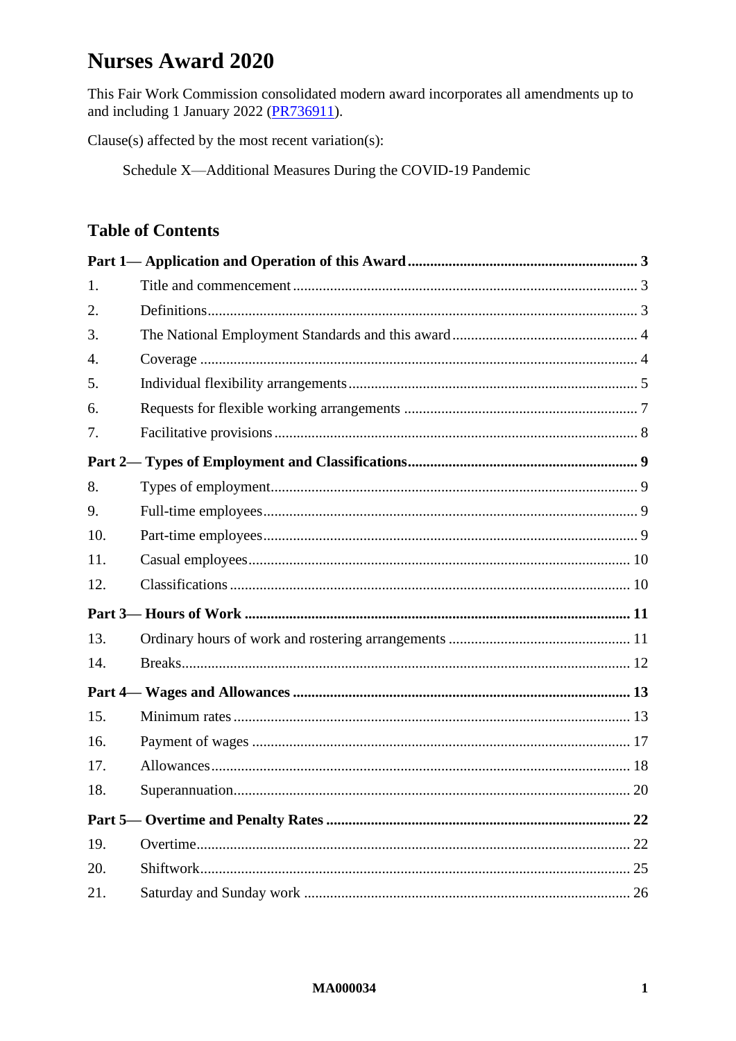# Nurses Award 2020

This Fair Work Commission consolidated modern award incorporates all amendments up to and including 1 January 2022 ([PR736911](PR736911)).

Clause(s) affected by the most recent variation(s):

Schedule X—Additional Measures During the COVID-19 Pandemic

## Table of Contents

**Part 1— Application and Operation of this Award** ..... 3

| | | |
|---|---|---|
| 1. | Title and commencement | 3 |
| 2. | Definitions | 3 |
| 3. | The National Employment Standards and this award | 4 |
| 4. | Coverage | 4 |
| 5. | Individual flexibility arrangements | 5 |
| 6. | Requests for flexible working arrangements | 7 |
| 7. | Facilitative provisions | 8 |

**Part 2— Types of Employment and Classifications** ..... 9

| | | |
|---|---|---|
| 8. | Types of employment | 9 |
| 9. | Full-time employees | 9 |
| 10. | Part-time employees | 9 |
| 11. | Casual employees | 10 |
| 12. | Classifications | 10 |

**Part 3— Hours of Work** ..... 11

| | | |
|---|---|---|
| 13. | Ordinary hours of work and rostering arrangements | 11 |
| 14. | Breaks | 12 |

**Part 4— Wages and Allowances** ..... 13

| | | |
|---|---|---|
| 15. | Minimum rates | 13 |
| 16. | Payment of wages | 17 |
| 17. | Allowances | 18 |
| 18. | Superannuation | 20 |

**Part 5— Overtime and Penalty Rates** ..... 22

| | | |
|---|---|---|
| 19. | Overtime | 22 |
| 20. | Shiftwork | 25 |
| 21. | Saturday and Sunday work | 26 |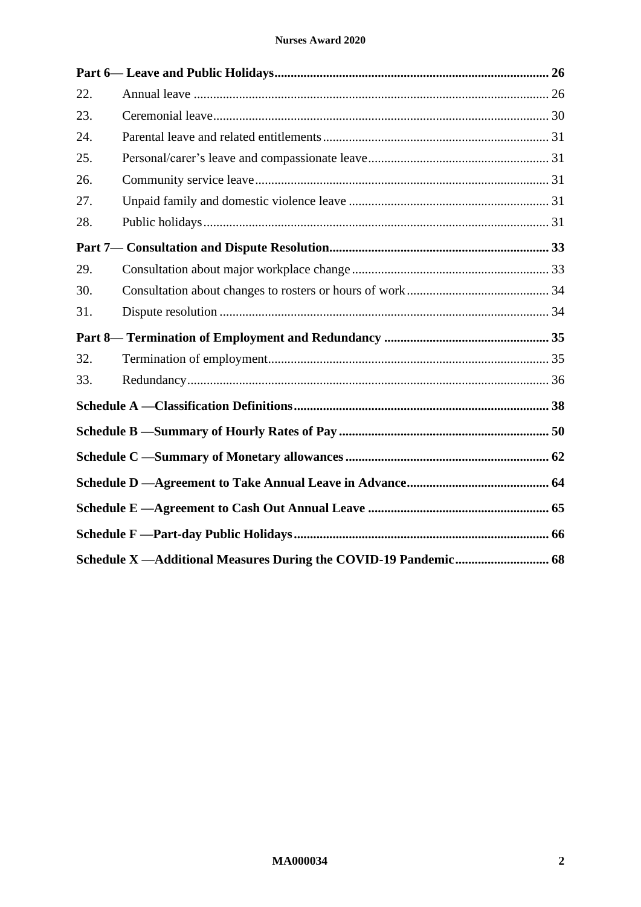**Part 6— Leave and Public Holidays** 26

| | | |
|---|---|---|
| 22. | Annual leave | 26 |
| 23. | Ceremonial leave | 30 |
| 24. | Parental leave and related entitlements | 31 |
| 25. | Personal/carer's leave and compassionate leave | 31 |
| 26. | Community service leave | 31 |
| 27. | Unpaid family and domestic violence leave | 31 |
| 28. | Public holidays | 31 |

**Part 7— Consultation and Dispute Resolution** 33

| | | |
|---|---|---|
| 29. | Consultation about major workplace change | 33 |
| 30. | Consultation about changes to rosters or hours of work | 34 |
| 31. | Dispute resolution | 34 |

**Part 8— Termination of Employment and Redundancy** 35

| | | |
|---|---|---|
| 32. | Termination of employment | 35 |
| 33. | Redundancy | 36 |

**Schedule A —Classification Definitions** 38

**Schedule B —Summary of Hourly Rates of Pay** 50

**Schedule C —Summary of Monetary allowances** 62

**Schedule D —Agreement to Take Annual Leave in Advance** 64

**Schedule E —Agreement to Cash Out Annual Leave** 65

**Schedule F —Part-day Public Holidays** 66

**Schedule X —Additional Measures During the COVID-19 Pandemic** 68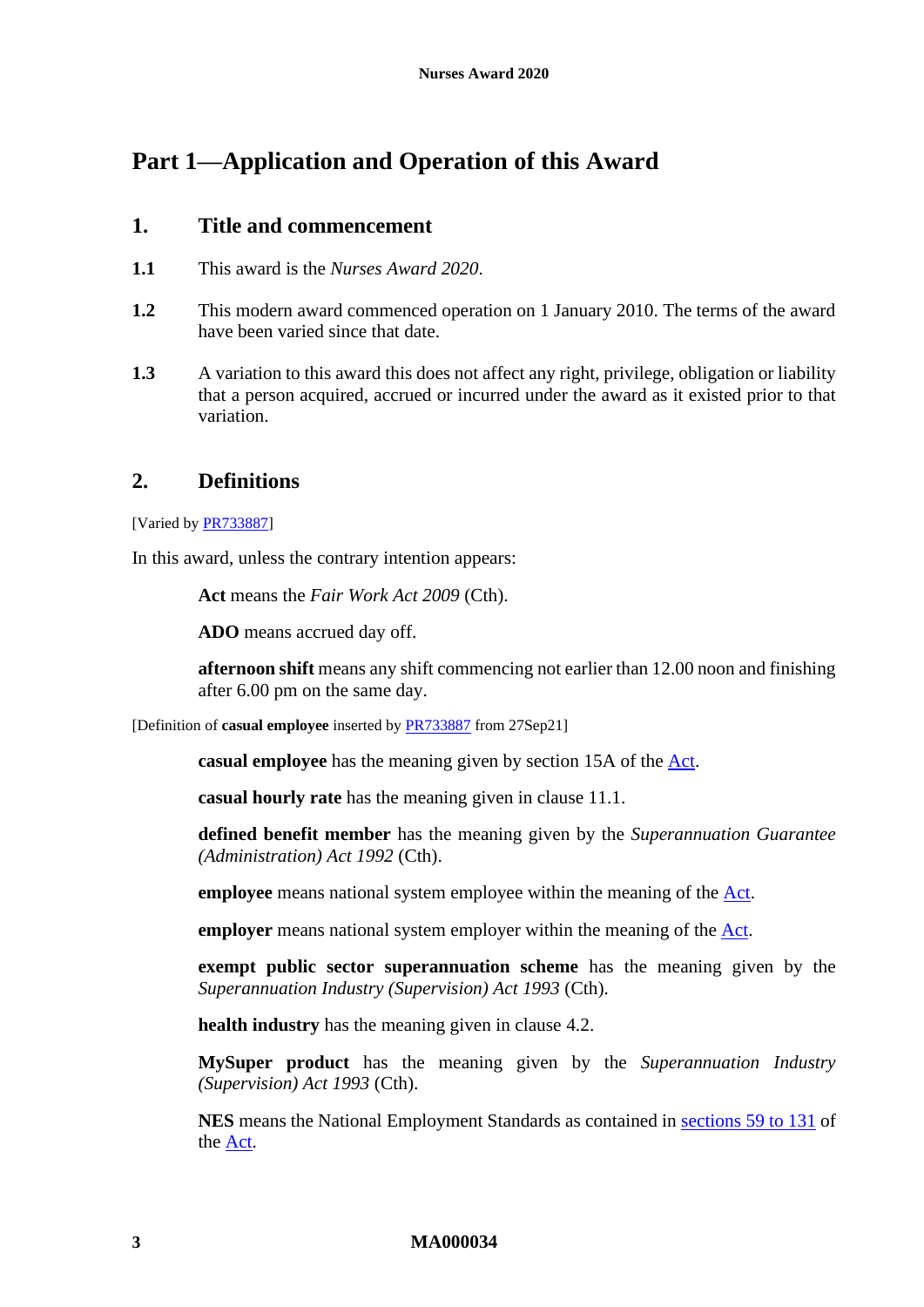# Part 1—Application and Operation of this Award

## 1. Title and commencement

**1.1** This award is the *Nurses Award 2020*.

**1.2** This modern award commenced operation on 1 January 2010. The terms of the award have been varied since that date.

**1.3** A variation to this award this does not affect any right, privilege, obligation or liability that a person acquired, accrued or incurred under the award as it existed prior to that variation.

## 2. Definitions

[Varied by PR733887]

In this award, unless the contrary intention appears:

**Act** means the *Fair Work Act 2009* (Cth).

**ADO** means accrued day off.

**afternoon shift** means any shift commencing not earlier than 12.00 noon and finishing after 6.00 pm on the same day.

[Definition of **casual employee** inserted by PR733887 from 27Sep21]

**casual employee** has the meaning given by section 15A of the Act.

**casual hourly rate** has the meaning given in clause 11.1.

**defined benefit member** has the meaning given by the *Superannuation Guarantee (Administration) Act 1992* (Cth).

**employee** means national system employee within the meaning of the Act.

**employer** means national system employer within the meaning of the Act.

**exempt public sector superannuation scheme** has the meaning given by the *Superannuation Industry (Supervision) Act 1993* (Cth).

**health industry** has the meaning given in clause 4.2.

**MySuper product** has the meaning given by the *Superannuation Industry (Supervision) Act 1993* (Cth).

**NES** means the National Employment Standards as contained in sections 59 to 131 of the Act.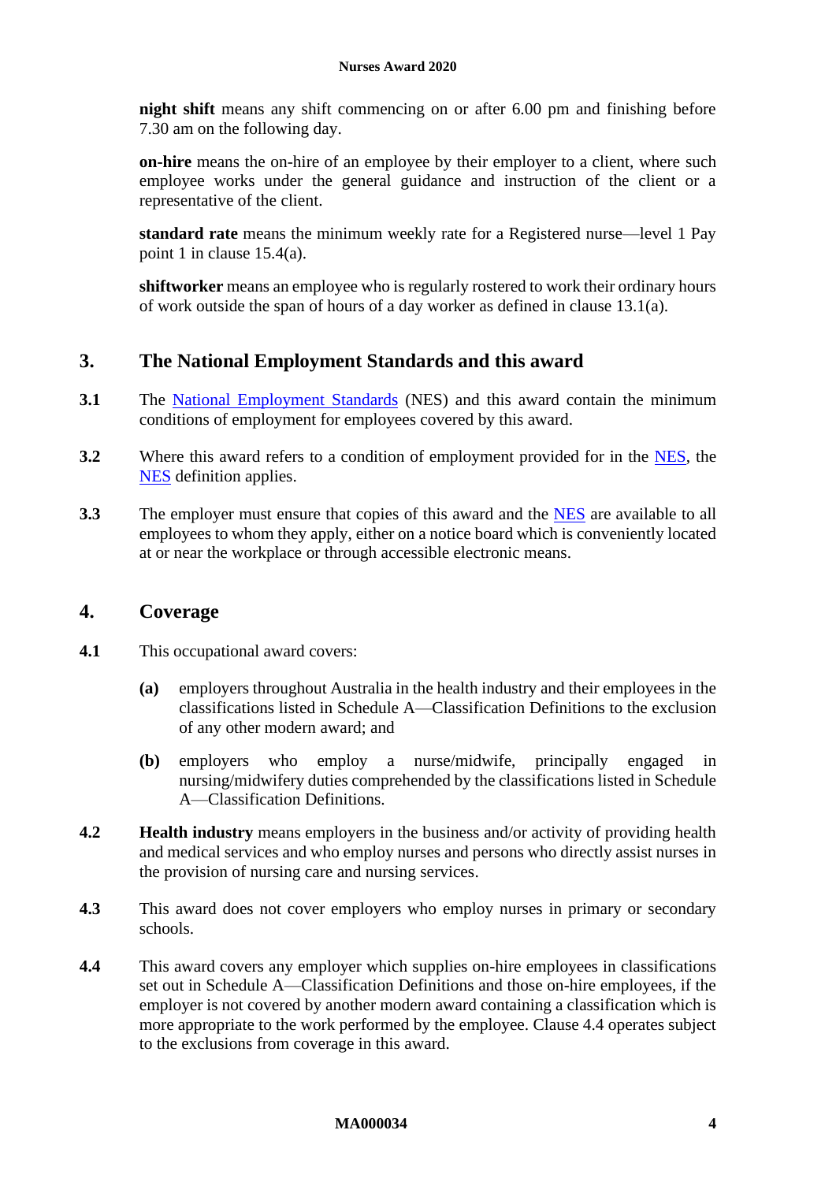**night shift** means any shift commencing on or after 6.00 pm and finishing before 7.30 am on the following day.

**on-hire** means the on-hire of an employee by their employer to a client, where such employee works under the general guidance and instruction of the client or a representative of the client.

**standard rate** means the minimum weekly rate for a Registered nurse—level 1 Pay point 1 in clause 15.4(a).

**shiftworker** means an employee who is regularly rostered to work their ordinary hours of work outside the span of hours of a day worker as defined in clause 13.1(a).

## 3. The National Employment Standards and this award

**3.1** The National Employment Standards (NES) and this award contain the minimum conditions of employment for employees covered by this award.

**3.2** Where this award refers to a condition of employment provided for in the NES, the NES definition applies.

**3.3** The employer must ensure that copies of this award and the NES are available to all employees to whom they apply, either on a notice board which is conveniently located at or near the workplace or through accessible electronic means.

## 4. Coverage

**4.1** This occupational award covers:

**(a)** employers throughout Australia in the health industry and their employees in the classifications listed in Schedule A—Classification Definitions to the exclusion of any other modern award; and

**(b)** employers who employ a nurse/midwife, principally engaged in nursing/midwifery duties comprehended by the classifications listed in Schedule A—Classification Definitions.

**4.2** **Health industry** means employers in the business and/or activity of providing health and medical services and who employ nurses and persons who directly assist nurses in the provision of nursing care and nursing services.

**4.3** This award does not cover employers who employ nurses in primary or secondary schools.

**4.4** This award covers any employer which supplies on-hire employees in classifications set out in Schedule A—Classification Definitions and those on-hire employees, if the employer is not covered by another modern award containing a classification which is more appropriate to the work performed by the employee. Clause 4.4 operates subject to the exclusions from coverage in this award.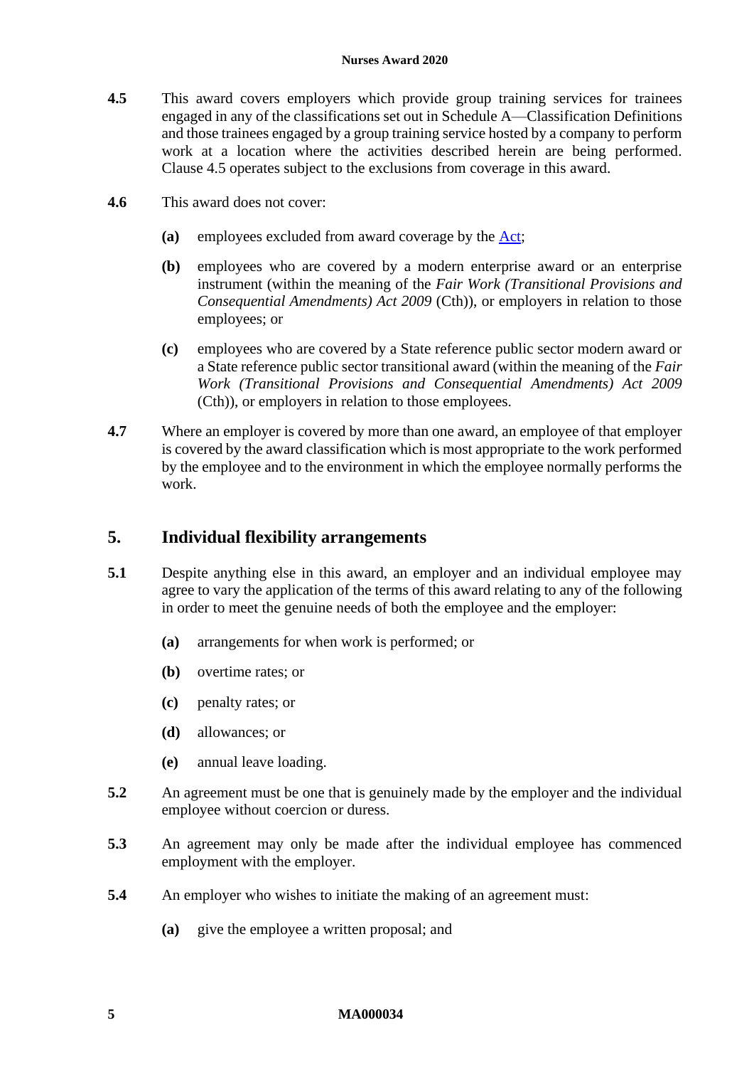**4.5** This award covers employers which provide group training services for trainees engaged in any of the classifications set out in Schedule A—Classification Definitions and those trainees engaged by a group training service hosted by a company to perform work at a location where the activities described herein are being performed. Clause 4.5 operates subject to the exclusions from coverage in this award.

**4.6** This award does not cover:

**(a)** employees excluded from award coverage by the Act;

**(b)** employees who are covered by a modern enterprise award or an enterprise instrument (within the meaning of the *Fair Work (Transitional Provisions and Consequential Amendments) Act 2009* (Cth)), or employers in relation to those employees; or

**(c)** employees who are covered by a State reference public sector modern award or a State reference public sector transitional award (within the meaning of the *Fair Work (Transitional Provisions and Consequential Amendments) Act 2009* (Cth)), or employers in relation to those employees.

**4.7** Where an employer is covered by more than one award, an employee of that employer is covered by the award classification which is most appropriate to the work performed by the employee and to the environment in which the employee normally performs the work.

## 5. Individual flexibility arrangements

**5.1** Despite anything else in this award, an employer and an individual employee may agree to vary the application of the terms of this award relating to any of the following in order to meet the genuine needs of both the employee and the employer:

**(a)** arrangements for when work is performed; or

**(b)** overtime rates; or

**(c)** penalty rates; or

**(d)** allowances; or

**(e)** annual leave loading.

**5.2** An agreement must be one that is genuinely made by the employer and the individual employee without coercion or duress.

**5.3** An agreement may only be made after the individual employee has commenced employment with the employer.

**5.4** An employer who wishes to initiate the making of an agreement must:

**(a)** give the employee a written proposal; and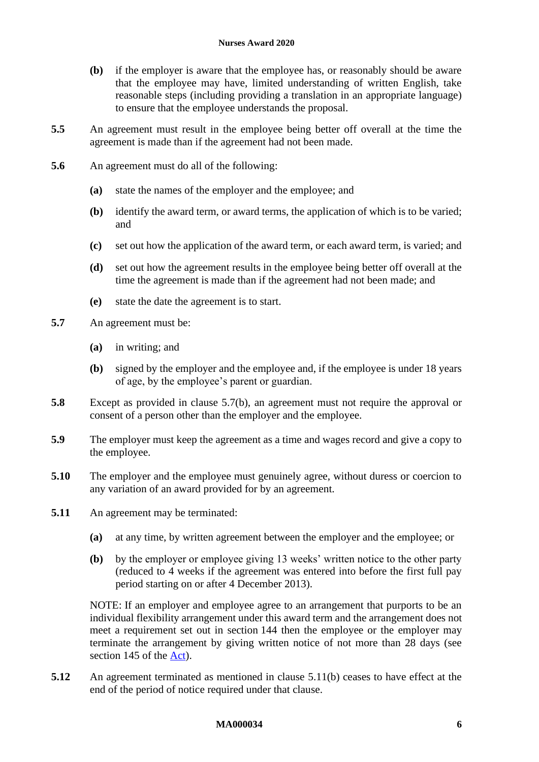**(b)** if the employer is aware that the employee has, or reasonably should be aware that the employee may have, limited understanding of written English, take reasonable steps (including providing a translation in an appropriate language) to ensure that the employee understands the proposal.

**5.5** An agreement must result in the employee being better off overall at the time the agreement is made than if the agreement had not been made.

**5.6** An agreement must do all of the following:

**(a)** state the names of the employer and the employee; and

**(b)** identify the award term, or award terms, the application of which is to be varied; and

**(c)** set out how the application of the award term, or each award term, is varied; and

**(d)** set out how the agreement results in the employee being better off overall at the time the agreement is made than if the agreement had not been made; and

**(e)** state the date the agreement is to start.

**5.7** An agreement must be:

**(a)** in writing; and

**(b)** signed by the employer and the employee and, if the employee is under 18 years of age, by the employee's parent or guardian.

**5.8** Except as provided in clause 5.7(b), an agreement must not require the approval or consent of a person other than the employer and the employee.

**5.9** The employer must keep the agreement as a time and wages record and give a copy to the employee.

**5.10** The employer and the employee must genuinely agree, without duress or coercion to any variation of an award provided for by an agreement.

**5.11** An agreement may be terminated:

**(a)** at any time, by written agreement between the employer and the employee; or

**(b)** by the employer or employee giving 13 weeks' written notice to the other party (reduced to 4 weeks if the agreement was entered into before the first full pay period starting on or after 4 December 2013).

NOTE: If an employer and employee agree to an arrangement that purports to be an individual flexibility arrangement under this award term and the arrangement does not meet a requirement set out in section 144 then the employee or the employer may terminate the arrangement by giving written notice of not more than 28 days (see section 145 of the Act).

**5.12** An agreement terminated as mentioned in clause 5.11(b) ceases to have effect at the end of the period of notice required under that clause.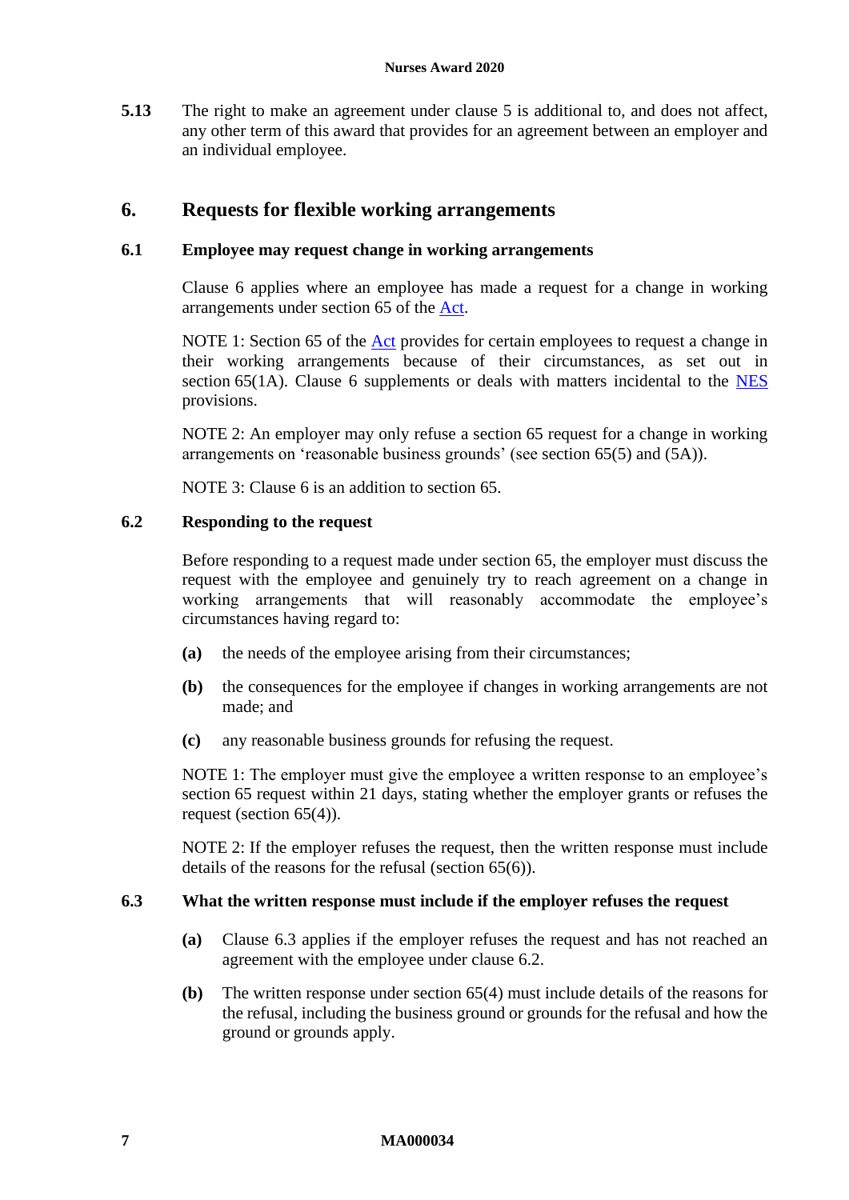**5.13** The right to make an agreement under clause 5 is additional to, and does not affect, any other term of this award that provides for an agreement between an employer and an individual employee.

## 6. Requests for flexible working arrangements

### 6.1 Employee may request change in working arrangements

Clause 6 applies where an employee has made a request for a change in working arrangements under section 65 of the Act.

NOTE 1: Section 65 of the Act provides for certain employees to request a change in their working arrangements because of their circumstances, as set out in section 65(1A). Clause 6 supplements or deals with matters incidental to the NES provisions.

NOTE 2: An employer may only refuse a section 65 request for a change in working arrangements on 'reasonable business grounds' (see section 65(5) and (5A)).

NOTE 3: Clause 6 is an addition to section 65.

### 6.2 Responding to the request

Before responding to a request made under section 65, the employer must discuss the request with the employee and genuinely try to reach agreement on a change in working arrangements that will reasonably accommodate the employee's circumstances having regard to:

**(a)** the needs of the employee arising from their circumstances;

**(b)** the consequences for the employee if changes in working arrangements are not made; and

**(c)** any reasonable business grounds for refusing the request.

NOTE 1: The employer must give the employee a written response to an employee's section 65 request within 21 days, stating whether the employer grants or refuses the request (section 65(4)).

NOTE 2: If the employer refuses the request, then the written response must include details of the reasons for the refusal (section 65(6)).

### 6.3 What the written response must include if the employer refuses the request

**(a)** Clause 6.3 applies if the employer refuses the request and has not reached an agreement with the employee under clause 6.2.

**(b)** The written response under section 65(4) must include details of the reasons for the refusal, including the business ground or grounds for the refusal and how the ground or grounds apply.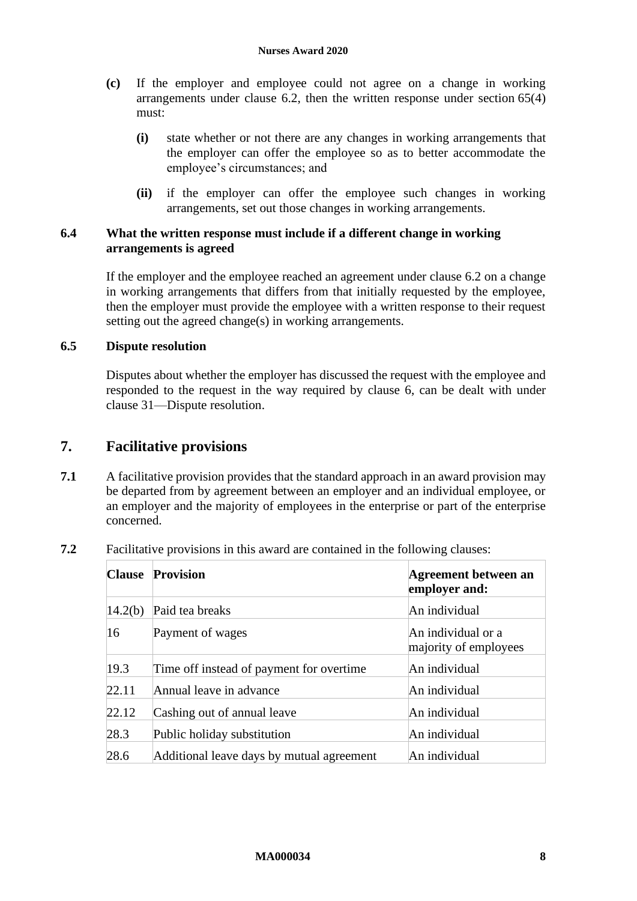**(c)** If the employer and employee could not agree on a change in working arrangements under clause 6.2, then the written response under section 65(4) must:

- **(i)** state whether or not there are any changes in working arrangements that the employer can offer the employee so as to better accommodate the employee's circumstances; and
- **(ii)** if the employer can offer the employee such changes in working arrangements, set out those changes in working arrangements.

### 6.4 What the written response must include if a different change in working arrangements is agreed

If the employer and the employee reached an agreement under clause 6.2 on a change in working arrangements that differs from that initially requested by the employee, then the employer must provide the employee with a written response to their request setting out the agreed change(s) in working arrangements.

### 6.5 Dispute resolution

Disputes about whether the employer has discussed the request with the employee and responded to the request in the way required by clause 6, can be dealt with under clause 31—Dispute resolution.

## 7. Facilitative provisions

**7.1** A facilitative provision provides that the standard approach in an award provision may be departed from by agreement between an employer and an individual employee, or an employer and the majority of employees in the enterprise or part of the enterprise concerned.

**7.2** Facilitative provisions in this award are contained in the following clauses:

| Clause | Provision | Agreement between an employer and: |
|---|---|---|
| 14.2(b) | Paid tea breaks | An individual |
| 16 | Payment of wages | An individual or a majority of employees |
| 19.3 | Time off instead of payment for overtime | An individual |
| 22.11 | Annual leave in advance | An individual |
| 22.12 | Cashing out of annual leave | An individual |
| 28.3 | Public holiday substitution | An individual |
| 28.6 | Additional leave days by mutual agreement | An individual |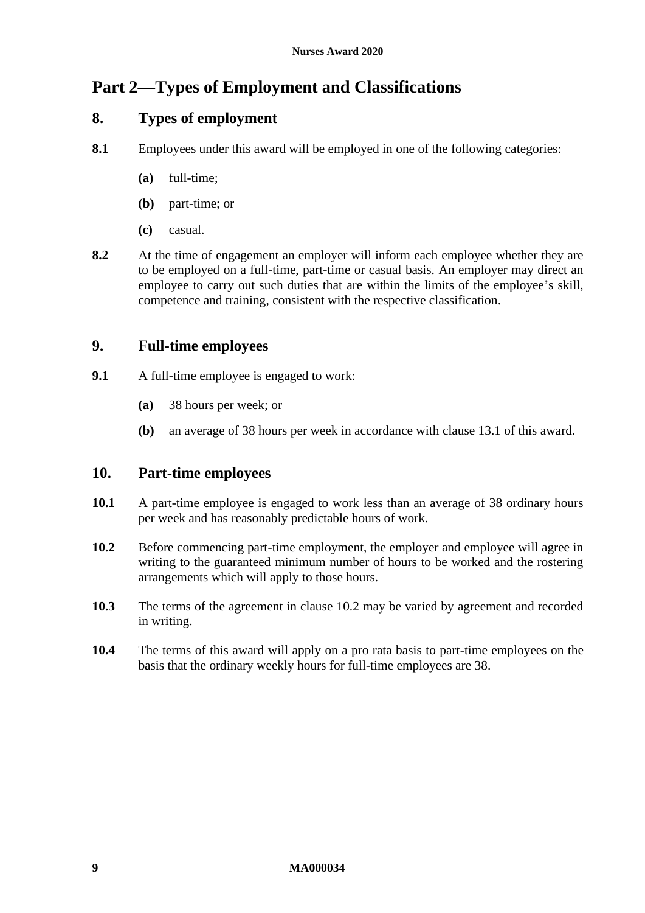# Part 2—Types of Employment and Classifications

## 8. Types of employment

**8.1** Employees under this award will be employed in one of the following categories:

- **(a)** full-time;
- **(b)** part-time; or
- **(c)** casual.

**8.2** At the time of engagement an employer will inform each employee whether they are to be employed on a full-time, part-time or casual basis. An employer may direct an employee to carry out such duties that are within the limits of the employee's skill, competence and training, consistent with the respective classification.

## 9. Full-time employees

**9.1** A full-time employee is engaged to work:

- **(a)** 38 hours per week; or
- **(b)** an average of 38 hours per week in accordance with clause 13.1 of this award.

## 10. Part-time employees

**10.1** A part-time employee is engaged to work less than an average of 38 ordinary hours per week and has reasonably predictable hours of work.

**10.2** Before commencing part-time employment, the employer and employee will agree in writing to the guaranteed minimum number of hours to be worked and the rostering arrangements which will apply to those hours.

**10.3** The terms of the agreement in clause 10.2 may be varied by agreement and recorded in writing.

**10.4** The terms of this award will apply on a pro rata basis to part-time employees on the basis that the ordinary weekly hours for full-time employees are 38.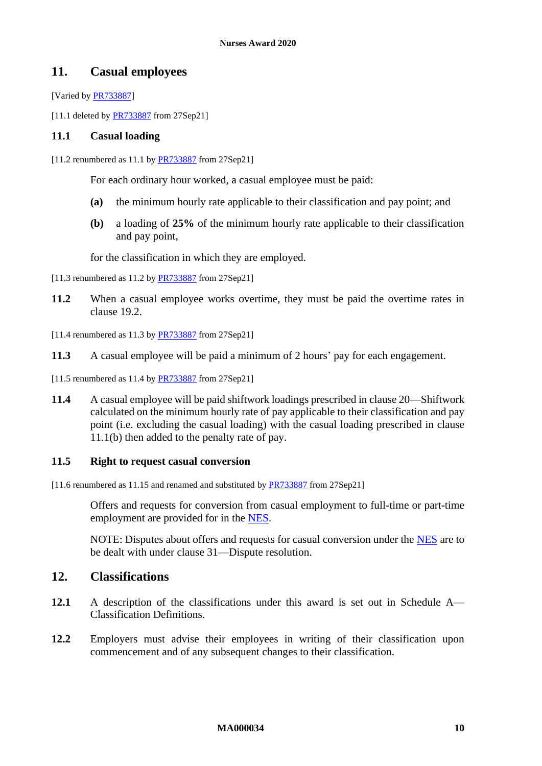## 11. Casual employees

[Varied by PR733887]

[11.1 deleted by PR733887 from 27Sep21]

### 11.1 Casual loading

[11.2 renumbered as 11.1 by PR733887 from 27Sep21]

For each ordinary hour worked, a casual employee must be paid:

**(a)** the minimum hourly rate applicable to their classification and pay point; and

**(b)** a loading of **25%** of the minimum hourly rate applicable to their classification and pay point,

for the classification in which they are employed.

[11.3 renumbered as 11.2 by PR733887 from 27Sep21]

**11.2** When a casual employee works overtime, they must be paid the overtime rates in clause 19.2.

[11.4 renumbered as 11.3 by PR733887 from 27Sep21]

**11.3** A casual employee will be paid a minimum of 2 hours' pay for each engagement.

[11.5 renumbered as 11.4 by PR733887 from 27Sep21]

**11.4** A casual employee will be paid shiftwork loadings prescribed in clause 20—Shiftwork calculated on the minimum hourly rate of pay applicable to their classification and pay point (i.e. excluding the casual loading) with the casual loading prescribed in clause 11.1(b) then added to the penalty rate of pay.

### 11.5 Right to request casual conversion

[11.6 renumbered as 11.15 and renamed and substituted by PR733887 from 27Sep21]

Offers and requests for conversion from casual employment to full-time or part-time employment are provided for in the NES.

NOTE: Disputes about offers and requests for casual conversion under the NES are to be dealt with under clause 31—Dispute resolution.

## 12. Classifications

**12.1** A description of the classifications under this award is set out in Schedule A—Classification Definitions.

**12.2** Employers must advise their employees in writing of their classification upon commencement and of any subsequent changes to their classification.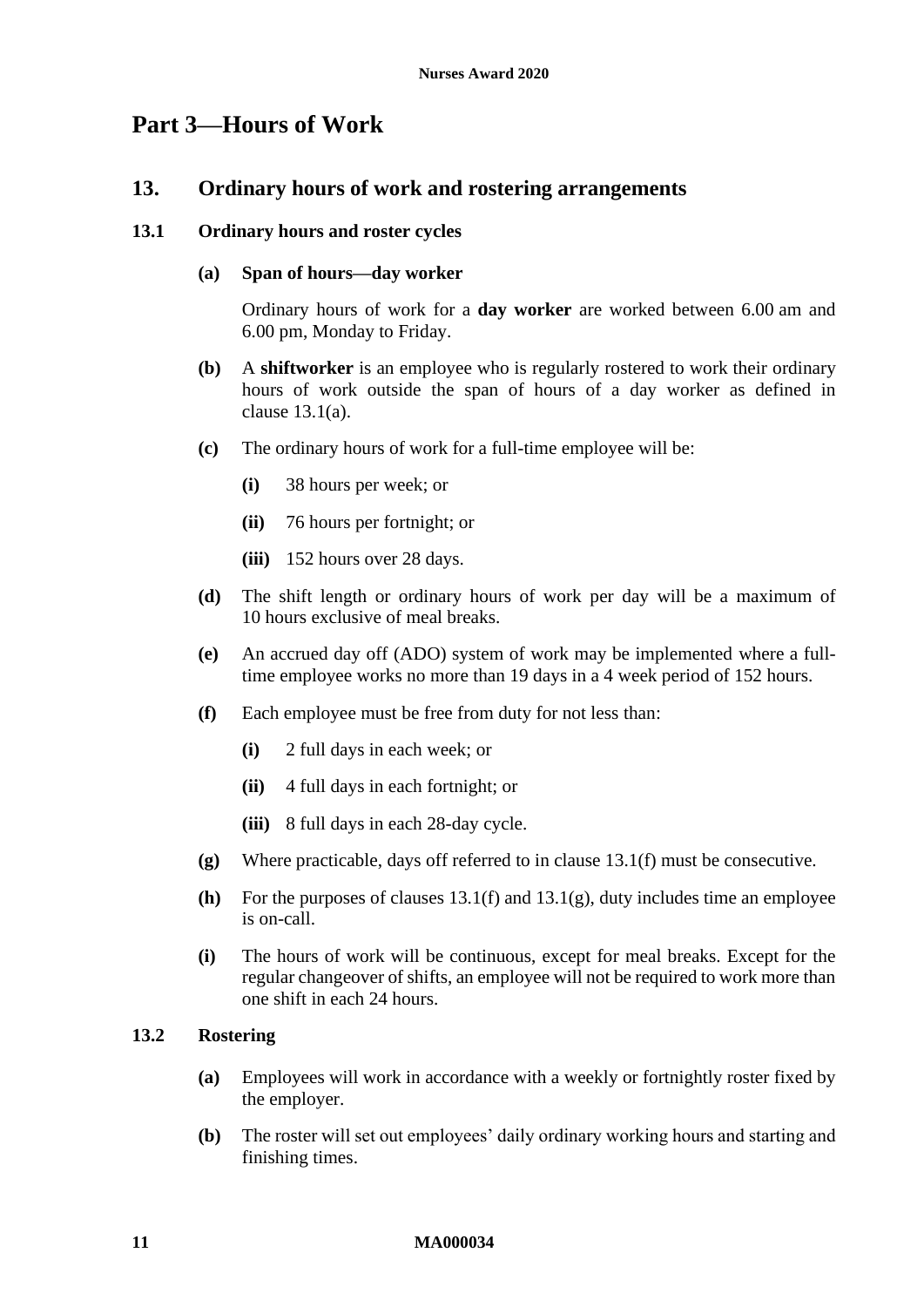# Part 3—Hours of Work

## 13. Ordinary hours of work and rostering arrangements

### 13.1 Ordinary hours and roster cycles

**(a) Span of hours—day worker**

Ordinary hours of work for a **day worker** are worked between 6.00 am and 6.00 pm, Monday to Friday.

**(b)** A **shiftworker** is an employee who is regularly rostered to work their ordinary hours of work outside the span of hours of a day worker as defined in clause 13.1(a).

**(c)** The ordinary hours of work for a full-time employee will be:

- **(i)** 38 hours per week; or
- **(ii)** 76 hours per fortnight; or
- **(iii)** 152 hours over 28 days.

**(d)** The shift length or ordinary hours of work per day will be a maximum of 10 hours exclusive of meal breaks.

**(e)** An accrued day off (ADO) system of work may be implemented where a full-time employee works no more than 19 days in a 4 week period of 152 hours.

**(f)** Each employee must be free from duty for not less than:

- **(i)** 2 full days in each week; or
- **(ii)** 4 full days in each fortnight; or
- **(iii)** 8 full days in each 28-day cycle.

**(g)** Where practicable, days off referred to in clause 13.1(f) must be consecutive.

**(h)** For the purposes of clauses 13.1(f) and 13.1(g), duty includes time an employee is on-call.

**(i)** The hours of work will be continuous, except for meal breaks. Except for the regular changeover of shifts, an employee will not be required to work more than one shift in each 24 hours.

### 13.2 Rostering

**(a)** Employees will work in accordance with a weekly or fortnightly roster fixed by the employer.

**(b)** The roster will set out employees' daily ordinary working hours and starting and finishing times.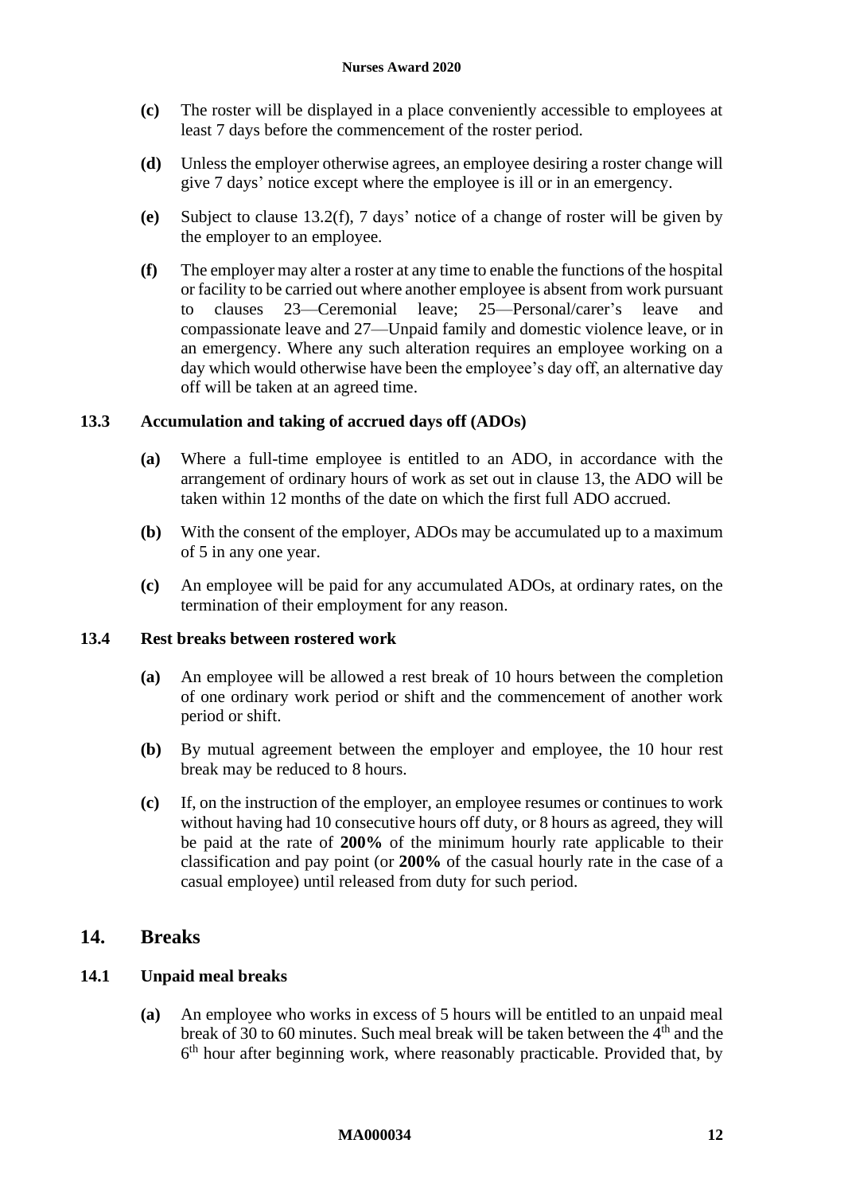**(c)** The roster will be displayed in a place conveniently accessible to employees at least 7 days before the commencement of the roster period.

**(d)** Unless the employer otherwise agrees, an employee desiring a roster change will give 7 days' notice except where the employee is ill or in an emergency.

**(e)** Subject to clause 13.2(f), 7 days' notice of a change of roster will be given by the employer to an employee.

**(f)** The employer may alter a roster at any time to enable the functions of the hospital or facility to be carried out where another employee is absent from work pursuant to clauses 23—Ceremonial leave; 25—Personal/carer's leave and compassionate leave and 27—Unpaid family and domestic violence leave, or in an emergency. Where any such alteration requires an employee working on a day which would otherwise have been the employee's day off, an alternative day off will be taken at an agreed time.

### 13.3 Accumulation and taking of accrued days off (ADOs)

**(a)** Where a full-time employee is entitled to an ADO, in accordance with the arrangement of ordinary hours of work as set out in clause 13, the ADO will be taken within 12 months of the date on which the first full ADO accrued.

**(b)** With the consent of the employer, ADOs may be accumulated up to a maximum of 5 in any one year.

**(c)** An employee will be paid for any accumulated ADOs, at ordinary rates, on the termination of their employment for any reason.

### 13.4 Rest breaks between rostered work

**(a)** An employee will be allowed a rest break of 10 hours between the completion of one ordinary work period or shift and the commencement of another work period or shift.

**(b)** By mutual agreement between the employer and employee, the 10 hour rest break may be reduced to 8 hours.

**(c)** If, on the instruction of the employer, an employee resumes or continues to work without having had 10 consecutive hours off duty, or 8 hours as agreed, they will be paid at the rate of **200%** of the minimum hourly rate applicable to their classification and pay point (or **200%** of the casual hourly rate in the case of a casual employee) until released from duty for such period.

## 14. Breaks

### 14.1 Unpaid meal breaks

**(a)** An employee who works in excess of 5 hours will be entitled to an unpaid meal break of 30 to 60 minutes. Such meal break will be taken between the 4th and the 6th hour after beginning work, where reasonably practicable. Provided that, by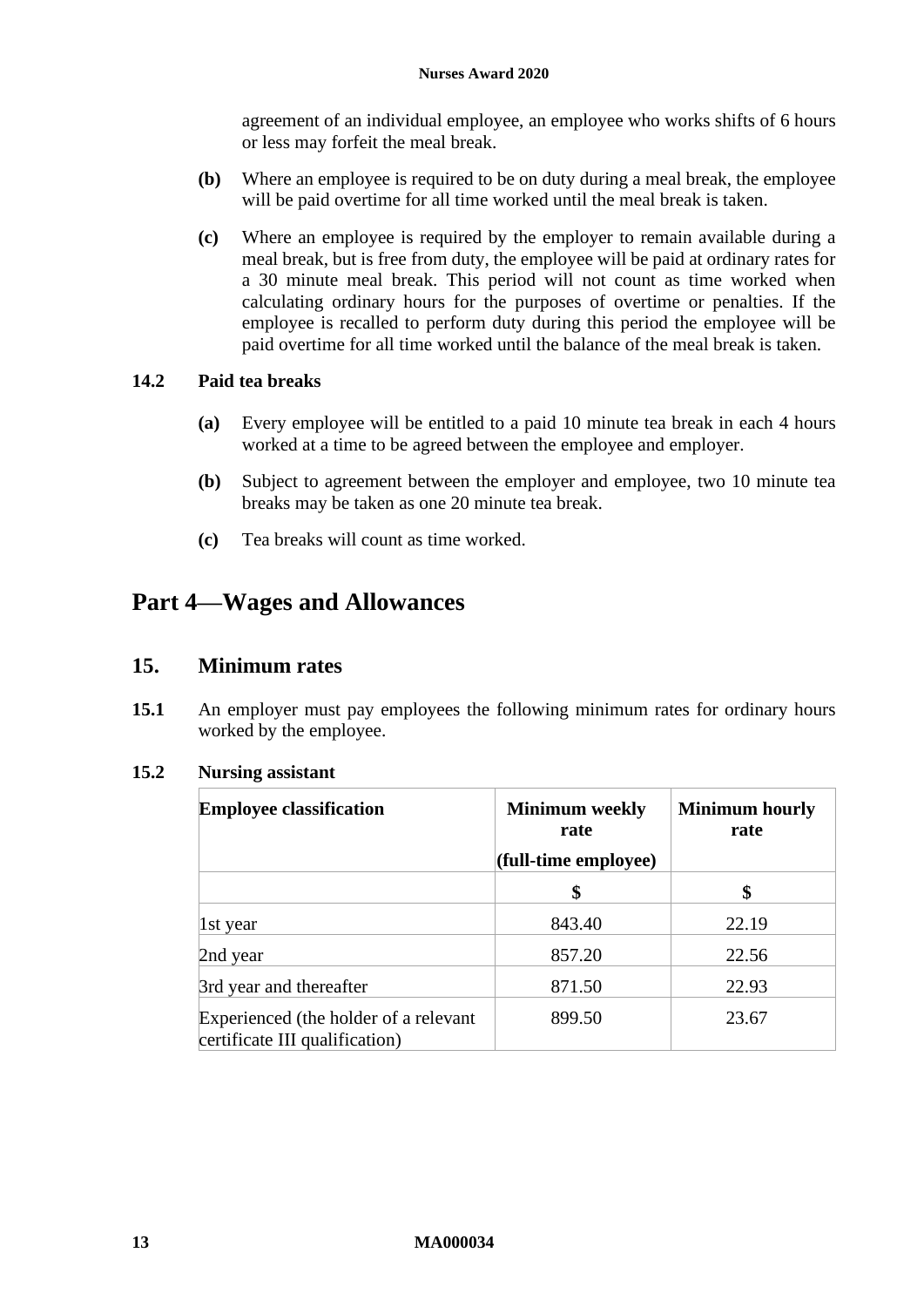agreement of an individual employee, an employee who works shifts of 6 hours or less may forfeit the meal break.

**(b)** Where an employee is required to be on duty during a meal break, the employee will be paid overtime for all time worked until the meal break is taken.

**(c)** Where an employee is required by the employer to remain available during a meal break, but is free from duty, the employee will be paid at ordinary rates for a 30 minute meal break. This period will not count as time worked when calculating ordinary hours for the purposes of overtime or penalties. If the employee is recalled to perform duty during this period the employee will be paid overtime for all time worked until the balance of the meal break is taken.

### 14.2 Paid tea breaks

**(a)** Every employee will be entitled to a paid 10 minute tea break in each 4 hours worked at a time to be agreed between the employee and employer.

**(b)** Subject to agreement between the employer and employee, two 10 minute tea breaks may be taken as one 20 minute tea break.

**(c)** Tea breaks will count as time worked.

# Part 4—Wages and Allowances

## 15. Minimum rates

**15.1** An employer must pay employees the following minimum rates for ordinary hours worked by the employee.

### 15.2 Nursing assistant

| Employee classification | Minimum weekly rate (full-time employee) | Minimum hourly rate |
|---|---|---|
| | $ | $ |
| 1st year | 843.40 | 22.19 |
| 2nd year | 857.20 | 22.56 |
| 3rd year and thereafter | 871.50 | 22.93 |
| Experienced (the holder of a relevant certificate III qualification) | 899.50 | 23.67 |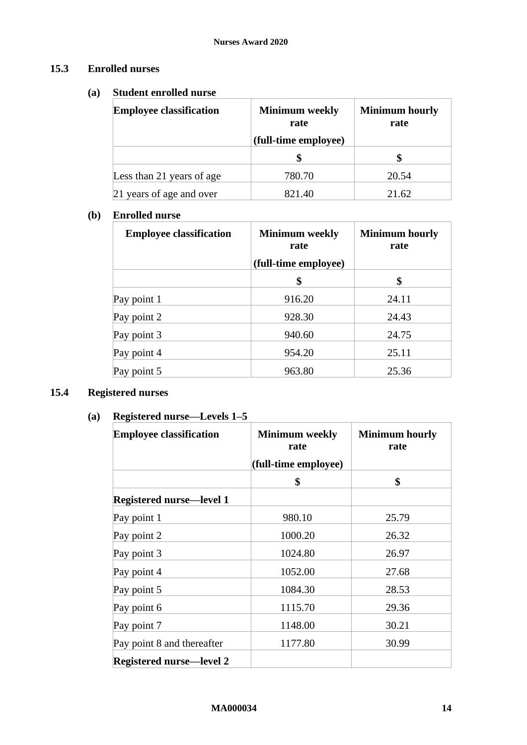### 15.3 Enrolled nurses

#### (a) Student enrolled nurse

| Employee classification | Minimum weekly rate (full-time employee) | Minimum hourly rate |
|---|---|---|
| | $ | $ |
| Less than 21 years of age | 780.70 | 20.54 |
| 21 years of age and over | 821.40 | 21.62 |

#### (b) Enrolled nurse

| Employee classification | Minimum weekly rate (full-time employee) | Minimum hourly rate |
|---|---|---|
| | $ | $ |
| Pay point 1 | 916.20 | 24.11 |
| Pay point 2 | 928.30 | 24.43 |
| Pay point 3 | 940.60 | 24.75 |
| Pay point 4 | 954.20 | 25.11 |
| Pay point 5 | 963.80 | 25.36 |

### 15.4 Registered nurses

#### (a) Registered nurse—Levels 1–5

| Employee classification | Minimum weekly rate (full-time employee) | Minimum hourly rate |
|---|---|---|
| | $ | $ |
| **Registered nurse—level 1** | | |
| Pay point 1 | 980.10 | 25.79 |
| Pay point 2 | 1000.20 | 26.32 |
| Pay point 3 | 1024.80 | 26.97 |
| Pay point 4 | 1052.00 | 27.68 |
| Pay point 5 | 1084.30 | 28.53 |
| Pay point 6 | 1115.70 | 29.36 |
| Pay point 7 | 1148.00 | 30.21 |
| Pay point 8 and thereafter | 1177.80 | 30.99 |
| **Registered nurse—level 2** | | |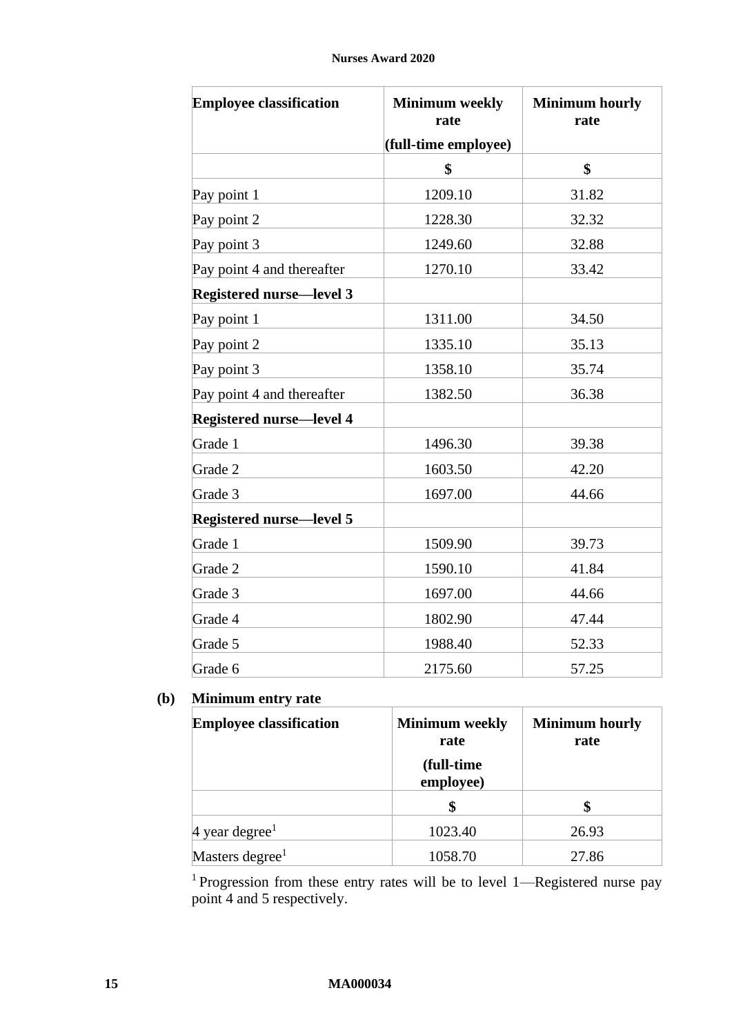| Employee classification | Minimum weekly rate (full-time employee) | Minimum hourly rate |
|---|---|---|
| | $ | $ |
| Pay point 1 | 1209.10 | 31.82 |
| Pay point 2 | 1228.30 | 32.32 |
| Pay point 3 | 1249.60 | 32.88 |
| Pay point 4 and thereafter | 1270.10 | 33.42 |
| **Registered nurse—level 3** | | |
| Pay point 1 | 1311.00 | 34.50 |
| Pay point 2 | 1335.10 | 35.13 |
| Pay point 3 | 1358.10 | 35.74 |
| Pay point 4 and thereafter | 1382.50 | 36.38 |
| **Registered nurse—level 4** | | |
| Grade 1 | 1496.30 | 39.38 |
| Grade 2 | 1603.50 | 42.20 |
| Grade 3 | 1697.00 | 44.66 |
| **Registered nurse—level 5** | | |
| Grade 1 | 1509.90 | 39.73 |
| Grade 2 | 1590.10 | 41.84 |
| Grade 3 | 1697.00 | 44.66 |
| Grade 4 | 1802.90 | 47.44 |
| Grade 5 | 1988.40 | 52.33 |
| Grade 6 | 2175.60 | 57.25 |

**(b) Minimum entry rate**

| Employee classification | Minimum weekly rate (full-time employee) | Minimum hourly rate |
|---|---|---|
| | $ | $ |
| 4 year degree[1] | 1023.40 | 26.93 |
| Masters degree[1] | 1058.70 | 27.86 |

[1] Progression from these entry rates will be to level 1—Registered nurse pay point 4 and 5 respectively.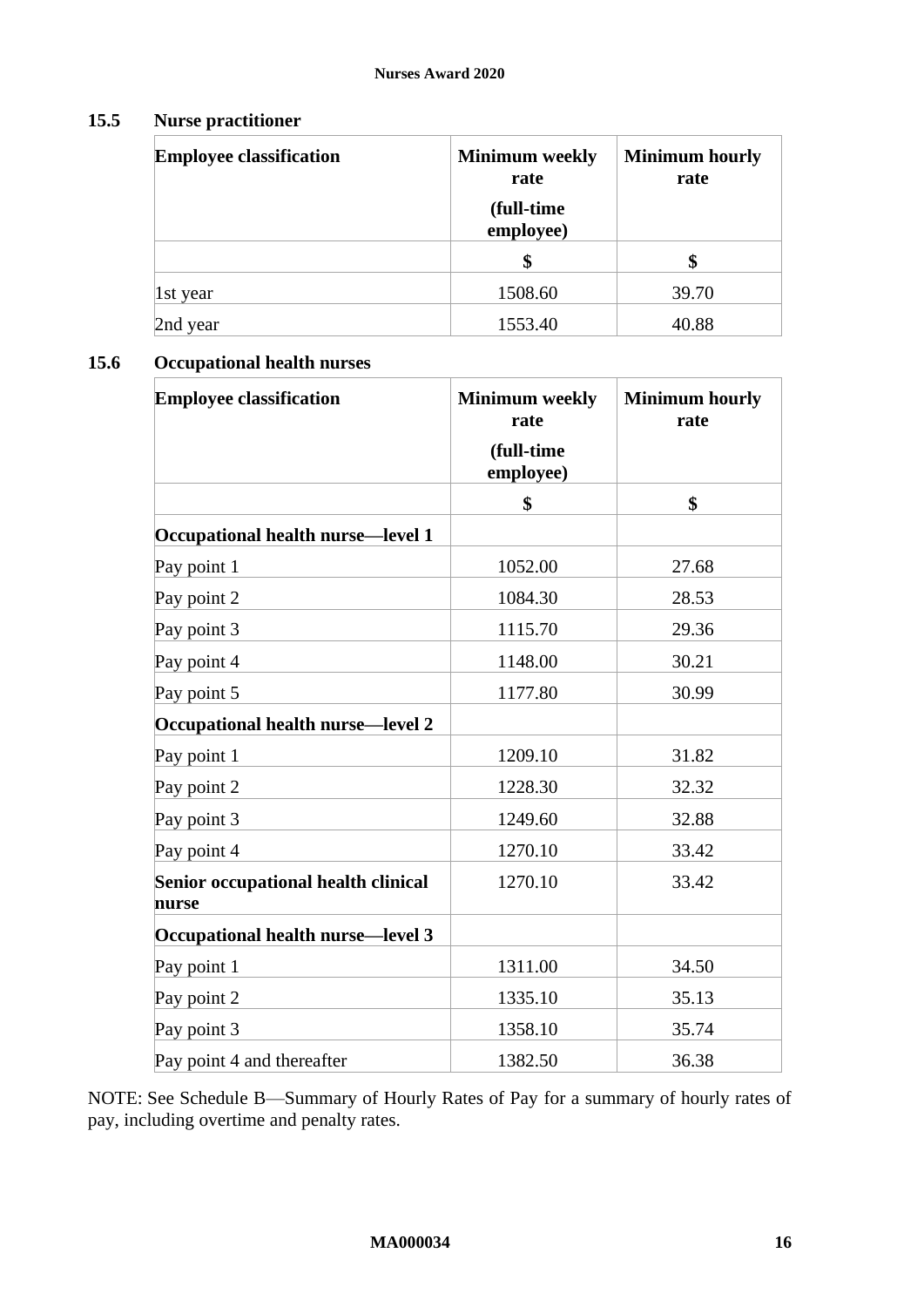### 15.5 Nurse practitioner

| Employee classification | Minimum weekly rate (full-time employee) | Minimum hourly rate |
|---|---|---|
| | $ | $ |
| 1st year | 1508.60 | 39.70 |
| 2nd year | 1553.40 | 40.88 |

### 15.6 Occupational health nurses

| Employee classification | Minimum weekly rate (full-time employee) | Minimum hourly rate |
|---|---|---|
| | $ | $ |
| **Occupational health nurse—level 1** | | |
| Pay point 1 | 1052.00 | 27.68 |
| Pay point 2 | 1084.30 | 28.53 |
| Pay point 3 | 1115.70 | 29.36 |
| Pay point 4 | 1148.00 | 30.21 |
| Pay point 5 | 1177.80 | 30.99 |
| **Occupational health nurse—level 2** | | |
| Pay point 1 | 1209.10 | 31.82 |
| Pay point 2 | 1228.30 | 32.32 |
| Pay point 3 | 1249.60 | 32.88 |
| Pay point 4 | 1270.10 | 33.42 |
| **Senior occupational health clinical nurse** | 1270.10 | 33.42 |
| **Occupational health nurse—level 3** | | |
| Pay point 1 | 1311.00 | 34.50 |
| Pay point 2 | 1335.10 | 35.13 |
| Pay point 3 | 1358.10 | 35.74 |
| Pay point 4 and thereafter | 1382.50 | 36.38 |

NOTE: See Schedule B—Summary of Hourly Rates of Pay for a summary of hourly rates of pay, including overtime and penalty rates.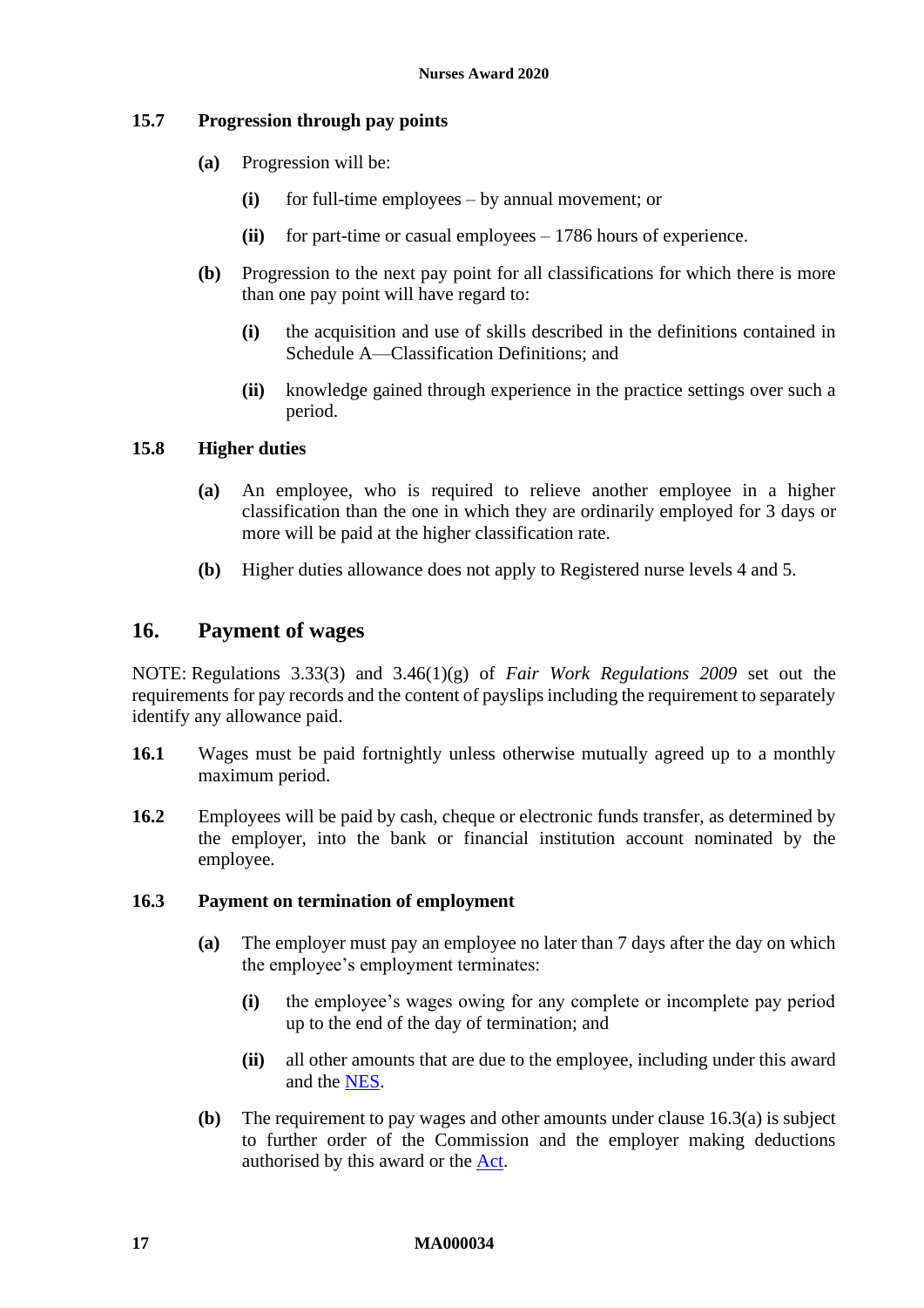### 15.7 Progression through pay points

**(a)** Progression will be:

**(i)** for full-time employees – by annual movement; or

**(ii)** for part-time or casual employees – 1786 hours of experience.

**(b)** Progression to the next pay point for all classifications for which there is more than one pay point will have regard to:

**(i)** the acquisition and use of skills described in the definitions contained in Schedule A—Classification Definitions; and

**(ii)** knowledge gained through experience in the practice settings over such a period.

### 15.8 Higher duties

**(a)** An employee, who is required to relieve another employee in a higher classification than the one in which they are ordinarily employed for 3 days or more will be paid at the higher classification rate.

**(b)** Higher duties allowance does not apply to Registered nurse levels 4 and 5.

## 16. Payment of wages

NOTE: Regulations 3.33(3) and 3.46(1)(g) of *Fair Work Regulations 2009* set out the requirements for pay records and the content of payslips including the requirement to separately identify any allowance paid.

**16.1** Wages must be paid fortnightly unless otherwise mutually agreed up to a monthly maximum period.

**16.2** Employees will be paid by cash, cheque or electronic funds transfer, as determined by the employer, into the bank or financial institution account nominated by the employee.

### 16.3 Payment on termination of employment

**(a)** The employer must pay an employee no later than 7 days after the day on which the employee's employment terminates:

**(i)** the employee's wages owing for any complete or incomplete pay period up to the end of the day of termination; and

**(ii)** all other amounts that are due to the employee, including under this award and the NES.

**(b)** The requirement to pay wages and other amounts under clause 16.3(a) is subject to further order of the Commission and the employer making deductions authorised by this award or the Act.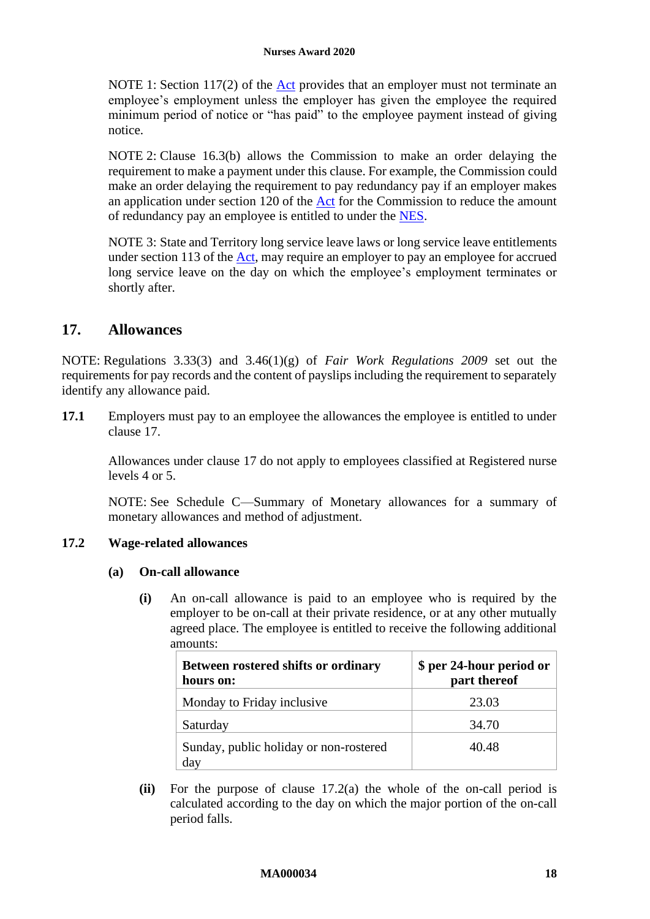NOTE 1: Section 117(2) of the Act provides that an employer must not terminate an employee's employment unless the employer has given the employee the required minimum period of notice or "has paid" to the employee payment instead of giving notice.

NOTE 2: Clause 16.3(b) allows the Commission to make an order delaying the requirement to make a payment under this clause. For example, the Commission could make an order delaying the requirement to pay redundancy pay if an employer makes an application under section 120 of the Act for the Commission to reduce the amount of redundancy pay an employee is entitled to under the NES.

NOTE 3: State and Territory long service leave laws or long service leave entitlements under section 113 of the Act, may require an employer to pay an employee for accrued long service leave on the day on which the employee's employment terminates or shortly after.

## 17. Allowances

NOTE: Regulations 3.33(3) and 3.46(1)(g) of *Fair Work Regulations 2009* set out the requirements for pay records and the content of payslips including the requirement to separately identify any allowance paid.

**17.1** Employers must pay to an employee the allowances the employee is entitled to under clause 17.

Allowances under clause 17 do not apply to employees classified at Registered nurse levels 4 or 5.

NOTE: See Schedule C—Summary of Monetary allowances for a summary of monetary allowances and method of adjustment.

**17.2 Wage-related allowances**

**(a) On-call allowance**

**(i)** An on-call allowance is paid to an employee who is required by the employer to be on-call at their private residence, or at any other mutually agreed place. The employee is entitled to receive the following additional amounts:

| **Between rostered shifts or ordinary hours on:** | **$ per 24-hour period or part thereof** |
|---|---|
| Monday to Friday inclusive | 23.03 |
| Saturday | 34.70 |
| Sunday, public holiday or non-rostered day | 40.48 |

**(ii)** For the purpose of clause 17.2(a) the whole of the on-call period is calculated according to the day on which the major portion of the on-call period falls.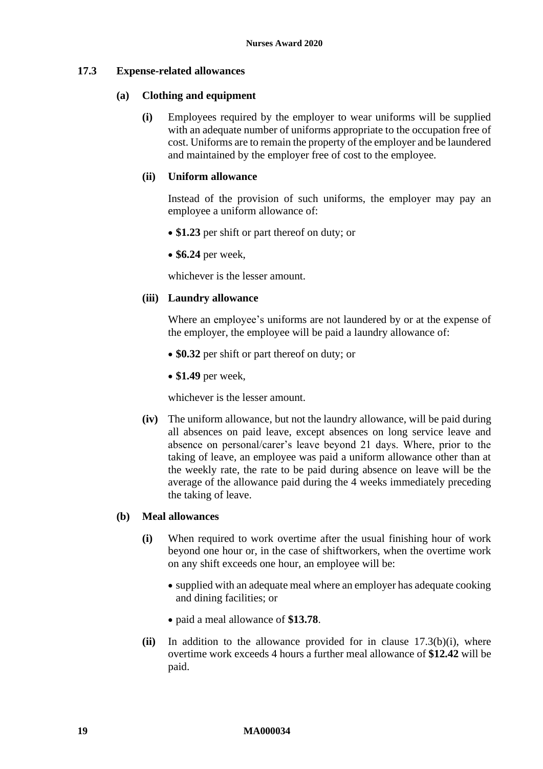### 17.3 Expense-related allowances

**(a) Clothing and equipment**

**(i)** Employees required by the employer to wear uniforms will be supplied with an adequate number of uniforms appropriate to the occupation free of cost. Uniforms are to remain the property of the employer and be laundered and maintained by the employer free of cost to the employee.

**(ii) Uniform allowance**

Instead of the provision of such uniforms, the employer may pay an employee a uniform allowance of:

- **$1.23** per shift or part thereof on duty; or
- **$6.24** per week,

whichever is the lesser amount.

**(iii) Laundry allowance**

Where an employee's uniforms are not laundered by or at the expense of the employer, the employee will be paid a laundry allowance of:

- **$0.32** per shift or part thereof on duty; or
- **$1.49** per week,

whichever is the lesser amount.

**(iv)** The uniform allowance, but not the laundry allowance, will be paid during all absences on paid leave, except absences on long service leave and absence on personal/carer's leave beyond 21 days. Where, prior to the taking of leave, an employee was paid a uniform allowance other than at the weekly rate, the rate to be paid during absence on leave will be the average of the allowance paid during the 4 weeks immediately preceding the taking of leave.

**(b) Meal allowances**

**(i)** When required to work overtime after the usual finishing hour of work beyond one hour or, in the case of shiftworkers, when the overtime work on any shift exceeds one hour, an employee will be:

- supplied with an adequate meal where an employer has adequate cooking and dining facilities; or
- paid a meal allowance of **$13.78**.

**(ii)** In addition to the allowance provided for in clause 17.3(b)(i), where overtime work exceeds 4 hours a further meal allowance of **$12.42** will be paid.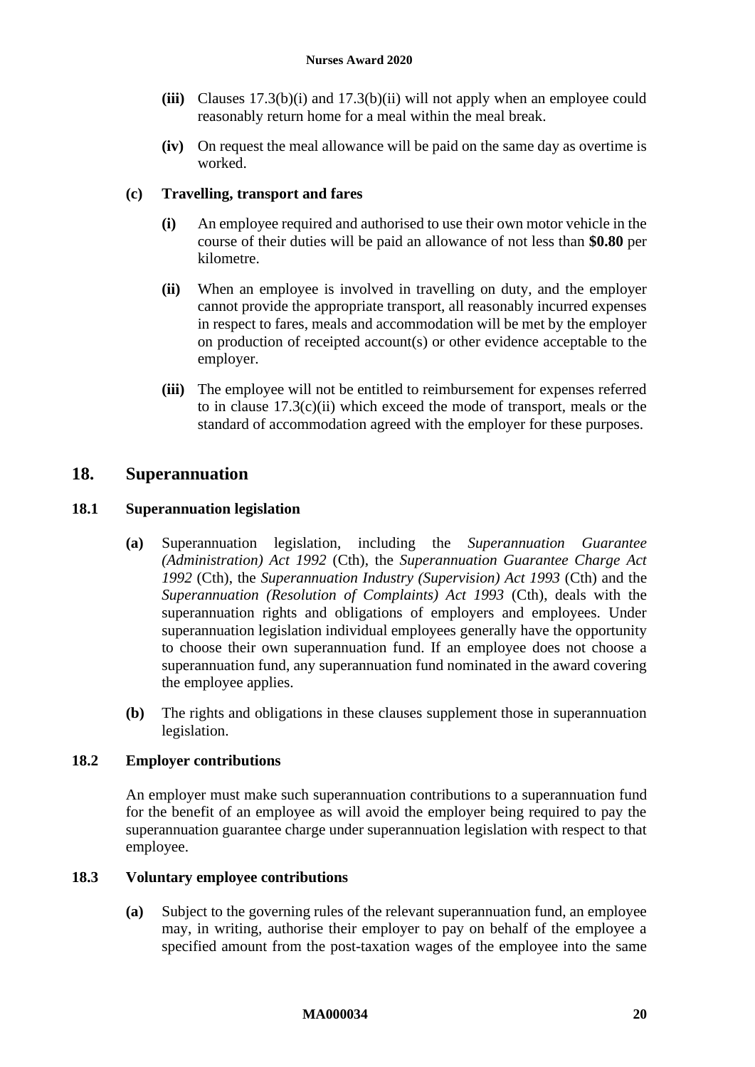- **(iii)** Clauses 17.3(b)(i) and 17.3(b)(ii) will not apply when an employee could reasonably return home for a meal within the meal break.
- **(iv)** On request the meal allowance will be paid on the same day as overtime is worked.

**(c) Travelling, transport and fares**

- **(i)** An employee required and authorised to use their own motor vehicle in the course of their duties will be paid an allowance of not less than **$0.80** per kilometre.
- **(ii)** When an employee is involved in travelling on duty, and the employer cannot provide the appropriate transport, all reasonably incurred expenses in respect to fares, meals and accommodation will be met by the employer on production of receipted account(s) or other evidence acceptable to the employer.
- **(iii)** The employee will not be entitled to reimbursement for expenses referred to in clause 17.3(c)(ii) which exceed the mode of transport, meals or the standard of accommodation agreed with the employer for these purposes.

## 18. Superannuation

### 18.1 Superannuation legislation

**(a)** Superannuation legislation, including the *Superannuation Guarantee (Administration) Act 1992* (Cth), the *Superannuation Guarantee Charge Act 1992* (Cth), the *Superannuation Industry (Supervision) Act 1993* (Cth) and the *Superannuation (Resolution of Complaints) Act 1993* (Cth), deals with the superannuation rights and obligations of employers and employees. Under superannuation legislation individual employees generally have the opportunity to choose their own superannuation fund. If an employee does not choose a superannuation fund, any superannuation fund nominated in the award covering the employee applies.

**(b)** The rights and obligations in these clauses supplement those in superannuation legislation.

### 18.2 Employer contributions

An employer must make such superannuation contributions to a superannuation fund for the benefit of an employee as will avoid the employer being required to pay the superannuation guarantee charge under superannuation legislation with respect to that employee.

### 18.3 Voluntary employee contributions

**(a)** Subject to the governing rules of the relevant superannuation fund, an employee may, in writing, authorise their employer to pay on behalf of the employee a specified amount from the post-taxation wages of the employee into the same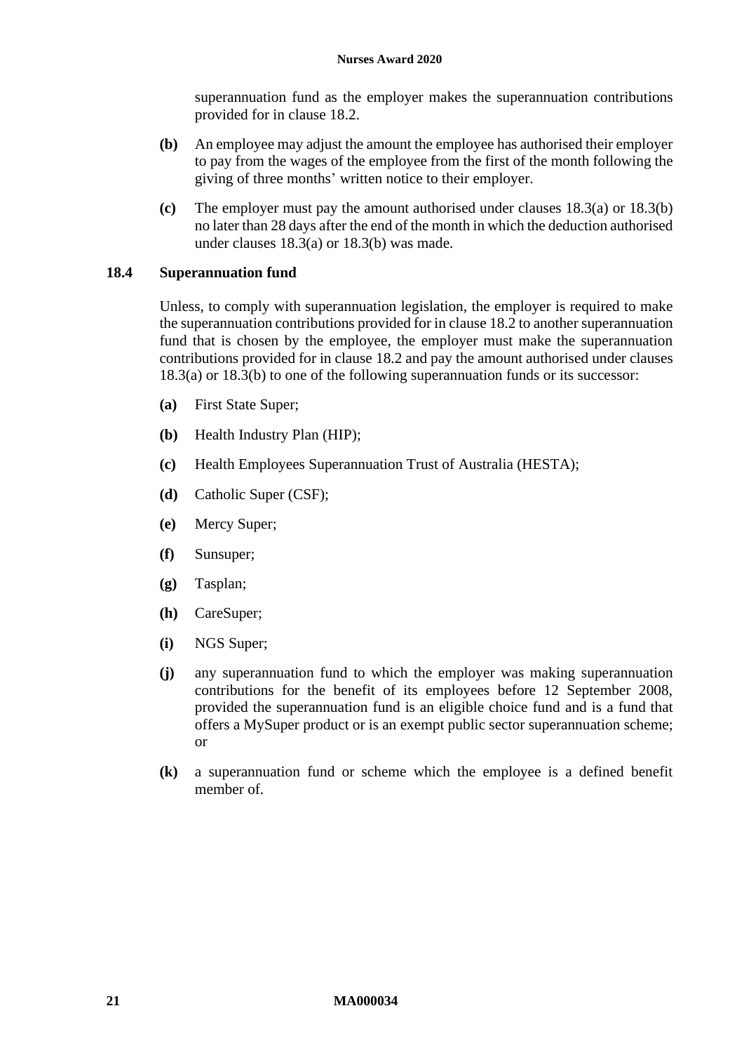superannuation fund as the employer makes the superannuation contributions provided for in clause 18.2.

**(b)** An employee may adjust the amount the employee has authorised their employer to pay from the wages of the employee from the first of the month following the giving of three months' written notice to their employer.

**(c)** The employer must pay the amount authorised under clauses 18.3(a) or 18.3(b) no later than 28 days after the end of the month in which the deduction authorised under clauses 18.3(a) or 18.3(b) was made.

### 18.4 Superannuation fund

Unless, to comply with superannuation legislation, the employer is required to make the superannuation contributions provided for in clause 18.2 to another superannuation fund that is chosen by the employee, the employer must make the superannuation contributions provided for in clause 18.2 and pay the amount authorised under clauses 18.3(a) or 18.3(b) to one of the following superannuation funds or its successor:

**(a)** First State Super;

**(b)** Health Industry Plan (HIP);

**(c)** Health Employees Superannuation Trust of Australia (HESTA);

**(d)** Catholic Super (CSF);

**(e)** Mercy Super;

**(f)** Sunsuper;

**(g)** Tasplan;

**(h)** CareSuper;

**(i)** NGS Super;

**(j)** any superannuation fund to which the employer was making superannuation contributions for the benefit of its employees before 12 September 2008, provided the superannuation fund is an eligible choice fund and is a fund that offers a MySuper product or is an exempt public sector superannuation scheme; or

**(k)** a superannuation fund or scheme which the employee is a defined benefit member of.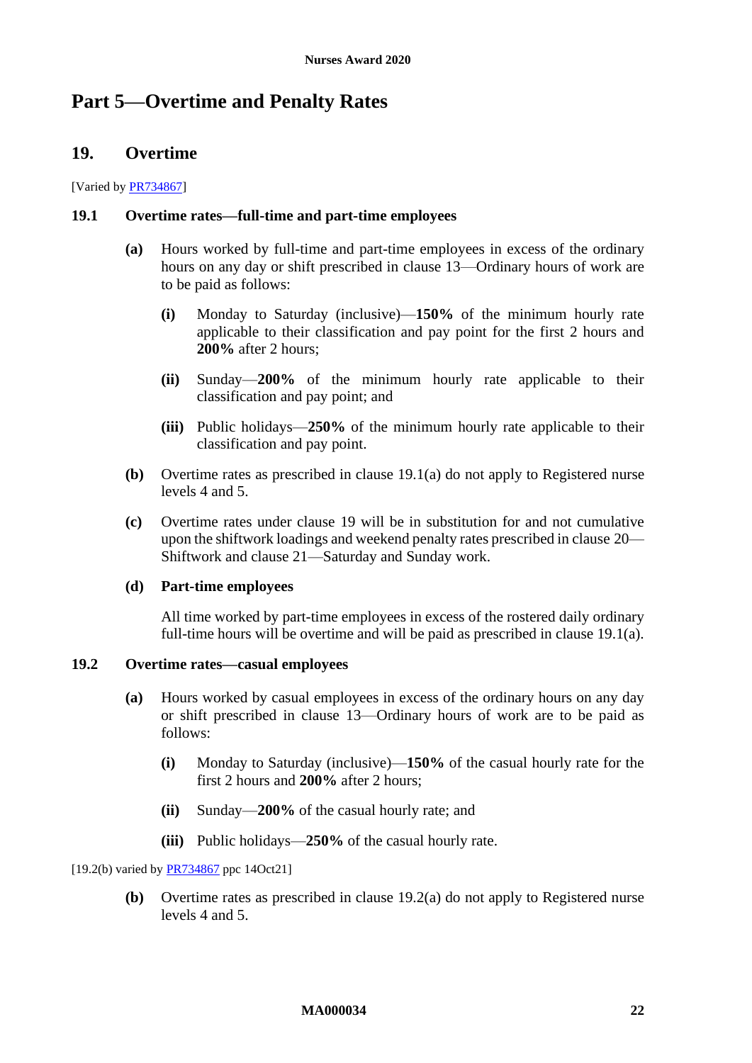# Part 5—Overtime and Penalty Rates

## 19. Overtime

[Varied by PR734867]

### 19.1 Overtime rates—full-time and part-time employees

**(a)** Hours worked by full-time and part-time employees in excess of the ordinary hours on any day or shift prescribed in clause 13—Ordinary hours of work are to be paid as follows:

**(i)** Monday to Saturday (inclusive)—**150%** of the minimum hourly rate applicable to their classification and pay point for the first 2 hours and **200%** after 2 hours;

**(ii)** Sunday—**200%** of the minimum hourly rate applicable to their classification and pay point; and

**(iii)** Public holidays—**250%** of the minimum hourly rate applicable to their classification and pay point.

**(b)** Overtime rates as prescribed in clause 19.1(a) do not apply to Registered nurse levels 4 and 5.

**(c)** Overtime rates under clause 19 will be in substitution for and not cumulative upon the shiftwork loadings and weekend penalty rates prescribed in clause 20—Shiftwork and clause 21—Saturday and Sunday work.

**(d)** **Part-time employees**

All time worked by part-time employees in excess of the rostered daily ordinary full-time hours will be overtime and will be paid as prescribed in clause 19.1(a).

### 19.2 Overtime rates—casual employees

**(a)** Hours worked by casual employees in excess of the ordinary hours on any day or shift prescribed in clause 13—Ordinary hours of work are to be paid as follows:

**(i)** Monday to Saturday (inclusive)—**150%** of the casual hourly rate for the first 2 hours and **200%** after 2 hours;

**(ii)** Sunday—**200%** of the casual hourly rate; and

**(iii)** Public holidays—**250%** of the casual hourly rate.

[19.2(b) varied by PR734867 ppc 14Oct21]

**(b)** Overtime rates as prescribed in clause 19.2(a) do not apply to Registered nurse levels 4 and 5.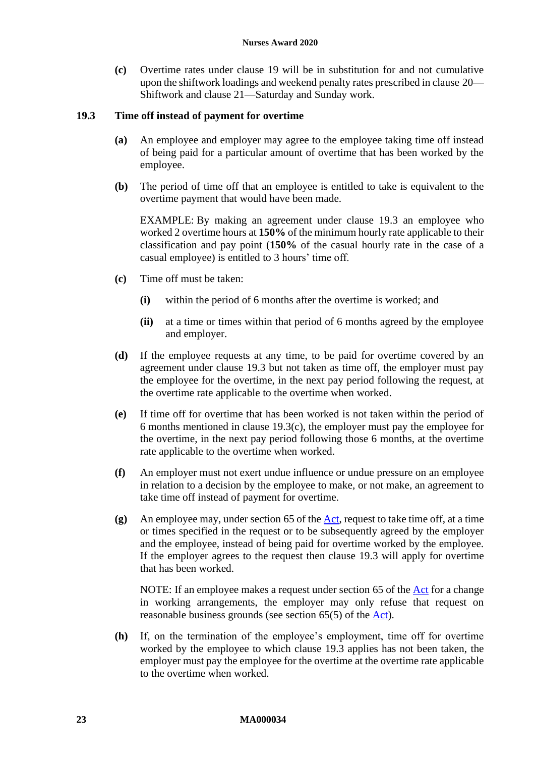**(c)** Overtime rates under clause 19 will be in substitution for and not cumulative upon the shiftwork loadings and weekend penalty rates prescribed in clause 20—Shiftwork and clause 21—Saturday and Sunday work.

### 19.3 Time off instead of payment for overtime

**(a)** An employee and employer may agree to the employee taking time off instead of being paid for a particular amount of overtime that has been worked by the employee.

**(b)** The period of time off that an employee is entitled to take is equivalent to the overtime payment that would have been made.

EXAMPLE: By making an agreement under clause 19.3 an employee who worked 2 overtime hours at **150%** of the minimum hourly rate applicable to their classification and pay point (**150%** of the casual hourly rate in the case of a casual employee) is entitled to 3 hours' time off.

**(c)** Time off must be taken:

**(i)** within the period of 6 months after the overtime is worked; and

**(ii)** at a time or times within that period of 6 months agreed by the employee and employer.

**(d)** If the employee requests at any time, to be paid for overtime covered by an agreement under clause 19.3 but not taken as time off, the employer must pay the employee for the overtime, in the next pay period following the request, at the overtime rate applicable to the overtime when worked.

**(e)** If time off for overtime that has been worked is not taken within the period of 6 months mentioned in clause 19.3(c), the employer must pay the employee for the overtime, in the next pay period following those 6 months, at the overtime rate applicable to the overtime when worked.

**(f)** An employer must not exert undue influence or undue pressure on an employee in relation to a decision by the employee to make, or not make, an agreement to take time off instead of payment for overtime.

**(g)** An employee may, under section 65 of the Act, request to take time off, at a time or times specified in the request or to be subsequently agreed by the employer and the employee, instead of being paid for overtime worked by the employee. If the employer agrees to the request then clause 19.3 will apply for overtime that has been worked.

NOTE: If an employee makes a request under section 65 of the Act for a change in working arrangements, the employer may only refuse that request on reasonable business grounds (see section 65(5) of the Act).

**(h)** If, on the termination of the employee's employment, time off for overtime worked by the employee to which clause 19.3 applies has not been taken, the employer must pay the employee for the overtime at the overtime rate applicable to the overtime when worked.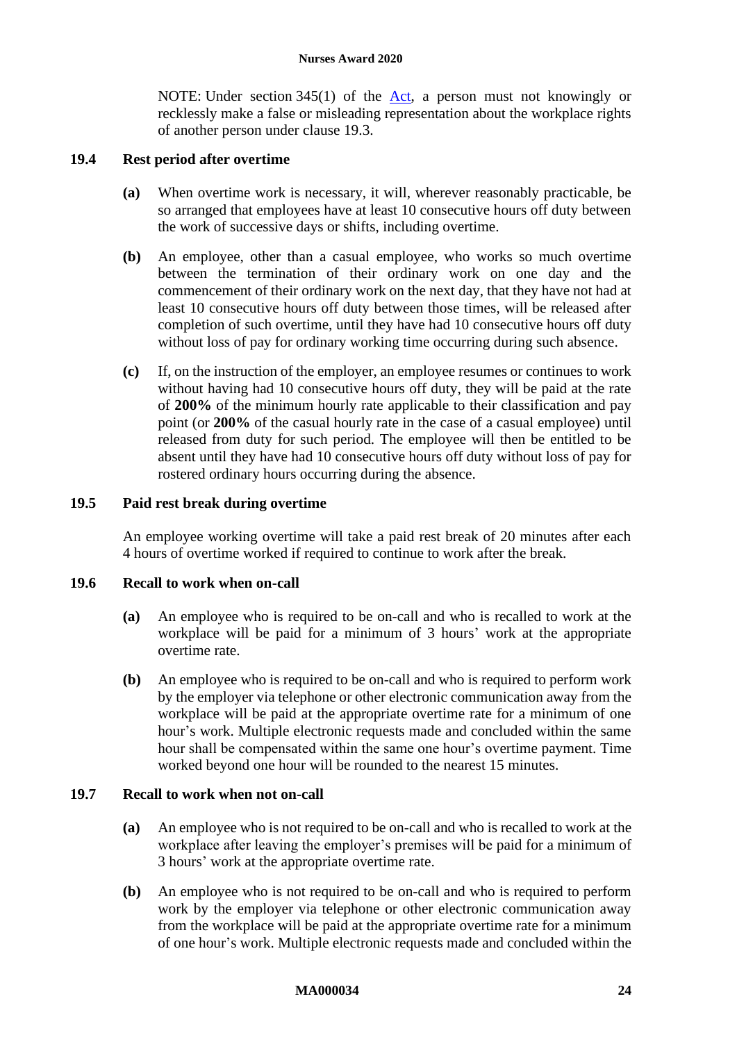NOTE: Under section 345(1) of the [Act](), a person must not knowingly or recklessly make a false or misleading representation about the workplace rights of another person under clause 19.3.

### 19.4 Rest period after overtime

**(a)** When overtime work is necessary, it will, wherever reasonably practicable, be so arranged that employees have at least 10 consecutive hours off duty between the work of successive days or shifts, including overtime.

**(b)** An employee, other than a casual employee, who works so much overtime between the termination of their ordinary work on one day and the commencement of their ordinary work on the next day, that they have not had at least 10 consecutive hours off duty between those times, will be released after completion of such overtime, until they have had 10 consecutive hours off duty without loss of pay for ordinary working time occurring during such absence.

**(c)** If, on the instruction of the employer, an employee resumes or continues to work without having had 10 consecutive hours off duty, they will be paid at the rate of **200%** of the minimum hourly rate applicable to their classification and pay point (or **200%** of the casual hourly rate in the case of a casual employee) until released from duty for such period. The employee will then be entitled to be absent until they have had 10 consecutive hours off duty without loss of pay for rostered ordinary hours occurring during the absence.

### 19.5 Paid rest break during overtime

An employee working overtime will take a paid rest break of 20 minutes after each 4 hours of overtime worked if required to continue to work after the break.

### 19.6 Recall to work when on-call

**(a)** An employee who is required to be on-call and who is recalled to work at the workplace will be paid for a minimum of 3 hours' work at the appropriate overtime rate.

**(b)** An employee who is required to be on-call and who is required to perform work by the employer via telephone or other electronic communication away from the workplace will be paid at the appropriate overtime rate for a minimum of one hour's work. Multiple electronic requests made and concluded within the same hour shall be compensated within the same one hour's overtime payment. Time worked beyond one hour will be rounded to the nearest 15 minutes.

### 19.7 Recall to work when not on-call

**(a)** An employee who is not required to be on-call and who is recalled to work at the workplace after leaving the employer's premises will be paid for a minimum of 3 hours' work at the appropriate overtime rate.

**(b)** An employee who is not required to be on-call and who is required to perform work by the employer via telephone or other electronic communication away from the workplace will be paid at the appropriate overtime rate for a minimum of one hour's work. Multiple electronic requests made and concluded within the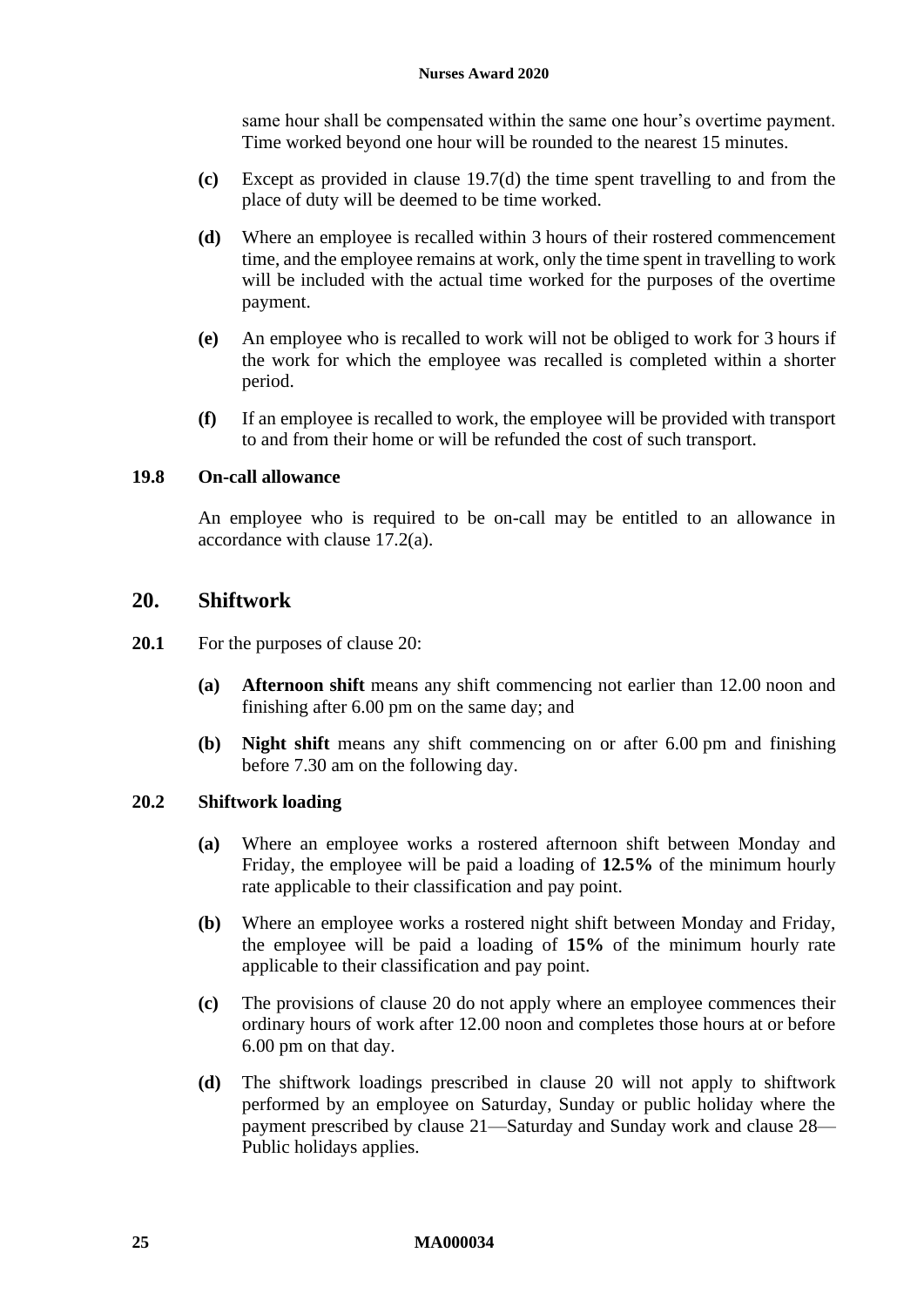same hour shall be compensated within the same one hour's overtime payment. Time worked beyond one hour will be rounded to the nearest 15 minutes.

**(c)** Except as provided in clause 19.7(d) the time spent travelling to and from the place of duty will be deemed to be time worked.

**(d)** Where an employee is recalled within 3 hours of their rostered commencement time, and the employee remains at work, only the time spent in travelling to work will be included with the actual time worked for the purposes of the overtime payment.

**(e)** An employee who is recalled to work will not be obliged to work for 3 hours if the work for which the employee was recalled is completed within a shorter period.

**(f)** If an employee is recalled to work, the employee will be provided with transport to and from their home or will be refunded the cost of such transport.

### 19.8 On-call allowance

An employee who is required to be on-call may be entitled to an allowance in accordance with clause 17.2(a).

## 20. Shiftwork

**20.1** For the purposes of clause 20:

**(a)** **Afternoon shift** means any shift commencing not earlier than 12.00 noon and finishing after 6.00 pm on the same day; and

**(b)** **Night shift** means any shift commencing on or after 6.00 pm and finishing before 7.30 am on the following day.

### 20.2 Shiftwork loading

**(a)** Where an employee works a rostered afternoon shift between Monday and Friday, the employee will be paid a loading of **12.5%** of the minimum hourly rate applicable to their classification and pay point.

**(b)** Where an employee works a rostered night shift between Monday and Friday, the employee will be paid a loading of **15%** of the minimum hourly rate applicable to their classification and pay point.

**(c)** The provisions of clause 20 do not apply where an employee commences their ordinary hours of work after 12.00 noon and completes those hours at or before 6.00 pm on that day.

**(d)** The shiftwork loadings prescribed in clause 20 will not apply to shiftwork performed by an employee on Saturday, Sunday or public holiday where the payment prescribed by clause 21—Saturday and Sunday work and clause 28—Public holidays applies.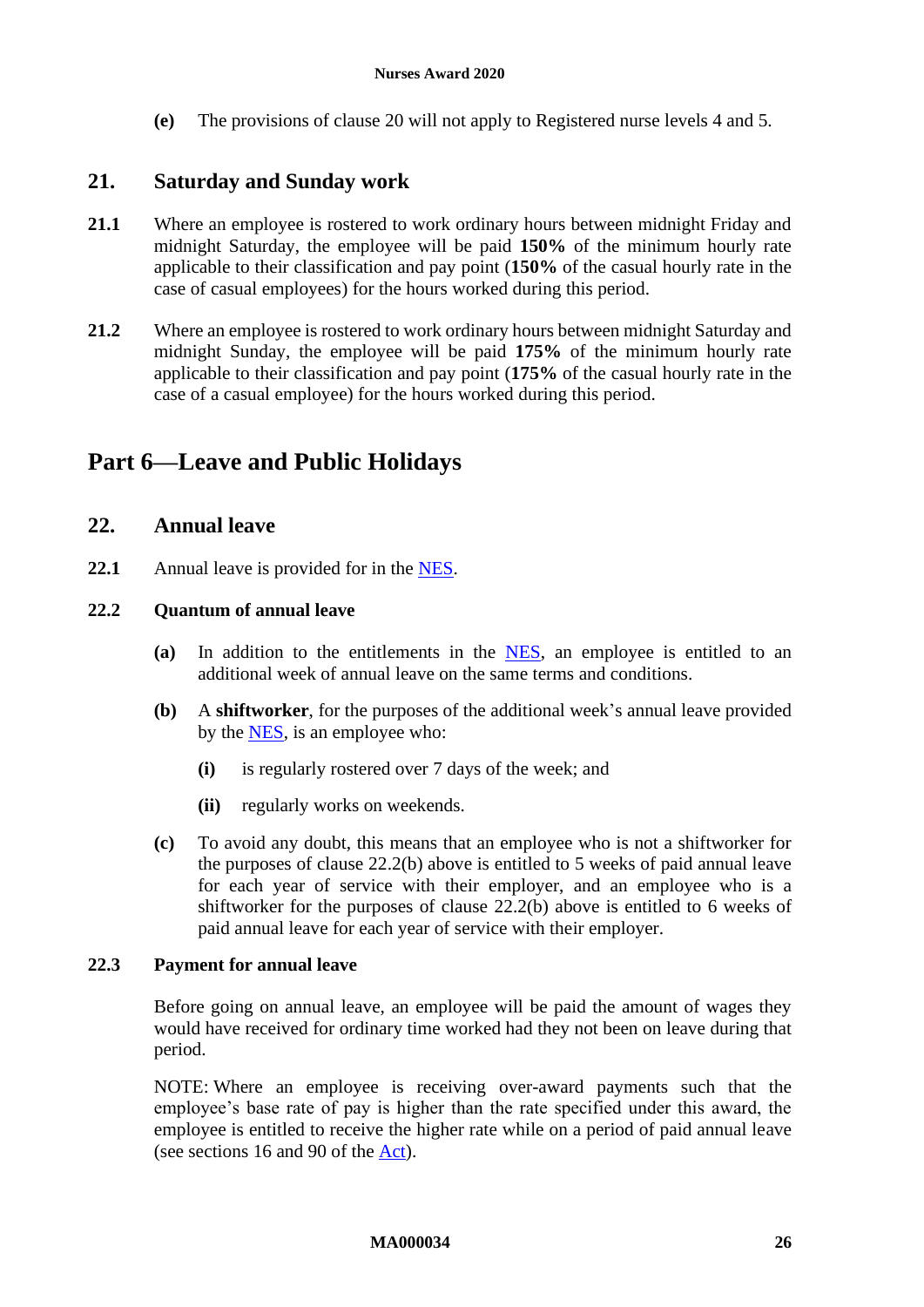**(e)** The provisions of clause 20 will not apply to Registered nurse levels 4 and 5.

## 21. Saturday and Sunday work

**21.1** Where an employee is rostered to work ordinary hours between midnight Friday and midnight Saturday, the employee will be paid **150%** of the minimum hourly rate applicable to their classification and pay point (**150%** of the casual hourly rate in the case of casual employees) for the hours worked during this period.

**21.2** Where an employee is rostered to work ordinary hours between midnight Saturday and midnight Sunday, the employee will be paid **175%** of the minimum hourly rate applicable to their classification and pay point (**175%** of the casual hourly rate in the case of a casual employee) for the hours worked during this period.

# Part 6—Leave and Public Holidays

## 22. Annual leave

**22.1** Annual leave is provided for in the NES.

**22.2 Quantum of annual leave**

**(a)** In addition to the entitlements in the NES, an employee is entitled to an additional week of annual leave on the same terms and conditions.

**(b)** A **shiftworker**, for the purposes of the additional week's annual leave provided by the NES, is an employee who:

**(i)** is regularly rostered over 7 days of the week; and

**(ii)** regularly works on weekends.

**(c)** To avoid any doubt, this means that an employee who is not a shiftworker for the purposes of clause 22.2(b) above is entitled to 5 weeks of paid annual leave for each year of service with their employer, and an employee who is a shiftworker for the purposes of clause 22.2(b) above is entitled to 6 weeks of paid annual leave for each year of service with their employer.

**22.3 Payment for annual leave**

Before going on annual leave, an employee will be paid the amount of wages they would have received for ordinary time worked had they not been on leave during that period.

NOTE: Where an employee is receiving over-award payments such that the employee's base rate of pay is higher than the rate specified under this award, the employee is entitled to receive the higher rate while on a period of paid annual leave (see sections 16 and 90 of the Act).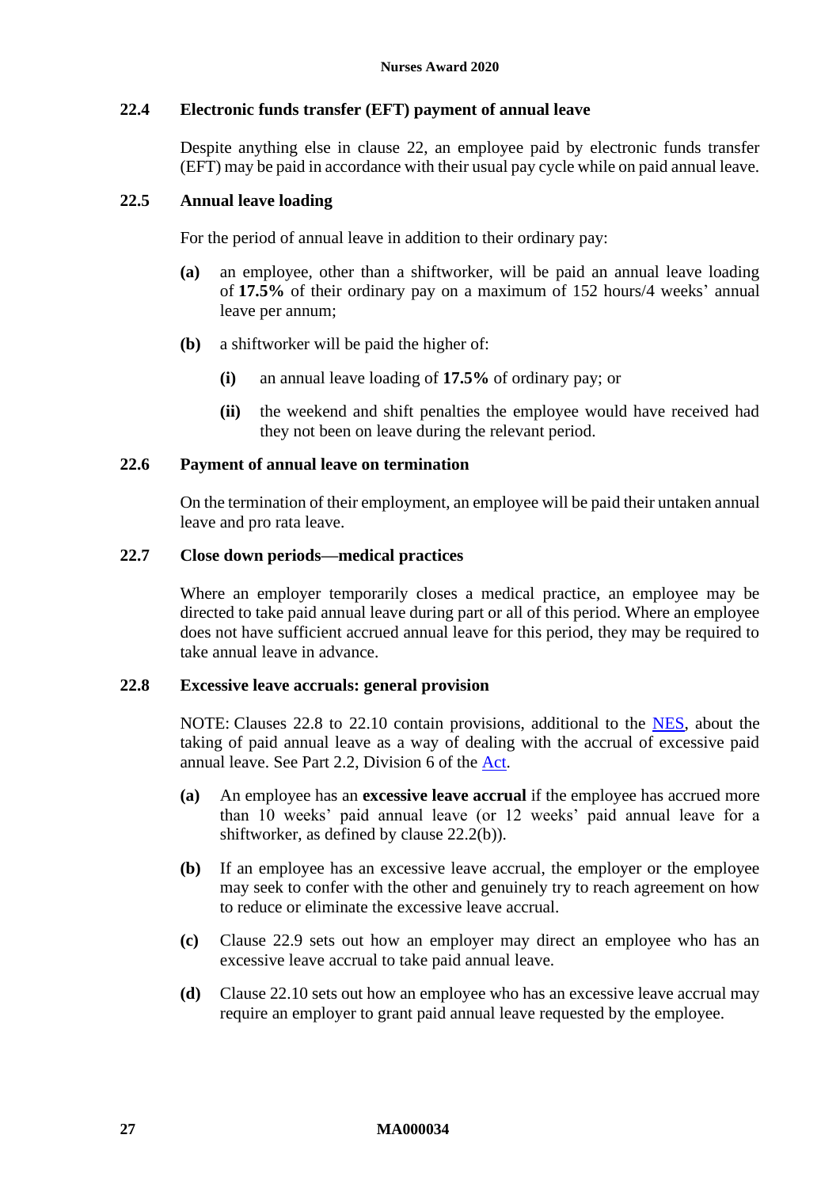### 22.4 Electronic funds transfer (EFT) payment of annual leave

Despite anything else in clause 22, an employee paid by electronic funds transfer (EFT) may be paid in accordance with their usual pay cycle while on paid annual leave.

### 22.5 Annual leave loading

For the period of annual leave in addition to their ordinary pay:

**(a)** an employee, other than a shiftworker, will be paid an annual leave loading of **17.5%** of their ordinary pay on a maximum of 152 hours/4 weeks' annual leave per annum;

**(b)** a shiftworker will be paid the higher of:

- **(i)** an annual leave loading of **17.5%** of ordinary pay; or
- **(ii)** the weekend and shift penalties the employee would have received had they not been on leave during the relevant period.

### 22.6 Payment of annual leave on termination

On the termination of their employment, an employee will be paid their untaken annual leave and pro rata leave.

### 22.7 Close down periods—medical practices

Where an employer temporarily closes a medical practice, an employee may be directed to take paid annual leave during part or all of this period. Where an employee does not have sufficient accrued annual leave for this period, they may be required to take annual leave in advance.

### 22.8 Excessive leave accruals: general provision

NOTE: Clauses 22.8 to 22.10 contain provisions, additional to the NES, about the taking of paid annual leave as a way of dealing with the accrual of excessive paid annual leave. See Part 2.2, Division 6 of the Act.

**(a)** An employee has an **excessive leave accrual** if the employee has accrued more than 10 weeks' paid annual leave (or 12 weeks' paid annual leave for a shiftworker, as defined by clause 22.2(b)).

**(b)** If an employee has an excessive leave accrual, the employer or the employee may seek to confer with the other and genuinely try to reach agreement on how to reduce or eliminate the excessive leave accrual.

**(c)** Clause 22.9 sets out how an employer may direct an employee who has an excessive leave accrual to take paid annual leave.

**(d)** Clause 22.10 sets out how an employee who has an excessive leave accrual may require an employer to grant paid annual leave requested by the employee.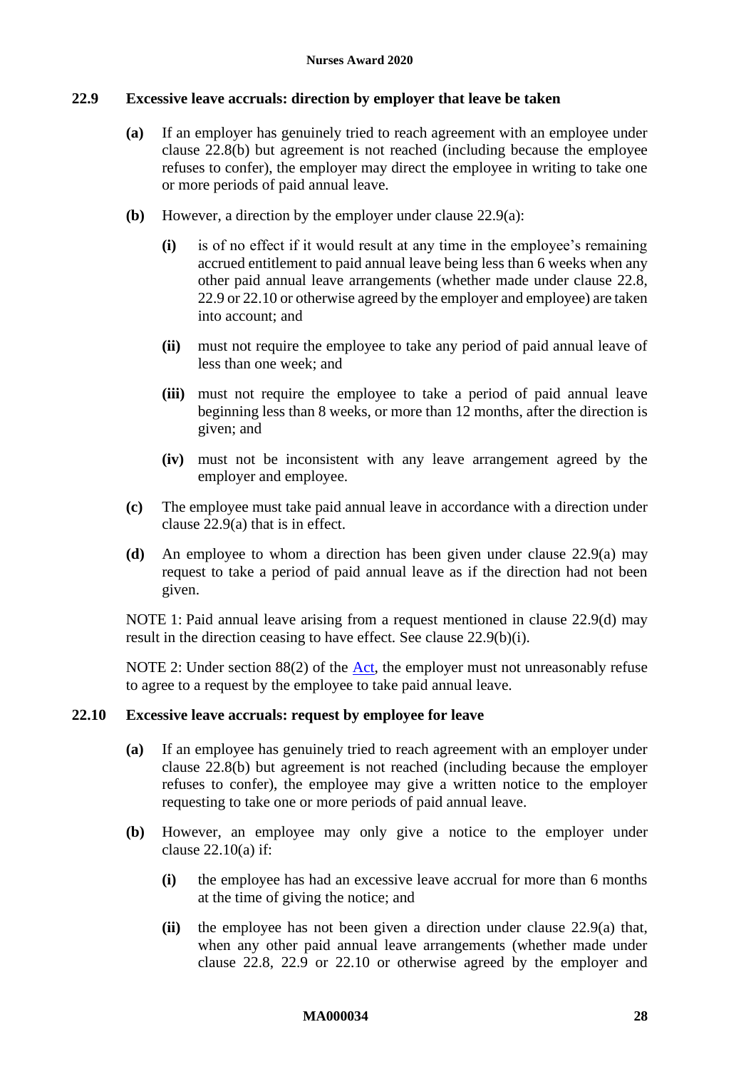### 22.9 Excessive leave accruals: direction by employer that leave be taken

**(a)** If an employer has genuinely tried to reach agreement with an employee under clause 22.8(b) but agreement is not reached (including because the employee refuses to confer), the employer may direct the employee in writing to take one or more periods of paid annual leave.

**(b)** However, a direction by the employer under clause 22.9(a):

**(i)** is of no effect if it would result at any time in the employee's remaining accrued entitlement to paid annual leave being less than 6 weeks when any other paid annual leave arrangements (whether made under clause 22.8, 22.9 or 22.10 or otherwise agreed by the employer and employee) are taken into account; and

**(ii)** must not require the employee to take any period of paid annual leave of less than one week; and

**(iii)** must not require the employee to take a period of paid annual leave beginning less than 8 weeks, or more than 12 months, after the direction is given; and

**(iv)** must not be inconsistent with any leave arrangement agreed by the employer and employee.

**(c)** The employee must take paid annual leave in accordance with a direction under clause 22.9(a) that is in effect.

**(d)** An employee to whom a direction has been given under clause 22.9(a) may request to take a period of paid annual leave as if the direction had not been given.

NOTE 1: Paid annual leave arising from a request mentioned in clause 22.9(d) may result in the direction ceasing to have effect. See clause 22.9(b)(i).

NOTE 2: Under section 88(2) of the Act, the employer must not unreasonably refuse to agree to a request by the employee to take paid annual leave.

### 22.10 Excessive leave accruals: request by employee for leave

**(a)** If an employee has genuinely tried to reach agreement with an employer under clause 22.8(b) but agreement is not reached (including because the employer refuses to confer), the employee may give a written notice to the employer requesting to take one or more periods of paid annual leave.

**(b)** However, an employee may only give a notice to the employer under clause 22.10(a) if:

**(i)** the employee has had an excessive leave accrual for more than 6 months at the time of giving the notice; and

**(ii)** the employee has not been given a direction under clause 22.9(a) that, when any other paid annual leave arrangements (whether made under clause 22.8, 22.9 or 22.10 or otherwise agreed by the employer and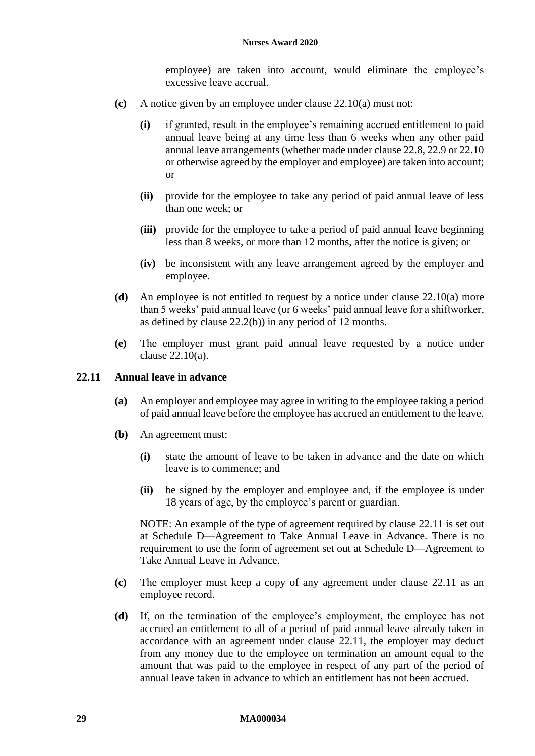employee) are taken into account, would eliminate the employee's excessive leave accrual.

**(c)** A notice given by an employee under clause 22.10(a) must not:

**(i)** if granted, result in the employee's remaining accrued entitlement to paid annual leave being at any time less than 6 weeks when any other paid annual leave arrangements (whether made under clause 22.8, 22.9 or 22.10 or otherwise agreed by the employer and employee) are taken into account; or

**(ii)** provide for the employee to take any period of paid annual leave of less than one week; or

**(iii)** provide for the employee to take a period of paid annual leave beginning less than 8 weeks, or more than 12 months, after the notice is given; or

**(iv)** be inconsistent with any leave arrangement agreed by the employer and employee.

**(d)** An employee is not entitled to request by a notice under clause 22.10(a) more than 5 weeks' paid annual leave (or 6 weeks' paid annual leave for a shiftworker, as defined by clause 22.2(b)) in any period of 12 months.

**(e)** The employer must grant paid annual leave requested by a notice under clause 22.10(a).

### 22.11 Annual leave in advance

**(a)** An employer and employee may agree in writing to the employee taking a period of paid annual leave before the employee has accrued an entitlement to the leave.

**(b)** An agreement must:

**(i)** state the amount of leave to be taken in advance and the date on which leave is to commence; and

**(ii)** be signed by the employer and employee and, if the employee is under 18 years of age, by the employee's parent or guardian.

NOTE: An example of the type of agreement required by clause 22.11 is set out at Schedule D—Agreement to Take Annual Leave in Advance. There is no requirement to use the form of agreement set out at Schedule D—Agreement to Take Annual Leave in Advance.

**(c)** The employer must keep a copy of any agreement under clause 22.11 as an employee record.

**(d)** If, on the termination of the employee's employment, the employee has not accrued an entitlement to all of a period of paid annual leave already taken in accordance with an agreement under clause 22.11, the employer may deduct from any money due to the employee on termination an amount equal to the amount that was paid to the employee in respect of any part of the period of annual leave taken in advance to which an entitlement has not been accrued.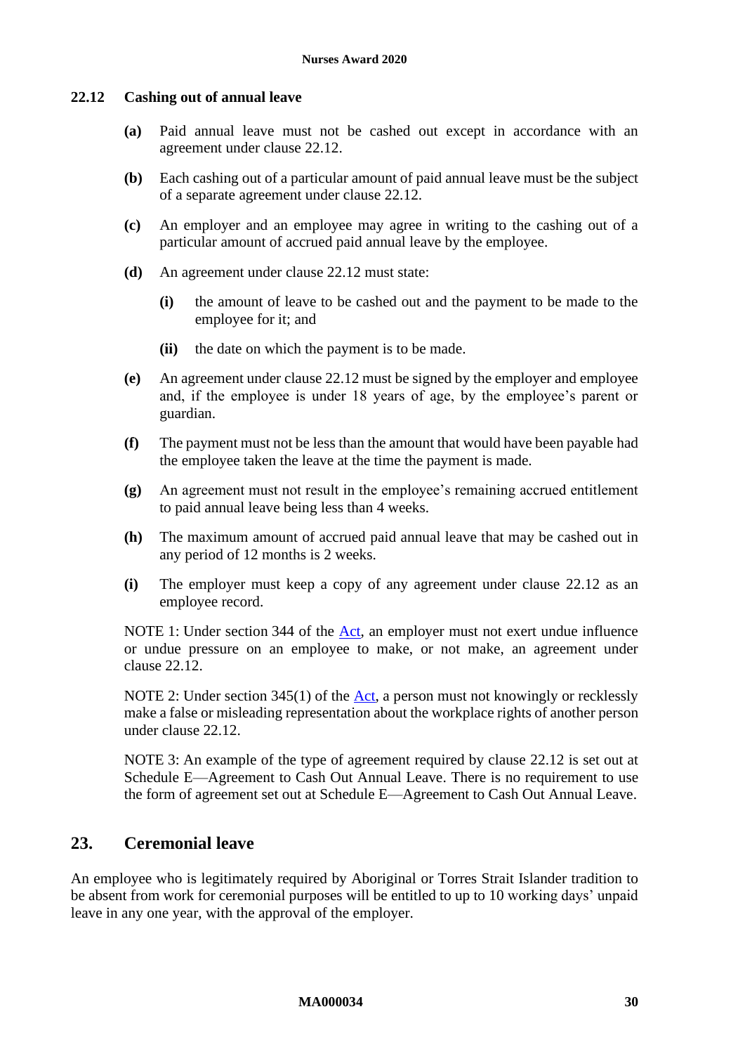### 22.12 Cashing out of annual leave

**(a)** Paid annual leave must not be cashed out except in accordance with an agreement under clause 22.12.

**(b)** Each cashing out of a particular amount of paid annual leave must be the subject of a separate agreement under clause 22.12.

**(c)** An employer and an employee may agree in writing to the cashing out of a particular amount of accrued paid annual leave by the employee.

**(d)** An agreement under clause 22.12 must state:

**(i)** the amount of leave to be cashed out and the payment to be made to the employee for it; and

**(ii)** the date on which the payment is to be made.

**(e)** An agreement under clause 22.12 must be signed by the employer and employee and, if the employee is under 18 years of age, by the employee's parent or guardian.

**(f)** The payment must not be less than the amount that would have been payable had the employee taken the leave at the time the payment is made.

**(g)** An agreement must not result in the employee's remaining accrued entitlement to paid annual leave being less than 4 weeks.

**(h)** The maximum amount of accrued paid annual leave that may be cashed out in any period of 12 months is 2 weeks.

**(i)** The employer must keep a copy of any agreement under clause 22.12 as an employee record.

NOTE 1: Under section 344 of the Act, an employer must not exert undue influence or undue pressure on an employee to make, or not make, an agreement under clause 22.12.

NOTE 2: Under section 345(1) of the Act, a person must not knowingly or recklessly make a false or misleading representation about the workplace rights of another person under clause 22.12.

NOTE 3: An example of the type of agreement required by clause 22.12 is set out at Schedule E—Agreement to Cash Out Annual Leave. There is no requirement to use the form of agreement set out at Schedule E—Agreement to Cash Out Annual Leave.

## 23. Ceremonial leave

An employee who is legitimately required by Aboriginal or Torres Strait Islander tradition to be absent from work for ceremonial purposes will be entitled to up to 10 working days' unpaid leave in any one year, with the approval of the employer.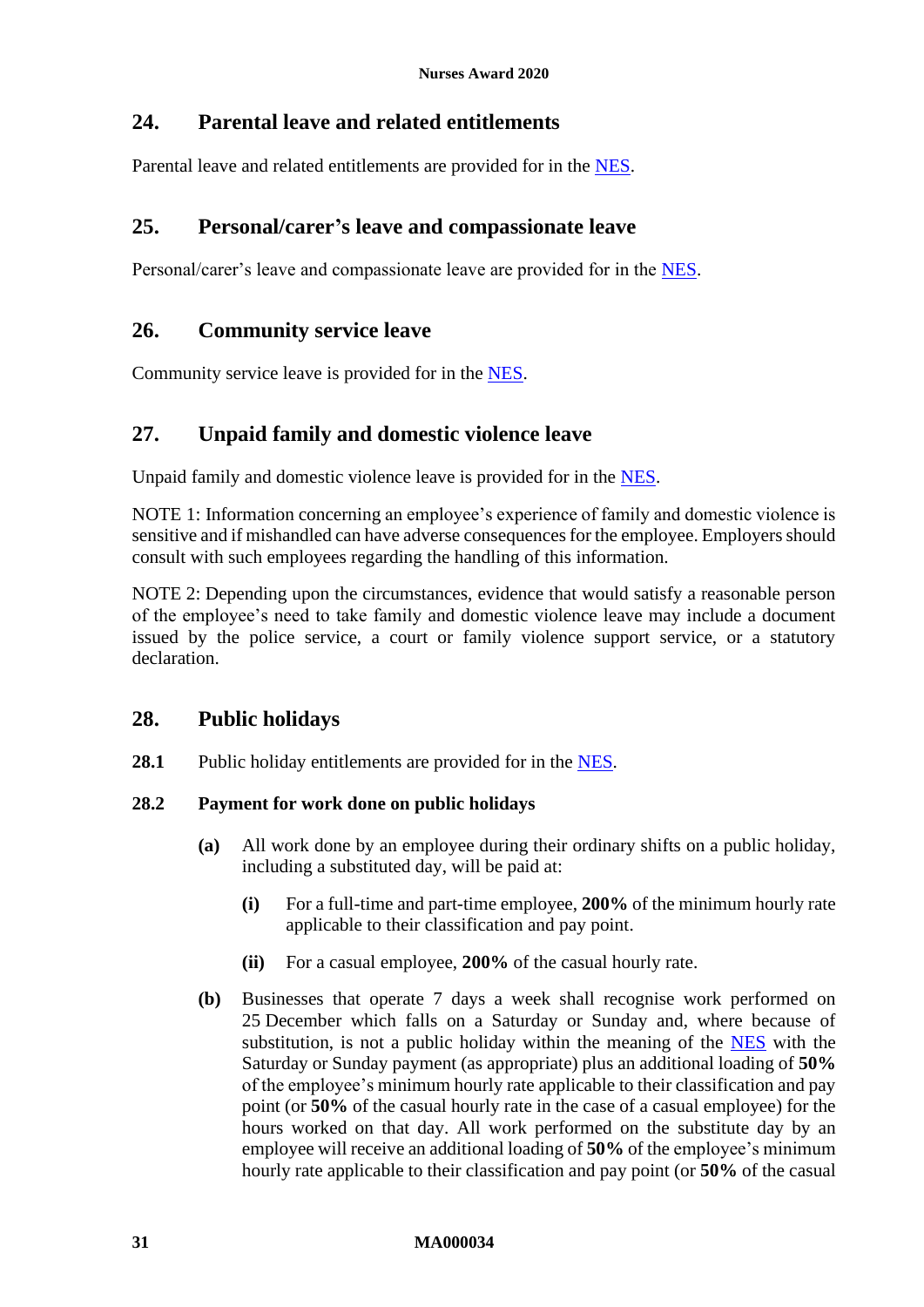## 24. Parental leave and related entitlements

Parental leave and related entitlements are provided for in the NES.

## 25. Personal/carer's leave and compassionate leave

Personal/carer's leave and compassionate leave are provided for in the NES.

## 26. Community service leave

Community service leave is provided for in the NES.

## 27. Unpaid family and domestic violence leave

Unpaid family and domestic violence leave is provided for in the NES.

NOTE 1: Information concerning an employee's experience of family and domestic violence is sensitive and if mishandled can have adverse consequences for the employee. Employers should consult with such employees regarding the handling of this information.

NOTE 2: Depending upon the circumstances, evidence that would satisfy a reasonable person of the employee's need to take family and domestic violence leave may include a document issued by the police service, a court or family violence support service, or a statutory declaration.

## 28. Public holidays

**28.1** Public holiday entitlements are provided for in the NES.

**28.2 Payment for work done on public holidays**

**(a)** All work done by an employee during their ordinary shifts on a public holiday, including a substituted day, will be paid at:

- **(i)** For a full-time and part-time employee, **200%** of the minimum hourly rate applicable to their classification and pay point.
- **(ii)** For a casual employee, **200%** of the casual hourly rate.

**(b)** Businesses that operate 7 days a week shall recognise work performed on 25 December which falls on a Saturday or Sunday and, where because of substitution, is not a public holiday within the meaning of the NES with the Saturday or Sunday payment (as appropriate) plus an additional loading of **50%** of the employee's minimum hourly rate applicable to their classification and pay point (or **50%** of the casual hourly rate in the case of a casual employee) for the hours worked on that day. All work performed on the substitute day by an employee will receive an additional loading of **50%** of the employee's minimum hourly rate applicable to their classification and pay point (or **50%** of the casual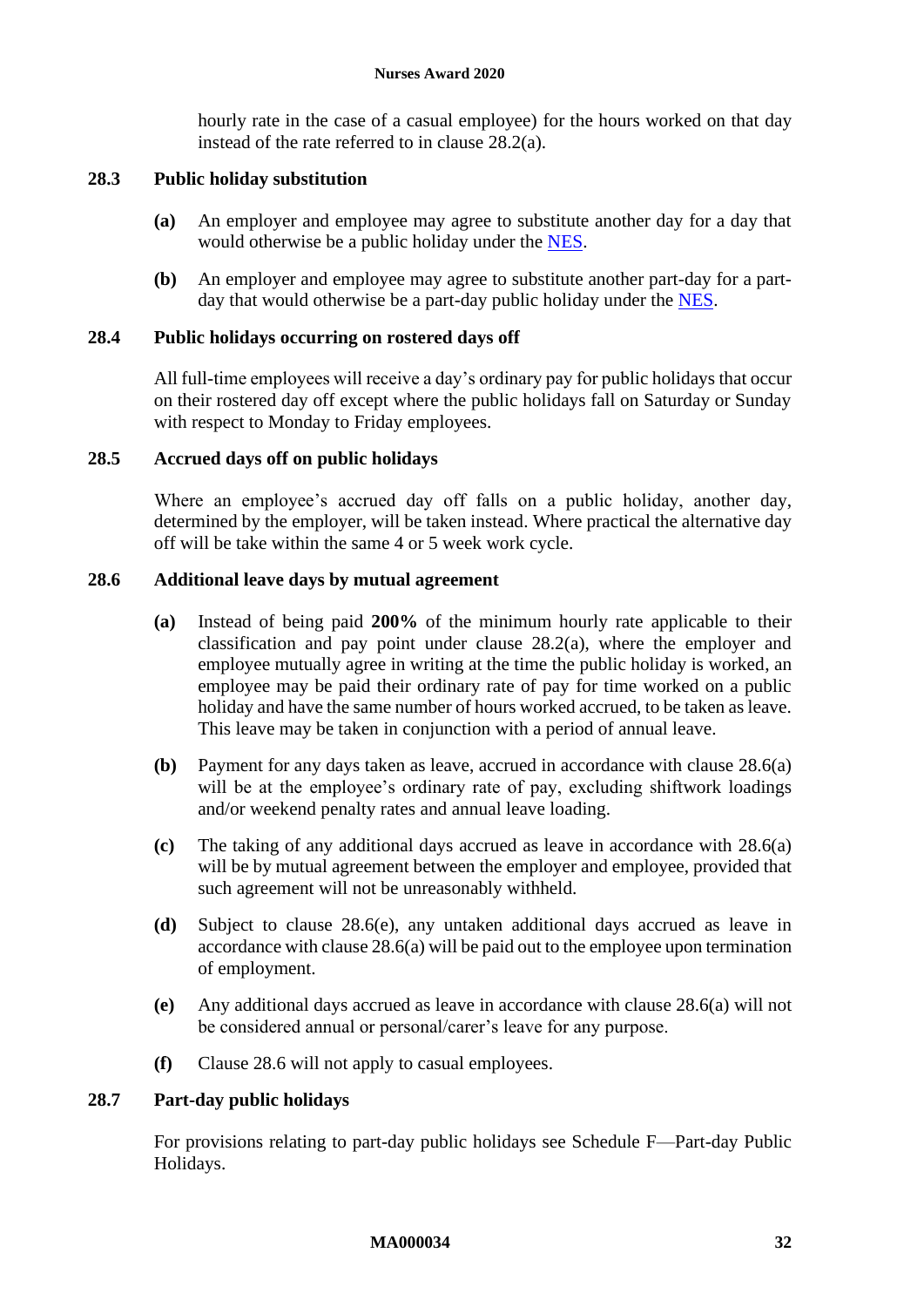hourly rate in the case of a casual employee) for the hours worked on that day instead of the rate referred to in clause 28.2(a).

### 28.3 Public holiday substitution

**(a)** An employer and employee may agree to substitute another day for a day that would otherwise be a public holiday under the NES.

**(b)** An employer and employee may agree to substitute another part-day for a part-day that would otherwise be a part-day public holiday under the NES.

### 28.4 Public holidays occurring on rostered days off

All full-time employees will receive a day's ordinary pay for public holidays that occur on their rostered day off except where the public holidays fall on Saturday or Sunday with respect to Monday to Friday employees.

### 28.5 Accrued days off on public holidays

Where an employee's accrued day off falls on a public holiday, another day, determined by the employer, will be taken instead. Where practical the alternative day off will be take within the same 4 or 5 week work cycle.

### 28.6 Additional leave days by mutual agreement

**(a)** Instead of being paid **200%** of the minimum hourly rate applicable to their classification and pay point under clause 28.2(a), where the employer and employee mutually agree in writing at the time the public holiday is worked, an employee may be paid their ordinary rate of pay for time worked on a public holiday and have the same number of hours worked accrued, to be taken as leave. This leave may be taken in conjunction with a period of annual leave.

**(b)** Payment for any days taken as leave, accrued in accordance with clause 28.6(a) will be at the employee's ordinary rate of pay, excluding shiftwork loadings and/or weekend penalty rates and annual leave loading.

**(c)** The taking of any additional days accrued as leave in accordance with 28.6(a) will be by mutual agreement between the employer and employee, provided that such agreement will not be unreasonably withheld.

**(d)** Subject to clause 28.6(e), any untaken additional days accrued as leave in accordance with clause 28.6(a) will be paid out to the employee upon termination of employment.

**(e)** Any additional days accrued as leave in accordance with clause 28.6(a) will not be considered annual or personal/carer's leave for any purpose.

**(f)** Clause 28.6 will not apply to casual employees.

### 28.7 Part-day public holidays

For provisions relating to part-day public holidays see Schedule F—Part-day Public Holidays.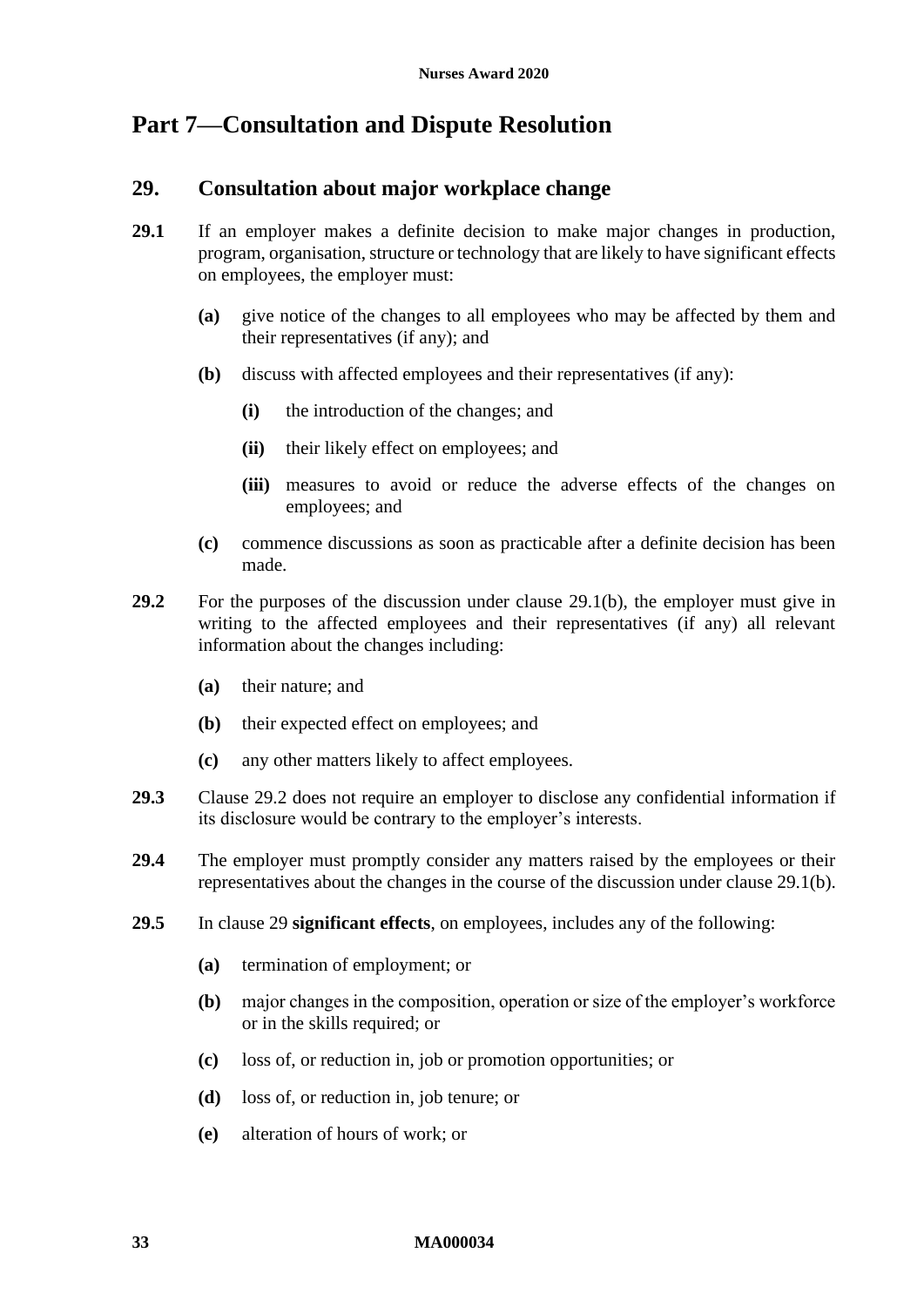# Part 7—Consultation and Dispute Resolution

## 29. Consultation about major workplace change

**29.1** If an employer makes a definite decision to make major changes in production, program, organisation, structure or technology that are likely to have significant effects on employees, the employer must:

- **(a)** give notice of the changes to all employees who may be affected by them and their representatives (if any); and
- **(b)** discuss with affected employees and their representatives (if any):
  - **(i)** the introduction of the changes; and
  - **(ii)** their likely effect on employees; and
  - **(iii)** measures to avoid or reduce the adverse effects of the changes on employees; and
- **(c)** commence discussions as soon as practicable after a definite decision has been made.

**29.2** For the purposes of the discussion under clause 29.1(b), the employer must give in writing to the affected employees and their representatives (if any) all relevant information about the changes including:

- **(a)** their nature; and
- **(b)** their expected effect on employees; and
- **(c)** any other matters likely to affect employees.

**29.3** Clause 29.2 does not require an employer to disclose any confidential information if its disclosure would be contrary to the employer's interests.

**29.4** The employer must promptly consider any matters raised by the employees or their representatives about the changes in the course of the discussion under clause 29.1(b).

**29.5** In clause 29 **significant effects**, on employees, includes any of the following:

- **(a)** termination of employment; or
- **(b)** major changes in the composition, operation or size of the employer's workforce or in the skills required; or
- **(c)** loss of, or reduction in, job or promotion opportunities; or
- **(d)** loss of, or reduction in, job tenure; or
- **(e)** alteration of hours of work; or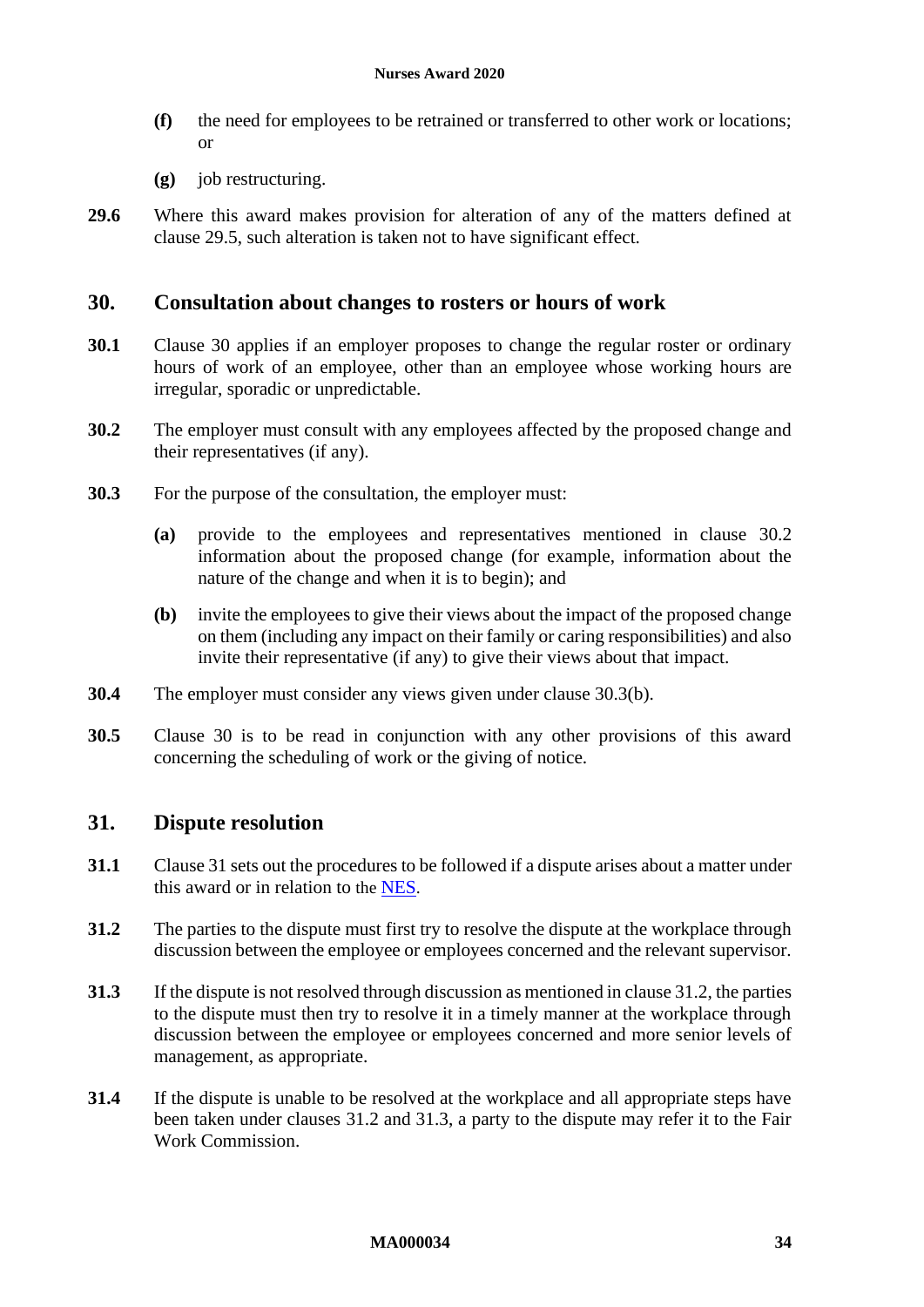- **(f)** the need for employees to be retrained or transferred to other work or locations; or
- **(g)** job restructuring.

**29.6** Where this award makes provision for alteration of any of the matters defined at clause 29.5, such alteration is taken not to have significant effect.

## 30. Consultation about changes to rosters or hours of work

**30.1** Clause 30 applies if an employer proposes to change the regular roster or ordinary hours of work of an employee, other than an employee whose working hours are irregular, sporadic or unpredictable.

**30.2** The employer must consult with any employees affected by the proposed change and their representatives (if any).

**30.3** For the purpose of the consultation, the employer must:

- **(a)** provide to the employees and representatives mentioned in clause 30.2 information about the proposed change (for example, information about the nature of the change and when it is to begin); and
- **(b)** invite the employees to give their views about the impact of the proposed change on them (including any impact on their family or caring responsibilities) and also invite their representative (if any) to give their views about that impact.

**30.4** The employer must consider any views given under clause 30.3(b).

**30.5** Clause 30 is to be read in conjunction with any other provisions of this award concerning the scheduling of work or the giving of notice.

## 31. Dispute resolution

**31.1** Clause 31 sets out the procedures to be followed if a dispute arises about a matter under this award or in relation to the NES.

**31.2** The parties to the dispute must first try to resolve the dispute at the workplace through discussion between the employee or employees concerned and the relevant supervisor.

**31.3** If the dispute is not resolved through discussion as mentioned in clause 31.2, the parties to the dispute must then try to resolve it in a timely manner at the workplace through discussion between the employee or employees concerned and more senior levels of management, as appropriate.

**31.4** If the dispute is unable to be resolved at the workplace and all appropriate steps have been taken under clauses 31.2 and 31.3, a party to the dispute may refer it to the Fair Work Commission.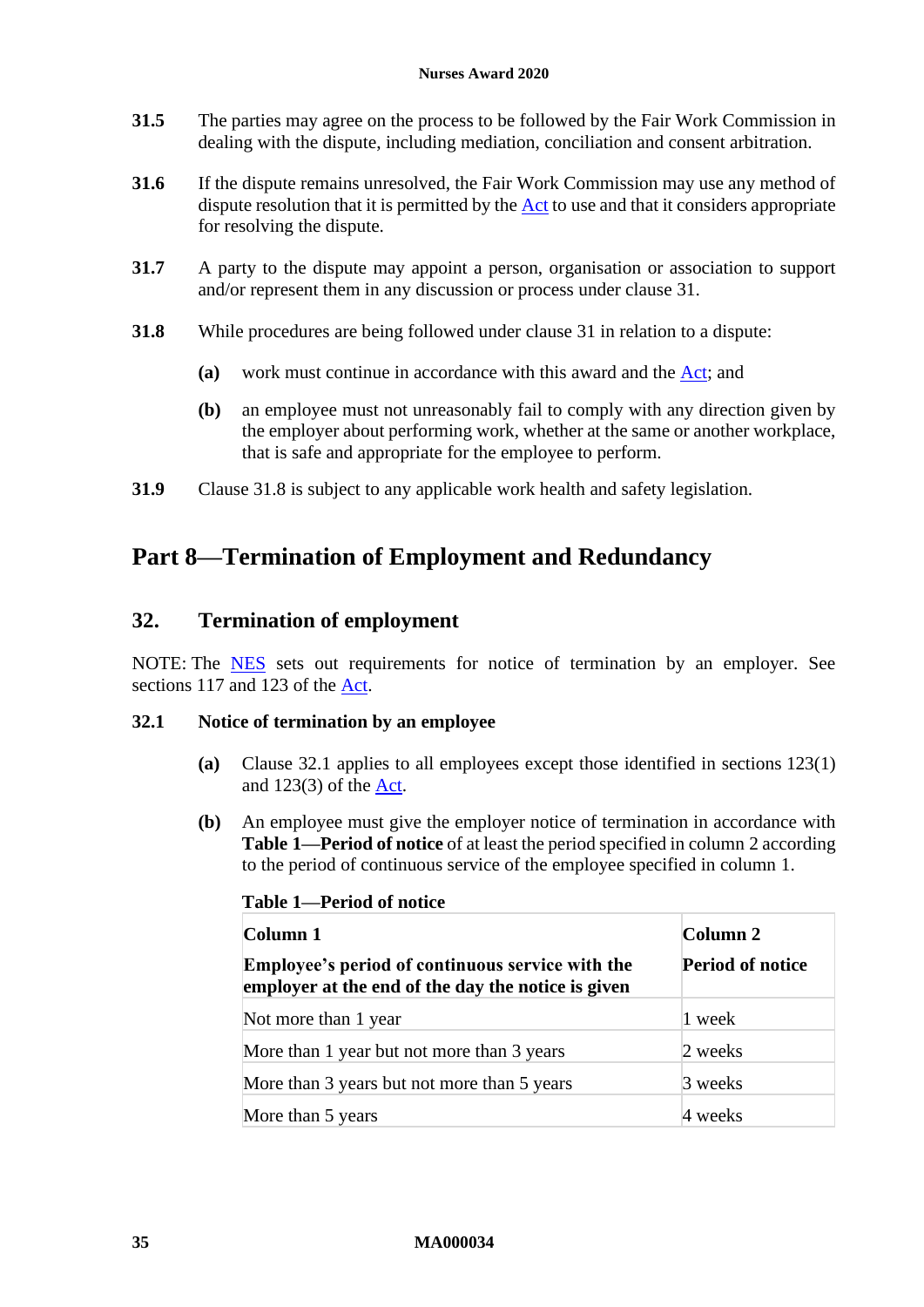**31.5** The parties may agree on the process to be followed by the Fair Work Commission in dealing with the dispute, including mediation, conciliation and consent arbitration.

**31.6** If the dispute remains unresolved, the Fair Work Commission may use any method of dispute resolution that it is permitted by the Act to use and that it considers appropriate for resolving the dispute.

**31.7** A party to the dispute may appoint a person, organisation or association to support and/or represent them in any discussion or process under clause 31.

**31.8** While procedures are being followed under clause 31 in relation to a dispute:

**(a)** work must continue in accordance with this award and the Act; and

**(b)** an employee must not unreasonably fail to comply with any direction given by the employer about performing work, whether at the same or another workplace, that is safe and appropriate for the employee to perform.

**31.9** Clause 31.8 is subject to any applicable work health and safety legislation.

# Part 8—Termination of Employment and Redundancy

## 32. Termination of employment

NOTE: The NES sets out requirements for notice of termination by an employer. See sections 117 and 123 of the Act.

### 32.1 Notice of termination by an employee

**(a)** Clause 32.1 applies to all employees except those identified in sections 123(1) and 123(3) of the Act.

**(b)** An employee must give the employer notice of termination in accordance with **Table 1—Period of notice** of at least the period specified in column 2 according to the period of continuous service of the employee specified in column 1.

**Table 1—Period of notice**

| **Column 1**<br>**Employee's period of continuous service with the employer at the end of the day the notice is given** | **Column 2**<br>**Period of notice** |
|---|---|
| Not more than 1 year | 1 week |
| More than 1 year but not more than 3 years | 2 weeks |
| More than 3 years but not more than 5 years | 3 weeks |
| More than 5 years | 4 weeks |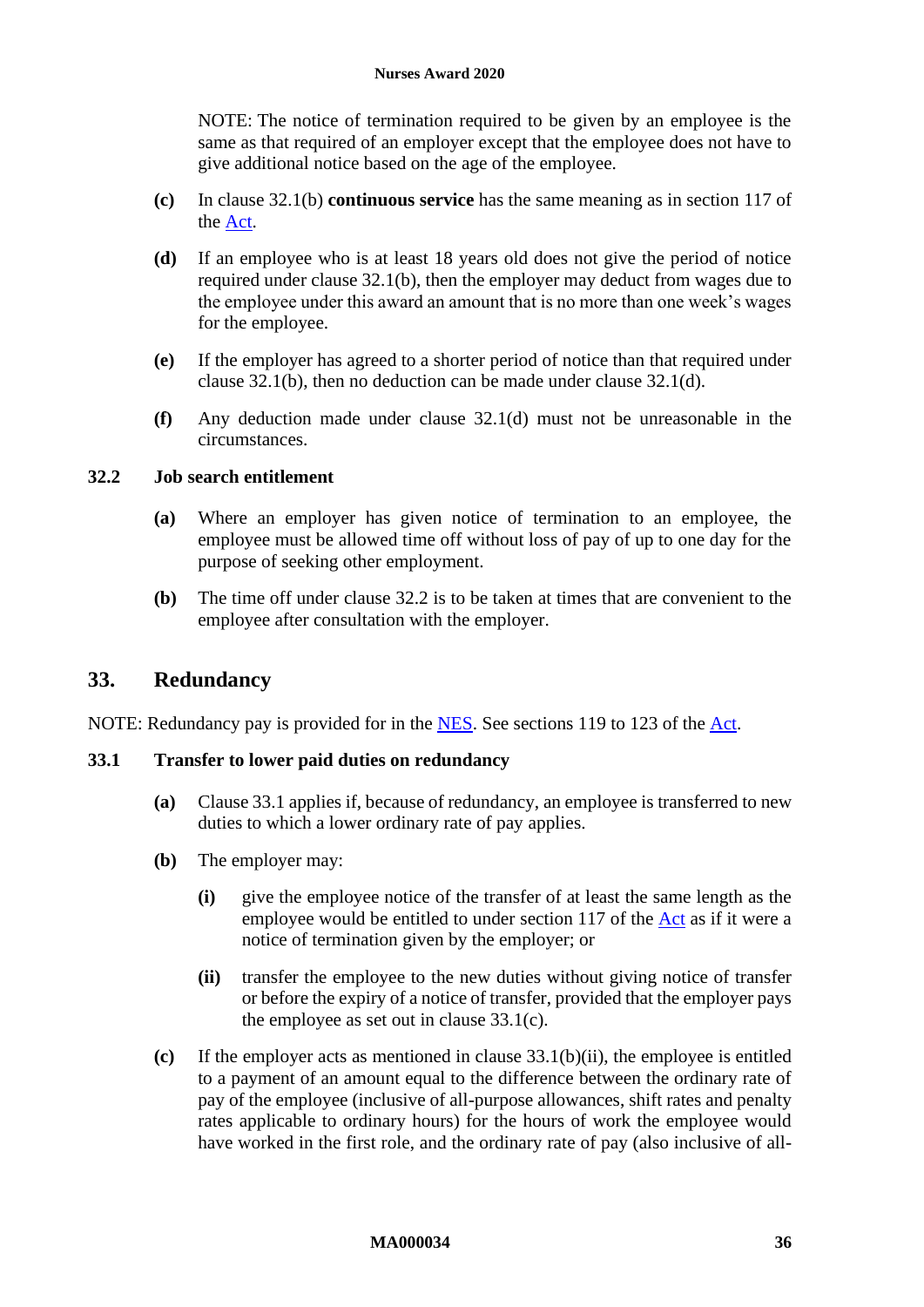NOTE: The notice of termination required to be given by an employee is the same as that required of an employer except that the employee does not have to give additional notice based on the age of the employee.

**(c)** In clause 32.1(b) **continuous service** has the same meaning as in section 117 of the Act.

**(d)** If an employee who is at least 18 years old does not give the period of notice required under clause 32.1(b), then the employer may deduct from wages due to the employee under this award an amount that is no more than one week's wages for the employee.

**(e)** If the employer has agreed to a shorter period of notice than that required under clause 32.1(b), then no deduction can be made under clause 32.1(d).

**(f)** Any deduction made under clause 32.1(d) must not be unreasonable in the circumstances.

### 32.2 Job search entitlement

**(a)** Where an employer has given notice of termination to an employee, the employee must be allowed time off without loss of pay of up to one day for the purpose of seeking other employment.

**(b)** The time off under clause 32.2 is to be taken at times that are convenient to the employee after consultation with the employer.

## 33. Redundancy

NOTE: Redundancy pay is provided for in the NES. See sections 119 to 123 of the Act.

### 33.1 Transfer to lower paid duties on redundancy

**(a)** Clause 33.1 applies if, because of redundancy, an employee is transferred to new duties to which a lower ordinary rate of pay applies.

**(b)** The employer may:

- **(i)** give the employee notice of the transfer of at least the same length as the employee would be entitled to under section 117 of the Act as if it were a notice of termination given by the employer; or

- **(ii)** transfer the employee to the new duties without giving notice of transfer or before the expiry of a notice of transfer, provided that the employer pays the employee as set out in clause 33.1(c).

**(c)** If the employer acts as mentioned in clause 33.1(b)(ii), the employee is entitled to a payment of an amount equal to the difference between the ordinary rate of pay of the employee (inclusive of all-purpose allowances, shift rates and penalty rates applicable to ordinary hours) for the hours of work the employee would have worked in the first role, and the ordinary rate of pay (also inclusive of all-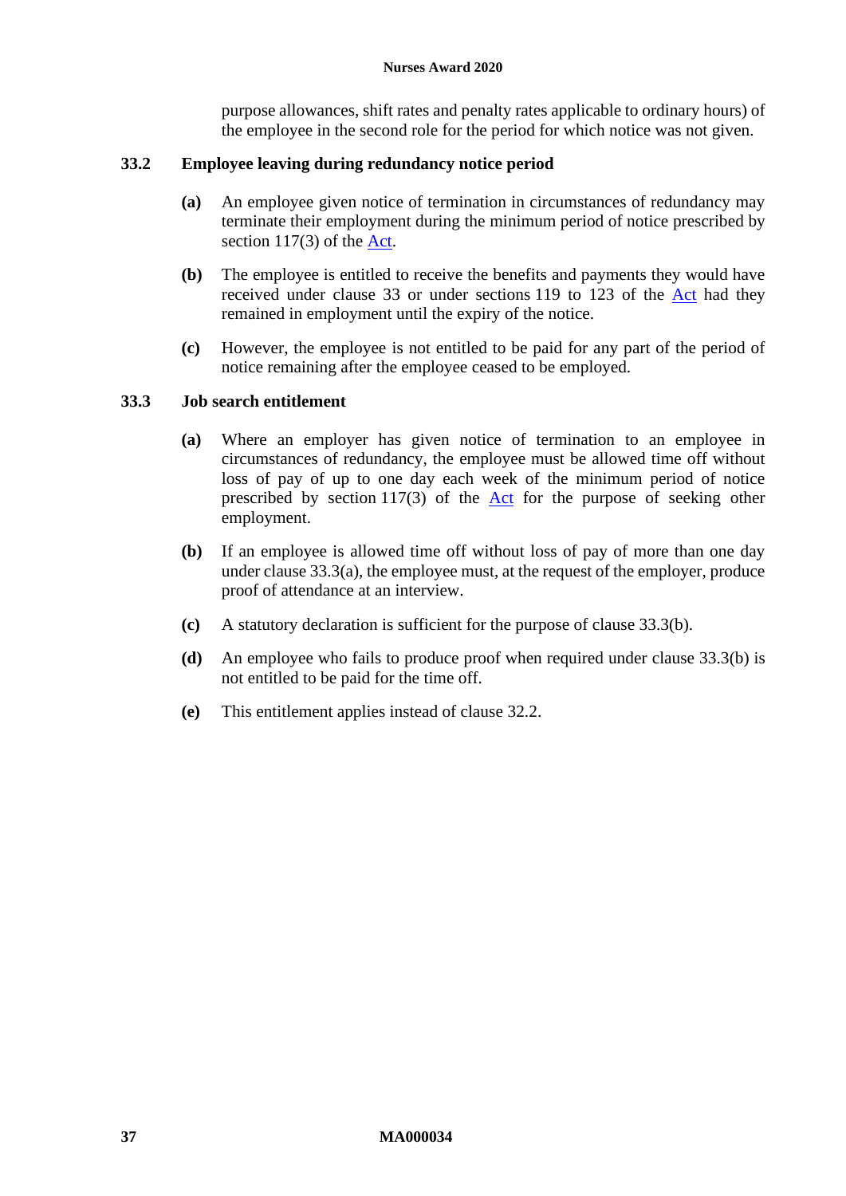purpose allowances, shift rates and penalty rates applicable to ordinary hours) of the employee in the second role for the period for which notice was not given.

### 33.2 Employee leaving during redundancy notice period

**(a)** An employee given notice of termination in circumstances of redundancy may terminate their employment during the minimum period of notice prescribed by section 117(3) of the Act.

**(b)** The employee is entitled to receive the benefits and payments they would have received under clause 33 or under sections 119 to 123 of the Act had they remained in employment until the expiry of the notice.

**(c)** However, the employee is not entitled to be paid for any part of the period of notice remaining after the employee ceased to be employed.

### 33.3 Job search entitlement

**(a)** Where an employer has given notice of termination to an employee in circumstances of redundancy, the employee must be allowed time off without loss of pay of up to one day each week of the minimum period of notice prescribed by section 117(3) of the Act for the purpose of seeking other employment.

**(b)** If an employee is allowed time off without loss of pay of more than one day under clause 33.3(a), the employee must, at the request of the employer, produce proof of attendance at an interview.

**(c)** A statutory declaration is sufficient for the purpose of clause 33.3(b).

**(d)** An employee who fails to produce proof when required under clause 33.3(b) is not entitled to be paid for the time off.

**(e)** This entitlement applies instead of clause 32.2.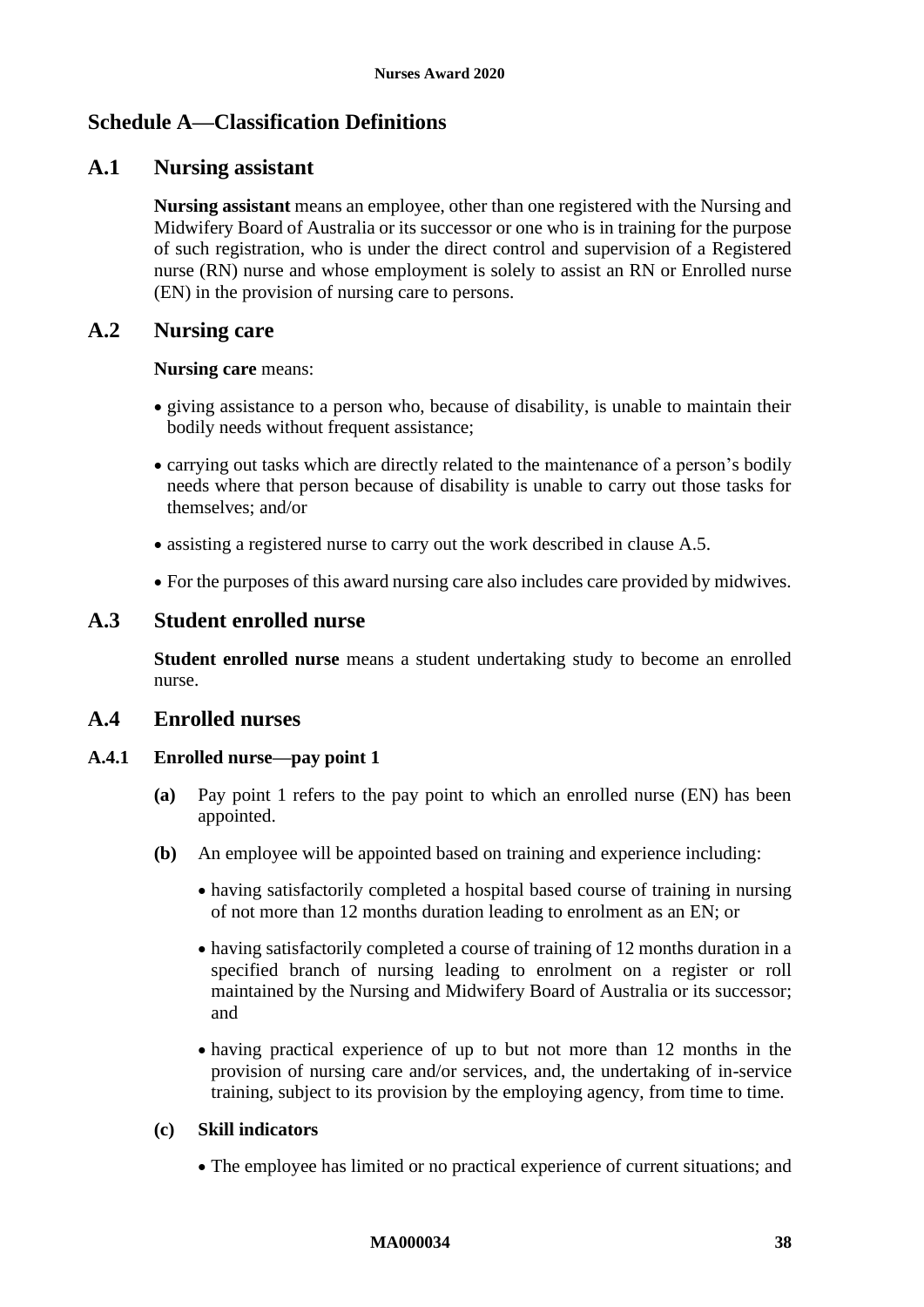# Schedule A—Classification Definitions

## A.1 Nursing assistant

**Nursing assistant** means an employee, other than one registered with the Nursing and Midwifery Board of Australia or its successor or one who is in training for the purpose of such registration, who is under the direct control and supervision of a Registered nurse (RN) nurse and whose employment is solely to assist an RN or Enrolled nurse (EN) in the provision of nursing care to persons.

## A.2 Nursing care

**Nursing care** means:

- giving assistance to a person who, because of disability, is unable to maintain their bodily needs without frequent assistance;
- carrying out tasks which are directly related to the maintenance of a person's bodily needs where that person because of disability is unable to carry out those tasks for themselves; and/or
- assisting a registered nurse to carry out the work described in clause A.5.
- For the purposes of this award nursing care also includes care provided by midwives.

## A.3 Student enrolled nurse

**Student enrolled nurse** means a student undertaking study to become an enrolled nurse.

## A.4 Enrolled nurses

### A.4.1 Enrolled nurse—pay point 1

**(a)** Pay point 1 refers to the pay point to which an enrolled nurse (EN) has been appointed.

**(b)** An employee will be appointed based on training and experience including:

- having satisfactorily completed a hospital based course of training in nursing of not more than 12 months duration leading to enrolment as an EN; or
- having satisfactorily completed a course of training of 12 months duration in a specified branch of nursing leading to enrolment on a register or roll maintained by the Nursing and Midwifery Board of Australia or its successor; and
- having practical experience of up to but not more than 12 months in the provision of nursing care and/or services, and, the undertaking of in-service training, subject to its provision by the employing agency, from time to time.

**(c) Skill indicators**

- The employee has limited or no practical experience of current situations; and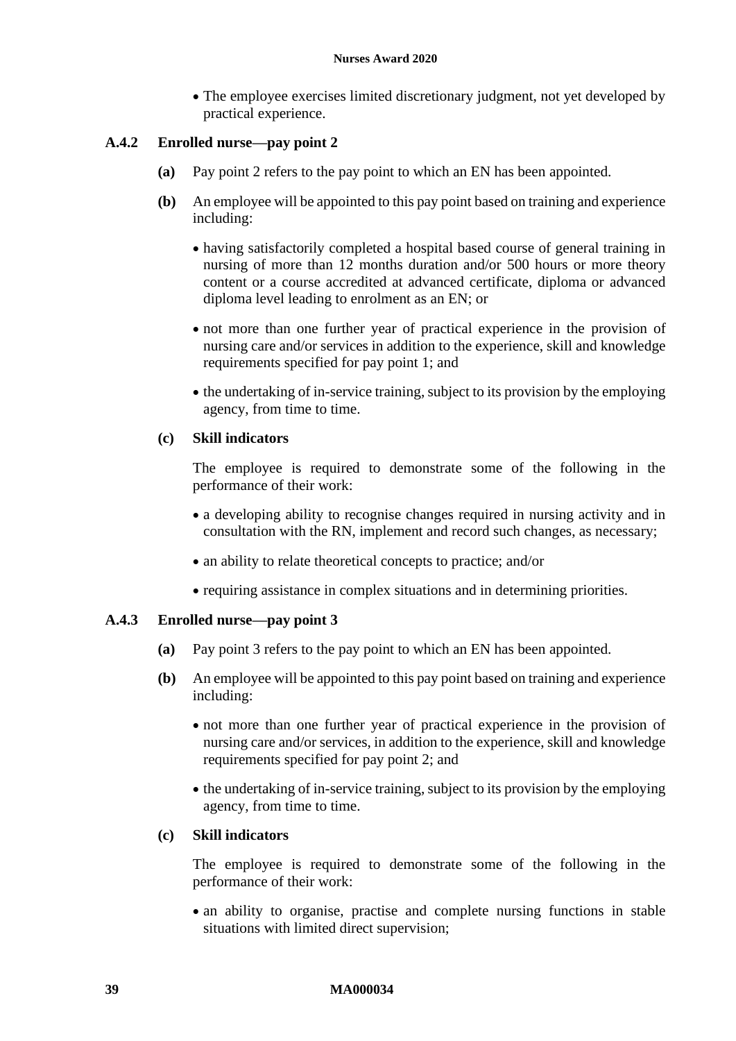- The employee exercises limited discretionary judgment, not yet developed by practical experience.

### A.4.2 Enrolled nurse—pay point 2

**(a)** Pay point 2 refers to the pay point to which an EN has been appointed.

**(b)** An employee will be appointed to this pay point based on training and experience including:

- having satisfactorily completed a hospital based course of general training in nursing of more than 12 months duration and/or 500 hours or more theory content or a course accredited at advanced certificate, diploma or advanced diploma level leading to enrolment as an EN; or
- not more than one further year of practical experience in the provision of nursing care and/or services in addition to the experience, skill and knowledge requirements specified for pay point 1; and
- the undertaking of in-service training, subject to its provision by the employing agency, from time to time.

**(c) Skill indicators**

The employee is required to demonstrate some of the following in the performance of their work:

- a developing ability to recognise changes required in nursing activity and in consultation with the RN, implement and record such changes, as necessary;
- an ability to relate theoretical concepts to practice; and/or
- requiring assistance in complex situations and in determining priorities.

### A.4.3 Enrolled nurse—pay point 3

**(a)** Pay point 3 refers to the pay point to which an EN has been appointed.

**(b)** An employee will be appointed to this pay point based on training and experience including:

- not more than one further year of practical experience in the provision of nursing care and/or services, in addition to the experience, skill and knowledge requirements specified for pay point 2; and
- the undertaking of in-service training, subject to its provision by the employing agency, from time to time.

**(c) Skill indicators**

The employee is required to demonstrate some of the following in the performance of their work:

- an ability to organise, practise and complete nursing functions in stable situations with limited direct supervision;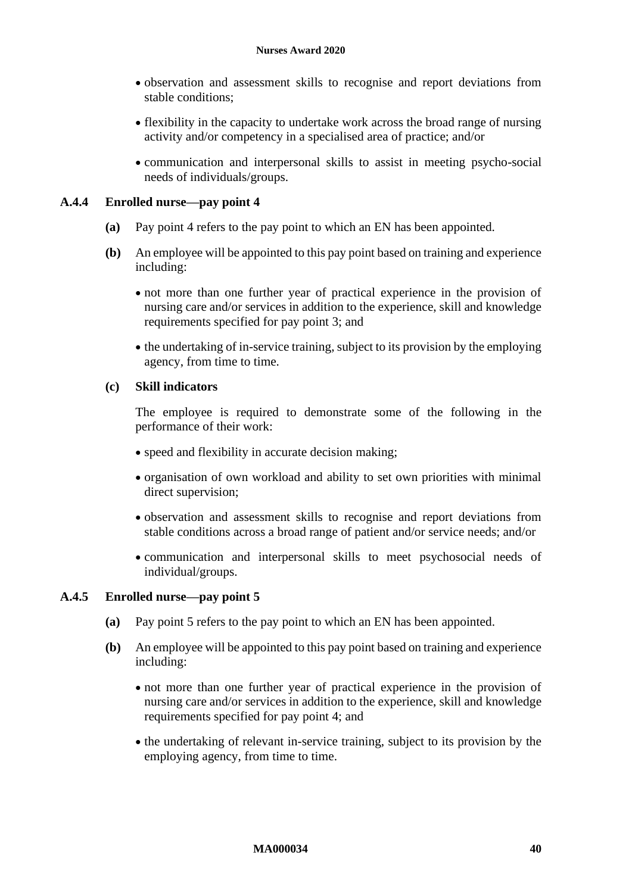- observation and assessment skills to recognise and report deviations from stable conditions;
- flexibility in the capacity to undertake work across the broad range of nursing activity and/or competency in a specialised area of practice; and/or
- communication and interpersonal skills to assist in meeting psycho-social needs of individuals/groups.

### A.4.4 Enrolled nurse—pay point 4

**(a)** Pay point 4 refers to the pay point to which an EN has been appointed.

**(b)** An employee will be appointed to this pay point based on training and experience including:

- not more than one further year of practical experience in the provision of nursing care and/or services in addition to the experience, skill and knowledge requirements specified for pay point 3; and
- the undertaking of in-service training, subject to its provision by the employing agency, from time to time.

**(c) Skill indicators**

The employee is required to demonstrate some of the following in the performance of their work:

- speed and flexibility in accurate decision making;
- organisation of own workload and ability to set own priorities with minimal direct supervision;
- observation and assessment skills to recognise and report deviations from stable conditions across a broad range of patient and/or service needs; and/or
- communication and interpersonal skills to meet psychosocial needs of individual/groups.

### A.4.5 Enrolled nurse—pay point 5

**(a)** Pay point 5 refers to the pay point to which an EN has been appointed.

**(b)** An employee will be appointed to this pay point based on training and experience including:

- not more than one further year of practical experience in the provision of nursing care and/or services in addition to the experience, skill and knowledge requirements specified for pay point 4; and
- the undertaking of relevant in-service training, subject to its provision by the employing agency, from time to time.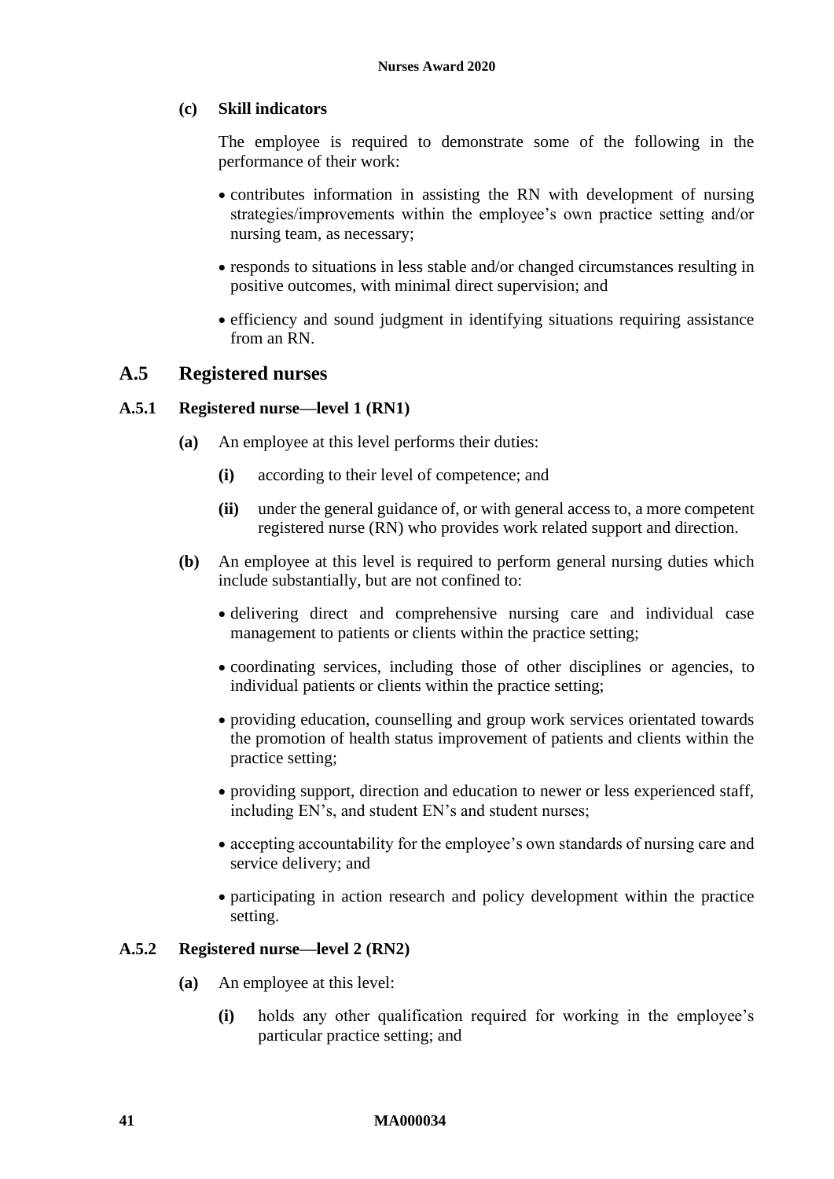**(c) Skill indicators**

The employee is required to demonstrate some of the following in the performance of their work:

- contributes information in assisting the RN with development of nursing strategies/improvements within the employee's own practice setting and/or nursing team, as necessary;
- responds to situations in less stable and/or changed circumstances resulting in positive outcomes, with minimal direct supervision; and
- efficiency and sound judgment in identifying situations requiring assistance from an RN.

## A.5 Registered nurses

### A.5.1 Registered nurse—level 1 (RN1)

**(a)** An employee at this level performs their duties:

**(i)** according to their level of competence; and

**(ii)** under the general guidance of, or with general access to, a more competent registered nurse (RN) who provides work related support and direction.

**(b)** An employee at this level is required to perform general nursing duties which include substantially, but are not confined to:

- delivering direct and comprehensive nursing care and individual case management to patients or clients within the practice setting;
- coordinating services, including those of other disciplines or agencies, to individual patients or clients within the practice setting;
- providing education, counselling and group work services orientated towards the promotion of health status improvement of patients and clients within the practice setting;
- providing support, direction and education to newer or less experienced staff, including EN's, and student EN's and student nurses;
- accepting accountability for the employee's own standards of nursing care and service delivery; and
- participating in action research and policy development within the practice setting.

### A.5.2 Registered nurse—level 2 (RN2)

**(a)** An employee at this level:

**(i)** holds any other qualification required for working in the employee's particular practice setting; and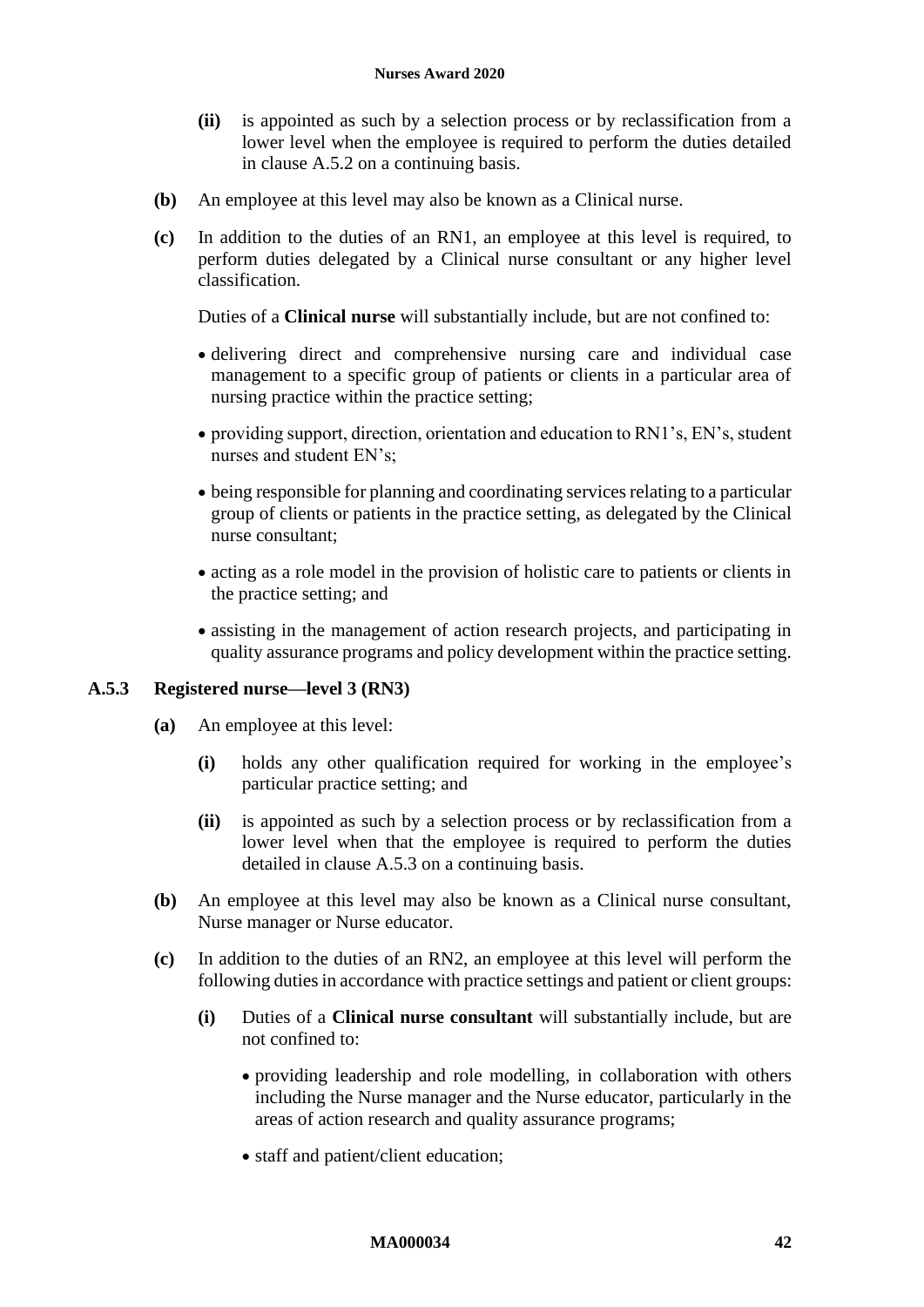**(ii)** is appointed as such by a selection process or by reclassification from a lower level when the employee is required to perform the duties detailed in clause A.5.2 on a continuing basis.

**(b)** An employee at this level may also be known as a Clinical nurse.

**(c)** In addition to the duties of an RN1, an employee at this level is required, to perform duties delegated by a Clinical nurse consultant or any higher level classification.

Duties of a **Clinical nurse** will substantially include, but are not confined to:

- delivering direct and comprehensive nursing care and individual case management to a specific group of patients or clients in a particular area of nursing practice within the practice setting;
- providing support, direction, orientation and education to RN1's, EN's, student nurses and student EN's;
- being responsible for planning and coordinating services relating to a particular group of clients or patients in the practice setting, as delegated by the Clinical nurse consultant;
- acting as a role model in the provision of holistic care to patients or clients in the practice setting; and
- assisting in the management of action research projects, and participating in quality assurance programs and policy development within the practice setting.

### A.5.3 Registered nurse—level 3 (RN3)

**(a)** An employee at this level:

**(i)** holds any other qualification required for working in the employee's particular practice setting; and

**(ii)** is appointed as such by a selection process or by reclassification from a lower level when that the employee is required to perform the duties detailed in clause A.5.3 on a continuing basis.

**(b)** An employee at this level may also be known as a Clinical nurse consultant, Nurse manager or Nurse educator.

**(c)** In addition to the duties of an RN2, an employee at this level will perform the following duties in accordance with practice settings and patient or client groups:

**(i)** Duties of a **Clinical nurse consultant** will substantially include, but are not confined to:

- providing leadership and role modelling, in collaboration with others including the Nurse manager and the Nurse educator, particularly in the areas of action research and quality assurance programs;
- staff and patient/client education;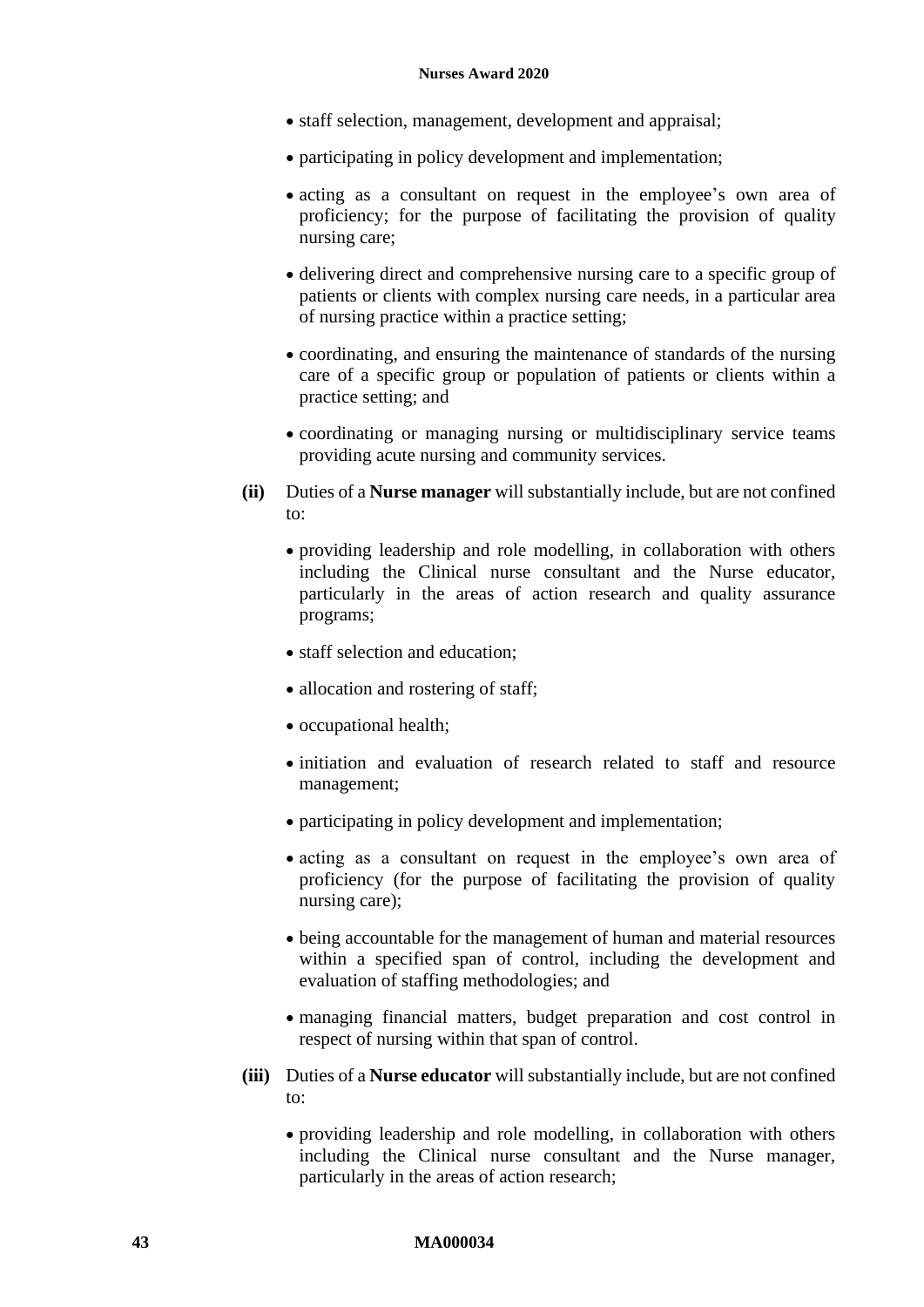- staff selection, management, development and appraisal;
- participating in policy development and implementation;
- acting as a consultant on request in the employee's own area of proficiency; for the purpose of facilitating the provision of quality nursing care;
- delivering direct and comprehensive nursing care to a specific group of patients or clients with complex nursing care needs, in a particular area of nursing practice within a practice setting;
- coordinating, and ensuring the maintenance of standards of the nursing care of a specific group or population of patients or clients within a practice setting; and
- coordinating or managing nursing or multidisciplinary service teams providing acute nursing and community services.

**(ii)** Duties of a **Nurse manager** will substantially include, but are not confined to:

- providing leadership and role modelling, in collaboration with others including the Clinical nurse consultant and the Nurse educator, particularly in the areas of action research and quality assurance programs;
- staff selection and education;
- allocation and rostering of staff;
- occupational health;
- initiation and evaluation of research related to staff and resource management;
- participating in policy development and implementation;
- acting as a consultant on request in the employee's own area of proficiency (for the purpose of facilitating the provision of quality nursing care);
- being accountable for the management of human and material resources within a specified span of control, including the development and evaluation of staffing methodologies; and
- managing financial matters, budget preparation and cost control in respect of nursing within that span of control.

**(iii)** Duties of a **Nurse educator** will substantially include, but are not confined to:

- providing leadership and role modelling, in collaboration with others including the Clinical nurse consultant and the Nurse manager, particularly in the areas of action research;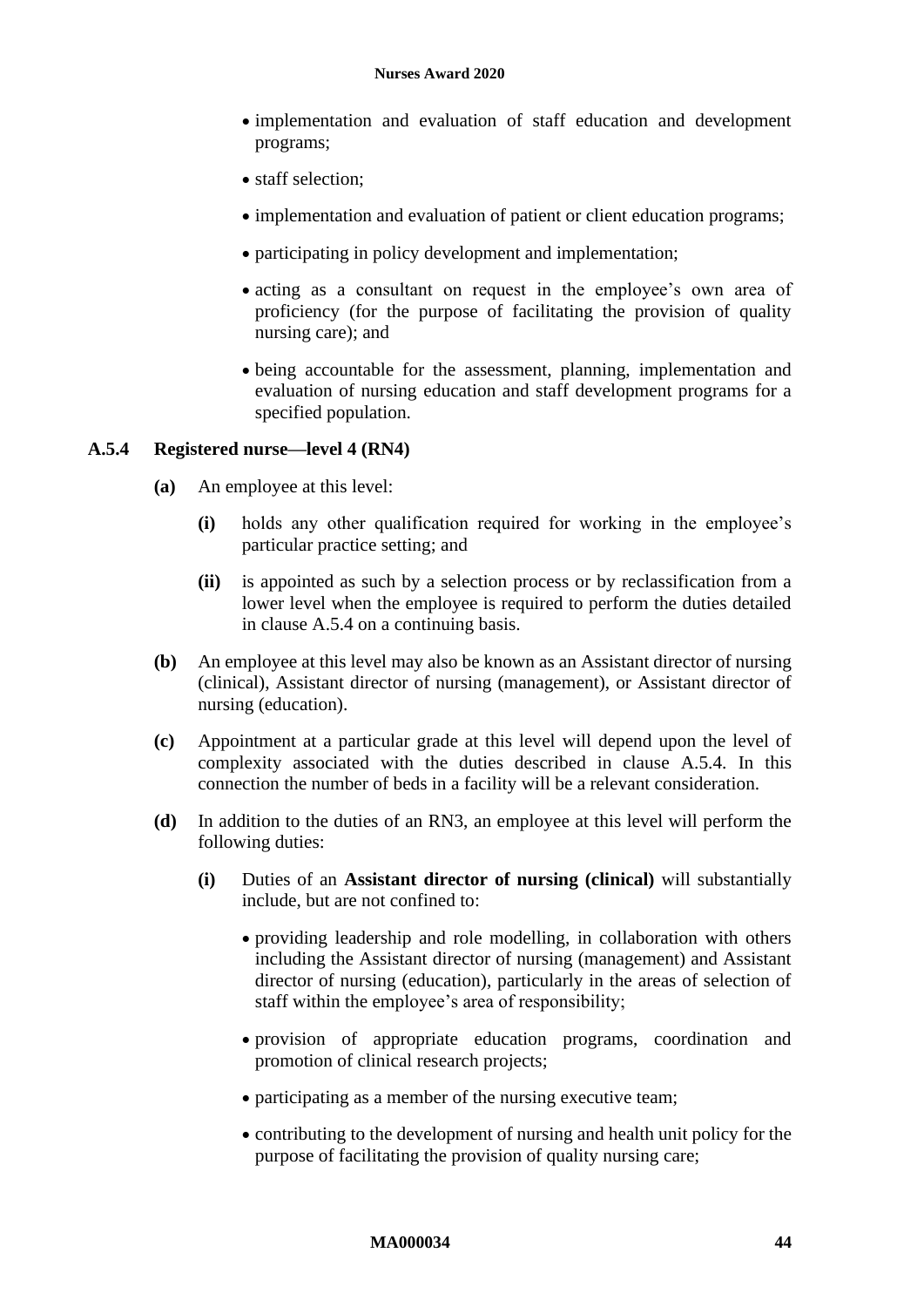- implementation and evaluation of staff education and development programs;
- staff selection;
- implementation and evaluation of patient or client education programs;
- participating in policy development and implementation;
- acting as a consultant on request in the employee's own area of proficiency (for the purpose of facilitating the provision of quality nursing care); and
- being accountable for the assessment, planning, implementation and evaluation of nursing education and staff development programs for a specified population.

### A.5.4 Registered nurse—level 4 (RN4)

**(a)** An employee at this level:

**(i)** holds any other qualification required for working in the employee's particular practice setting; and

**(ii)** is appointed as such by a selection process or by reclassification from a lower level when the employee is required to perform the duties detailed in clause A.5.4 on a continuing basis.

**(b)** An employee at this level may also be known as an Assistant director of nursing (clinical), Assistant director of nursing (management), or Assistant director of nursing (education).

**(c)** Appointment at a particular grade at this level will depend upon the level of complexity associated with the duties described in clause A.5.4. In this connection the number of beds in a facility will be a relevant consideration.

**(d)** In addition to the duties of an RN3, an employee at this level will perform the following duties:

**(i)** Duties of an **Assistant director of nursing (clinical)** will substantially include, but are not confined to:

- providing leadership and role modelling, in collaboration with others including the Assistant director of nursing (management) and Assistant director of nursing (education), particularly in the areas of selection of staff within the employee's area of responsibility;
- provision of appropriate education programs, coordination and promotion of clinical research projects;
- participating as a member of the nursing executive team;
- contributing to the development of nursing and health unit policy for the purpose of facilitating the provision of quality nursing care;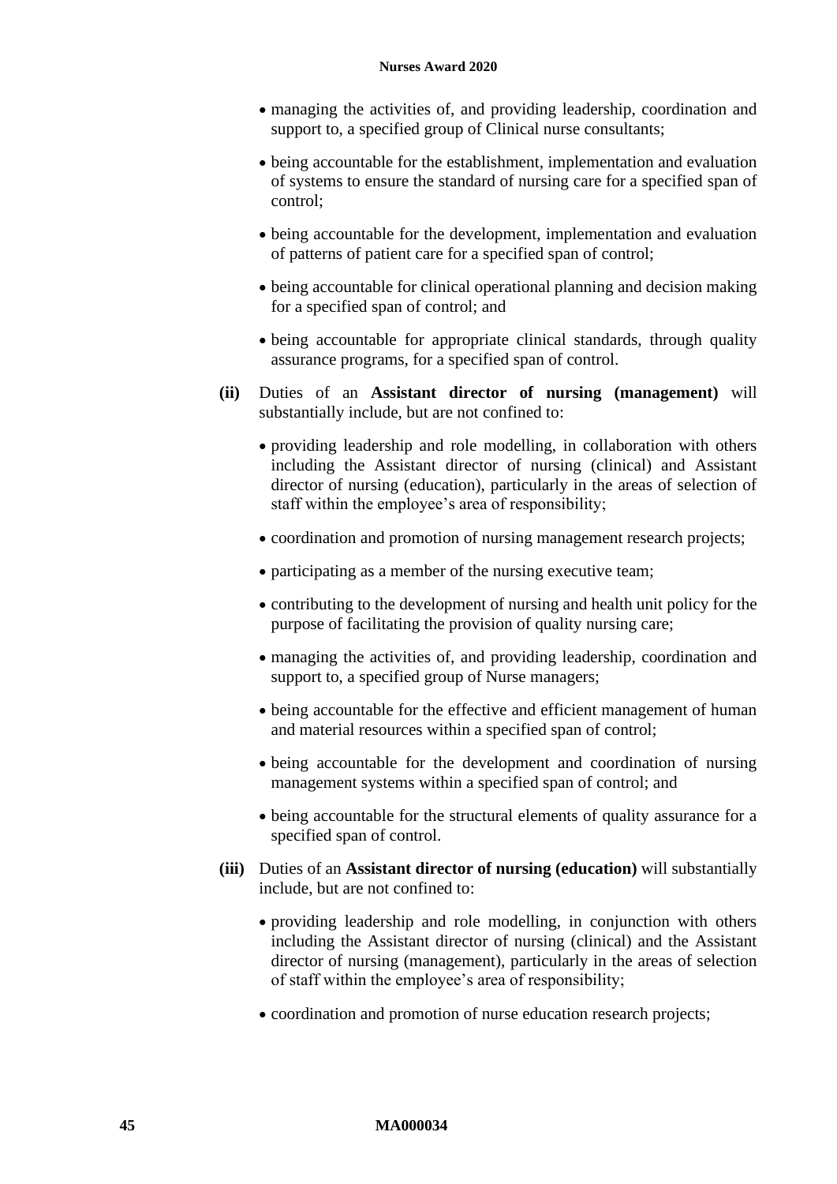- managing the activities of, and providing leadership, coordination and support to, a specified group of Clinical nurse consultants;
- being accountable for the establishment, implementation and evaluation of systems to ensure the standard of nursing care for a specified span of control;
- being accountable for the development, implementation and evaluation of patterns of patient care for a specified span of control;
- being accountable for clinical operational planning and decision making for a specified span of control; and
- being accountable for appropriate clinical standards, through quality assurance programs, for a specified span of control.

**(ii)** Duties of an **Assistant director of nursing (management)** will substantially include, but are not confined to:

- providing leadership and role modelling, in collaboration with others including the Assistant director of nursing (clinical) and Assistant director of nursing (education), particularly in the areas of selection of staff within the employee's area of responsibility;
- coordination and promotion of nursing management research projects;
- participating as a member of the nursing executive team;
- contributing to the development of nursing and health unit policy for the purpose of facilitating the provision of quality nursing care;
- managing the activities of, and providing leadership, coordination and support to, a specified group of Nurse managers;
- being accountable for the effective and efficient management of human and material resources within a specified span of control;
- being accountable for the development and coordination of nursing management systems within a specified span of control; and
- being accountable for the structural elements of quality assurance for a specified span of control.

**(iii)** Duties of an **Assistant director of nursing (education)** will substantially include, but are not confined to:

- providing leadership and role modelling, in conjunction with others including the Assistant director of nursing (clinical) and the Assistant director of nursing (management), particularly in the areas of selection of staff within the employee's area of responsibility;
- coordination and promotion of nurse education research projects;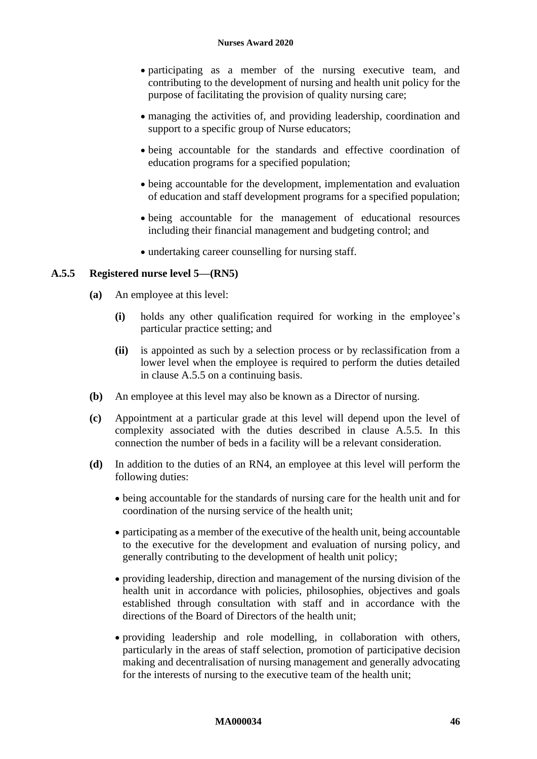- participating as a member of the nursing executive team, and contributing to the development of nursing and health unit policy for the purpose of facilitating the provision of quality nursing care;
- managing the activities of, and providing leadership, coordination and support to a specific group of Nurse educators;
- being accountable for the standards and effective coordination of education programs for a specified population;
- being accountable for the development, implementation and evaluation of education and staff development programs for a specified population;
- being accountable for the management of educational resources including their financial management and budgeting control; and
- undertaking career counselling for nursing staff.

### A.5.5 Registered nurse level 5—(RN5)

**(a)** An employee at this level:

**(i)** holds any other qualification required for working in the employee's particular practice setting; and

**(ii)** is appointed as such by a selection process or by reclassification from a lower level when the employee is required to perform the duties detailed in clause A.5.5 on a continuing basis.

**(b)** An employee at this level may also be known as a Director of nursing.

**(c)** Appointment at a particular grade at this level will depend upon the level of complexity associated with the duties described in clause A.5.5. In this connection the number of beds in a facility will be a relevant consideration.

**(d)** In addition to the duties of an RN4, an employee at this level will perform the following duties:

- being accountable for the standards of nursing care for the health unit and for coordination of the nursing service of the health unit;
- participating as a member of the executive of the health unit, being accountable to the executive for the development and evaluation of nursing policy, and generally contributing to the development of health unit policy;
- providing leadership, direction and management of the nursing division of the health unit in accordance with policies, philosophies, objectives and goals established through consultation with staff and in accordance with the directions of the Board of Directors of the health unit;
- providing leadership and role modelling, in collaboration with others, particularly in the areas of staff selection, promotion of participative decision making and decentralisation of nursing management and generally advocating for the interests of nursing to the executive team of the health unit;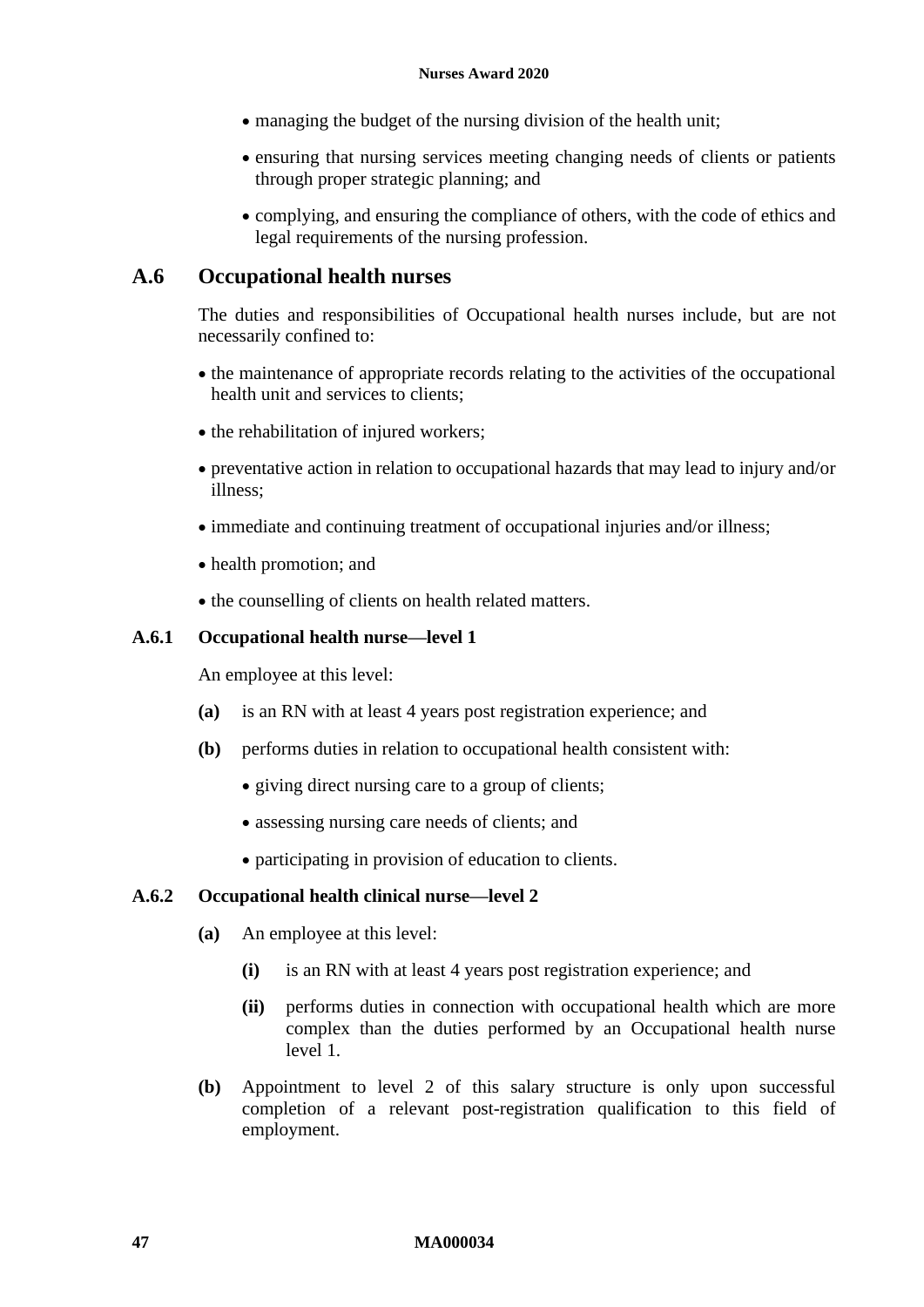- managing the budget of the nursing division of the health unit;
- ensuring that nursing services meeting changing needs of clients or patients through proper strategic planning; and
- complying, and ensuring the compliance of others, with the code of ethics and legal requirements of the nursing profession.

## A.6 Occupational health nurses

The duties and responsibilities of Occupational health nurses include, but are not necessarily confined to:

- the maintenance of appropriate records relating to the activities of the occupational health unit and services to clients;
- the rehabilitation of injured workers;
- preventative action in relation to occupational hazards that may lead to injury and/or illness;
- immediate and continuing treatment of occupational injuries and/or illness;
- health promotion; and
- the counselling of clients on health related matters.

### A.6.1 Occupational health nurse—level 1

An employee at this level:

**(a)** is an RN with at least 4 years post registration experience; and

**(b)** performs duties in relation to occupational health consistent with:

- giving direct nursing care to a group of clients;
- assessing nursing care needs of clients; and
- participating in provision of education to clients.

### A.6.2 Occupational health clinical nurse—level 2

**(a)** An employee at this level:

**(i)** is an RN with at least 4 years post registration experience; and

**(ii)** performs duties in connection with occupational health which are more complex than the duties performed by an Occupational health nurse level 1.

**(b)** Appointment to level 2 of this salary structure is only upon successful completion of a relevant post-registration qualification to this field of employment.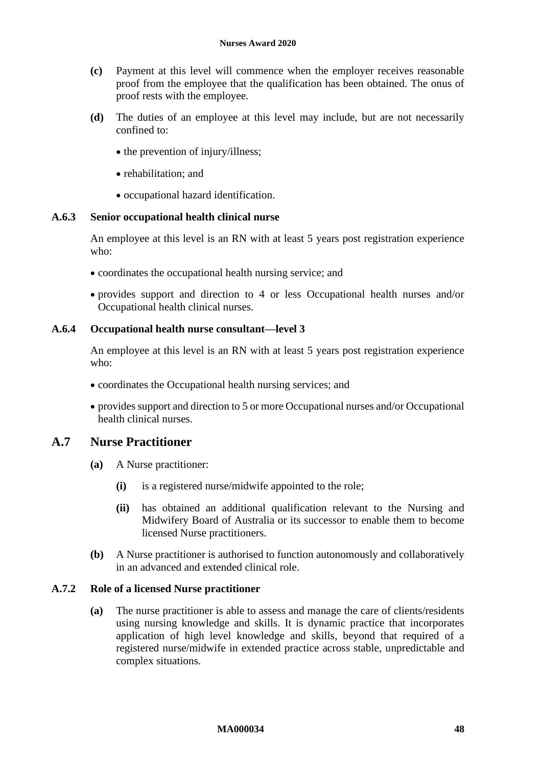**(c)** Payment at this level will commence when the employer receives reasonable proof from the employee that the qualification has been obtained. The onus of proof rests with the employee.

**(d)** The duties of an employee at this level may include, but are not necessarily confined to:

- the prevention of injury/illness;
- rehabilitation; and
- occupational hazard identification.

### A.6.3 Senior occupational health clinical nurse

An employee at this level is an RN with at least 5 years post registration experience who:

- coordinates the occupational health nursing service; and
- provides support and direction to 4 or less Occupational health nurses and/or Occupational health clinical nurses.

### A.6.4 Occupational health nurse consultant—level 3

An employee at this level is an RN with at least 5 years post registration experience who:

- coordinates the Occupational health nursing services; and
- provides support and direction to 5 or more Occupational nurses and/or Occupational health clinical nurses.

## A.7 Nurse Practitioner

**(a)** A Nurse practitioner:

**(i)** is a registered nurse/midwife appointed to the role;

**(ii)** has obtained an additional qualification relevant to the Nursing and Midwifery Board of Australia or its successor to enable them to become licensed Nurse practitioners.

**(b)** A Nurse practitioner is authorised to function autonomously and collaboratively in an advanced and extended clinical role.

### A.7.2 Role of a licensed Nurse practitioner

**(a)** The nurse practitioner is able to assess and manage the care of clients/residents using nursing knowledge and skills. It is dynamic practice that incorporates application of high level knowledge and skills, beyond that required of a registered nurse/midwife in extended practice across stable, unpredictable and complex situations.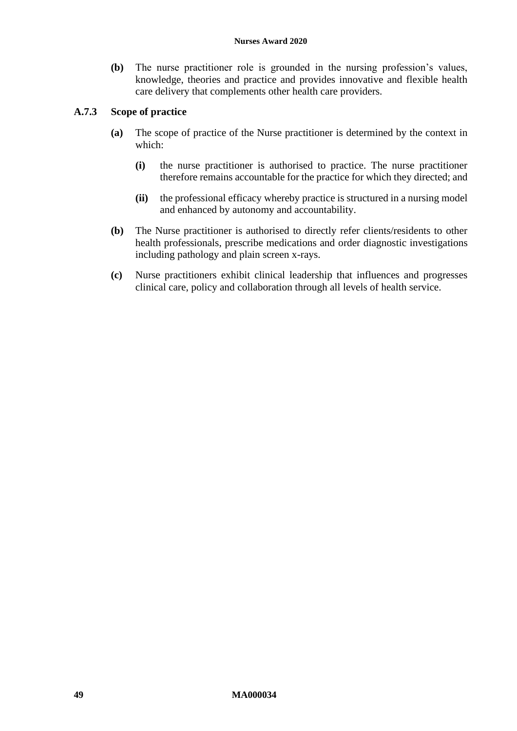**(b)** The nurse practitioner role is grounded in the nursing profession's values, knowledge, theories and practice and provides innovative and flexible health care delivery that complements other health care providers.

### A.7.3 Scope of practice

**(a)** The scope of practice of the Nurse practitioner is determined by the context in which:

> **(i)** the nurse practitioner is authorised to practice. The nurse practitioner therefore remains accountable for the practice for which they directed; and
>
> **(ii)** the professional efficacy whereby practice is structured in a nursing model and enhanced by autonomy and accountability.

**(b)** The Nurse practitioner is authorised to directly refer clients/residents to other health professionals, prescribe medications and order diagnostic investigations including pathology and plain screen x-rays.

**(c)** Nurse practitioners exhibit clinical leadership that influences and progresses clinical care, policy and collaboration through all levels of health service.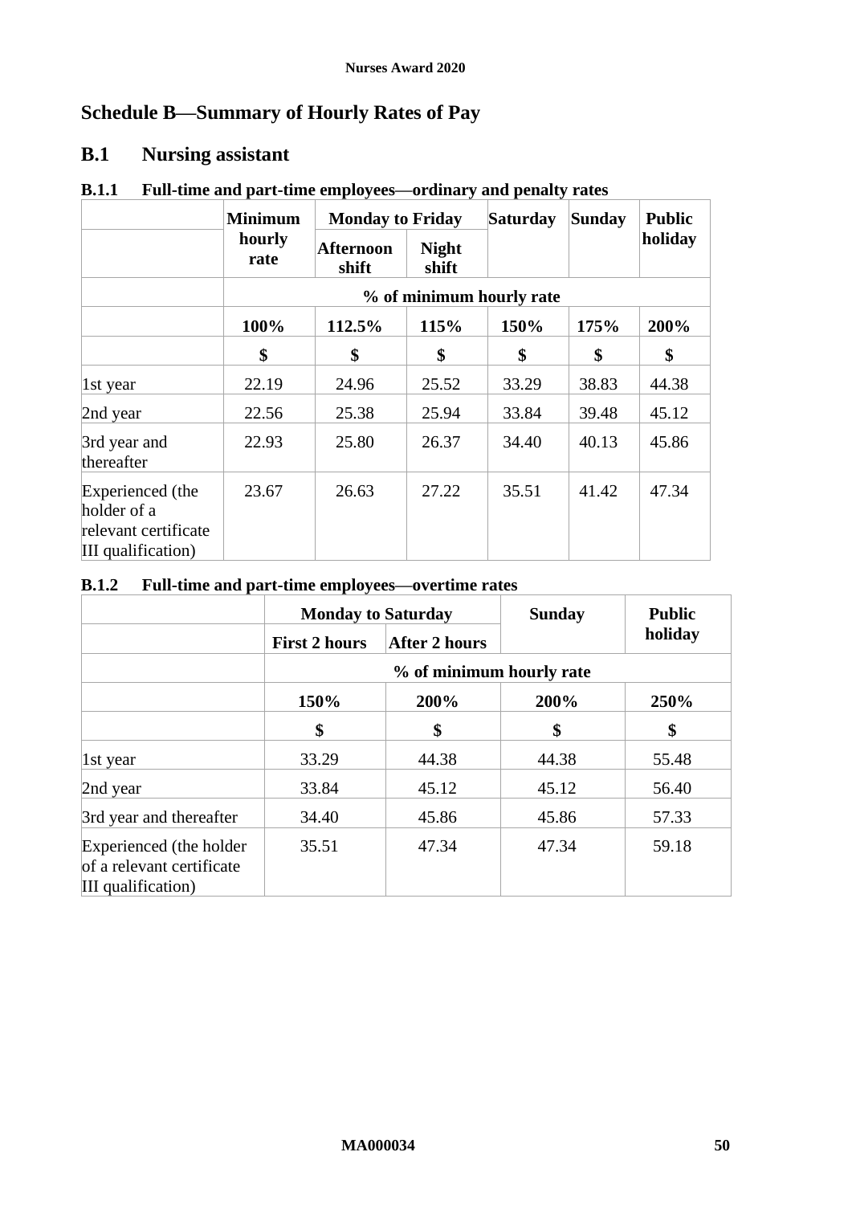## Schedule B—Summary of Hourly Rates of Pay

### B.1 Nursing assistant

#### B.1.1 Full-time and part-time employees—ordinary and penalty rates

| | Minimum hourly rate | Monday to Friday | | Saturday | Sunday | Public holiday |
|---|---|---|---|---|---|---|
| | | Afternoon shift | Night shift | | | |
| | % of minimum hourly rate | | | | | |
| | 100% | 112.5% | 115% | 150% | 175% | 200% |
| | $ | $ | $ | $ | $ | $ |
| 1st year | 22.19 | 24.96 | 25.52 | 33.29 | 38.83 | 44.38 |
| 2nd year | 22.56 | 25.38 | 25.94 | 33.84 | 39.48 | 45.12 |
| 3rd year and thereafter | 22.93 | 25.80 | 26.37 | 34.40 | 40.13 | 45.86 |
| Experienced (the holder of a relevant certificate III qualification) | 23.67 | 26.63 | 27.22 | 35.51 | 41.42 | 47.34 |

#### B.1.2 Full-time and part-time employees—overtime rates

| | Monday to Saturday | | Sunday | Public holiday |
|---|---|---|---|---|
| | First 2 hours | After 2 hours | | |
| | % of minimum hourly rate | | | |
| | 150% | 200% | 200% | 250% |
| | $ | $ | $ | $ |
| 1st year | 33.29 | 44.38 | 44.38 | 55.48 |
| 2nd year | 33.84 | 45.12 | 45.12 | 56.40 |
| 3rd year and thereafter | 34.40 | 45.86 | 45.86 | 57.33 |
| Experienced (the holder of a relevant certificate III qualification) | 35.51 | 47.34 | 47.34 | 59.18 |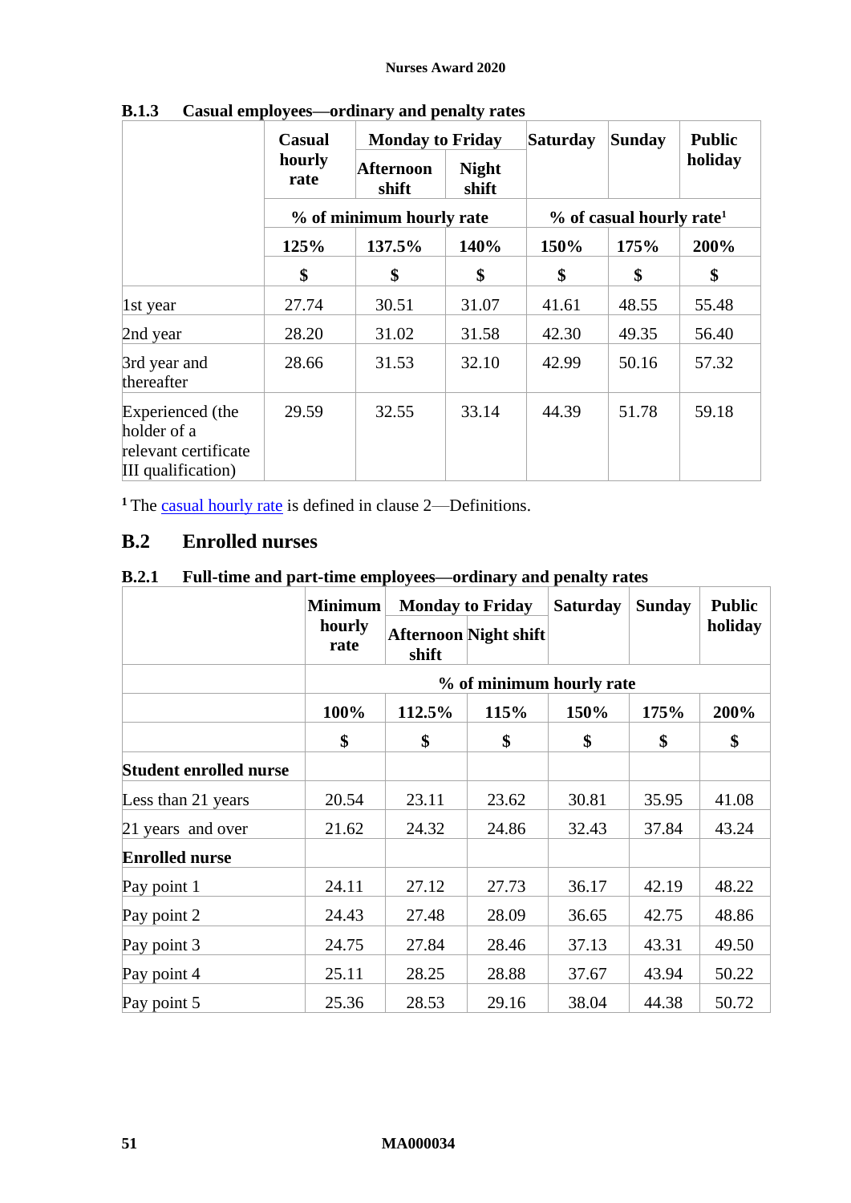### B.1.3 Casual employees—ordinary and penalty rates

| | Casual hourly rate | Monday to Friday | | Saturday | Sunday | Public holiday |
|---|---|---|---|---|---|---|
| | | Afternoon shift | Night shift | | | |
| | % of minimum hourly rate | | | % of casual hourly rate[1] | | |
| | 125% | 137.5% | 140% | 150% | 175% | 200% |
| | $ | $ | $ | $ | $ | $ |
| 1st year | 27.74 | 30.51 | 31.07 | 41.61 | 48.55 | 55.48 |
| 2nd year | 28.20 | 31.02 | 31.58 | 42.30 | 49.35 | 56.40 |
| 3rd year and thereafter | 28.66 | 31.53 | 32.10 | 42.99 | 50.16 | 57.32 |
| Experienced (the holder of a relevant certificate III qualification) | 29.59 | 32.55 | 33.14 | 44.39 | 51.78 | 59.18 |

[1] The casual hourly rate is defined in clause 2—Definitions.

## B.2 Enrolled nurses

### B.2.1 Full-time and part-time employees—ordinary and penalty rates

| | Minimum hourly rate | Monday to Friday | | Saturday | Sunday | Public holiday |
|---|---|---|---|---|---|---|
| | | Afternoon shift | Night shift | | | |
| | % of minimum hourly rate | | | | | |
| | 100% | 112.5% | 115% | 150% | 175% | 200% |
| | $ | $ | $ | $ | $ | $ |
| **Student enrolled nurse** | | | | | | |
| Less than 21 years | 20.54 | 23.11 | 23.62 | 30.81 | 35.95 | 41.08 |
| 21 years and over | 21.62 | 24.32 | 24.86 | 32.43 | 37.84 | 43.24 |
| **Enrolled nurse** | | | | | | |
| Pay point 1 | 24.11 | 27.12 | 27.73 | 36.17 | 42.19 | 48.22 |
| Pay point 2 | 24.43 | 27.48 | 28.09 | 36.65 | 42.75 | 48.86 |
| Pay point 3 | 24.75 | 27.84 | 28.46 | 37.13 | 43.31 | 49.50 |
| Pay point 4 | 25.11 | 28.25 | 28.88 | 37.67 | 43.94 | 50.22 |
| Pay point 5 | 25.36 | 28.53 | 29.16 | 38.04 | 44.38 | 50.72 |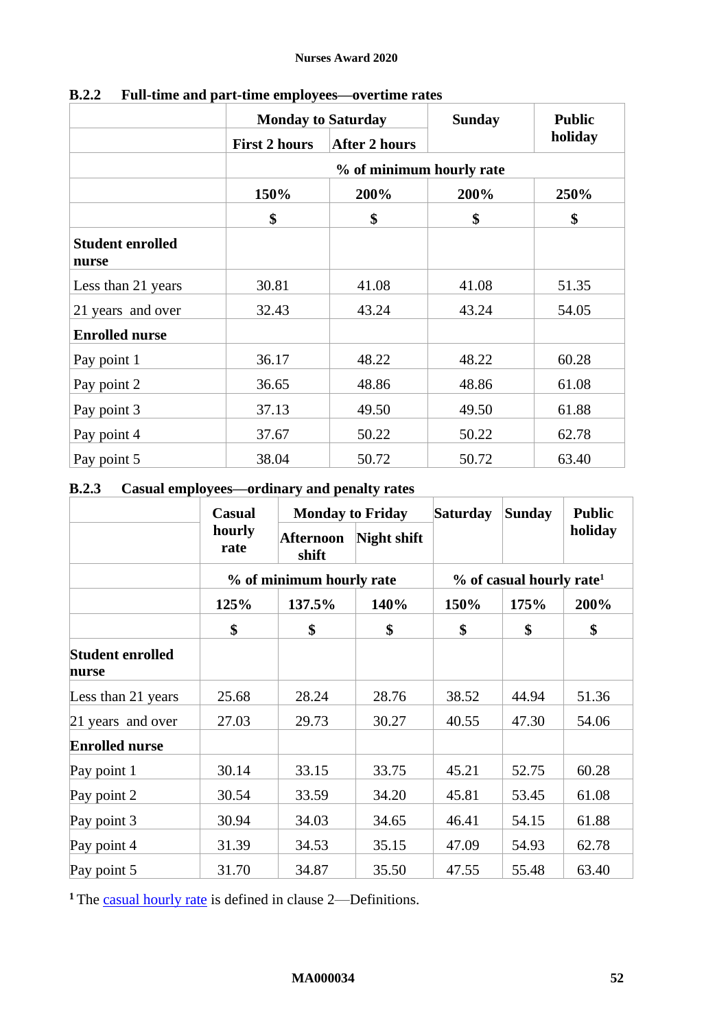### B.2.2 Full-time and part-time employees—overtime rates

| | Monday to Saturday | | Sunday | Public holiday |
|---|---|---|---|---|
| | First 2 hours | After 2 hours | | |
| | % of minimum hourly rate | | | |
| | 150% | 200% | 200% | 250% |
| | $ | $ | $ | $ |
| **Student enrolled nurse** | | | | |
| Less than 21 years | 30.81 | 41.08 | 41.08 | 51.35 |
| 21 years and over | 32.43 | 43.24 | 43.24 | 54.05 |
| **Enrolled nurse** | | | | |
| Pay point 1 | 36.17 | 48.22 | 48.22 | 60.28 |
| Pay point 2 | 36.65 | 48.86 | 48.86 | 61.08 |
| Pay point 3 | 37.13 | 49.50 | 49.50 | 61.88 |
| Pay point 4 | 37.67 | 50.22 | 50.22 | 62.78 |
| Pay point 5 | 38.04 | 50.72 | 50.72 | 63.40 |

### B.2.3 Casual employees—ordinary and penalty rates

| | Casual hourly rate | Monday to Friday | | Saturday | Sunday | Public holiday |
|---|---|---|---|---|---|---|
| | | Afternoon shift | Night shift | | | |
| | % of minimum hourly rate | | | % of casual hourly rate[1] | | |
| | 125% | 137.5% | 140% | 150% | 175% | 200% |
| | $ | $ | $ | $ | $ | $ |
| **Student enrolled nurse** | | | | | | |
| Less than 21 years | 25.68 | 28.24 | 28.76 | 38.52 | 44.94 | 51.36 |
| 21 years and over | 27.03 | 29.73 | 30.27 | 40.55 | 47.30 | 54.06 |
| **Enrolled nurse** | | | | | | |
| Pay point 1 | 30.14 | 33.15 | 33.75 | 45.21 | 52.75 | 60.28 |
| Pay point 2 | 30.54 | 33.59 | 34.20 | 45.81 | 53.45 | 61.08 |
| Pay point 3 | 30.94 | 34.03 | 34.65 | 46.41 | 54.15 | 61.88 |
| Pay point 4 | 31.39 | 34.53 | 35.15 | 47.09 | 54.93 | 62.78 |
| Pay point 5 | 31.70 | 34.87 | 35.50 | 47.55 | 55.48 | 63.40 |

[1] The casual hourly rate is defined in clause 2—Definitions.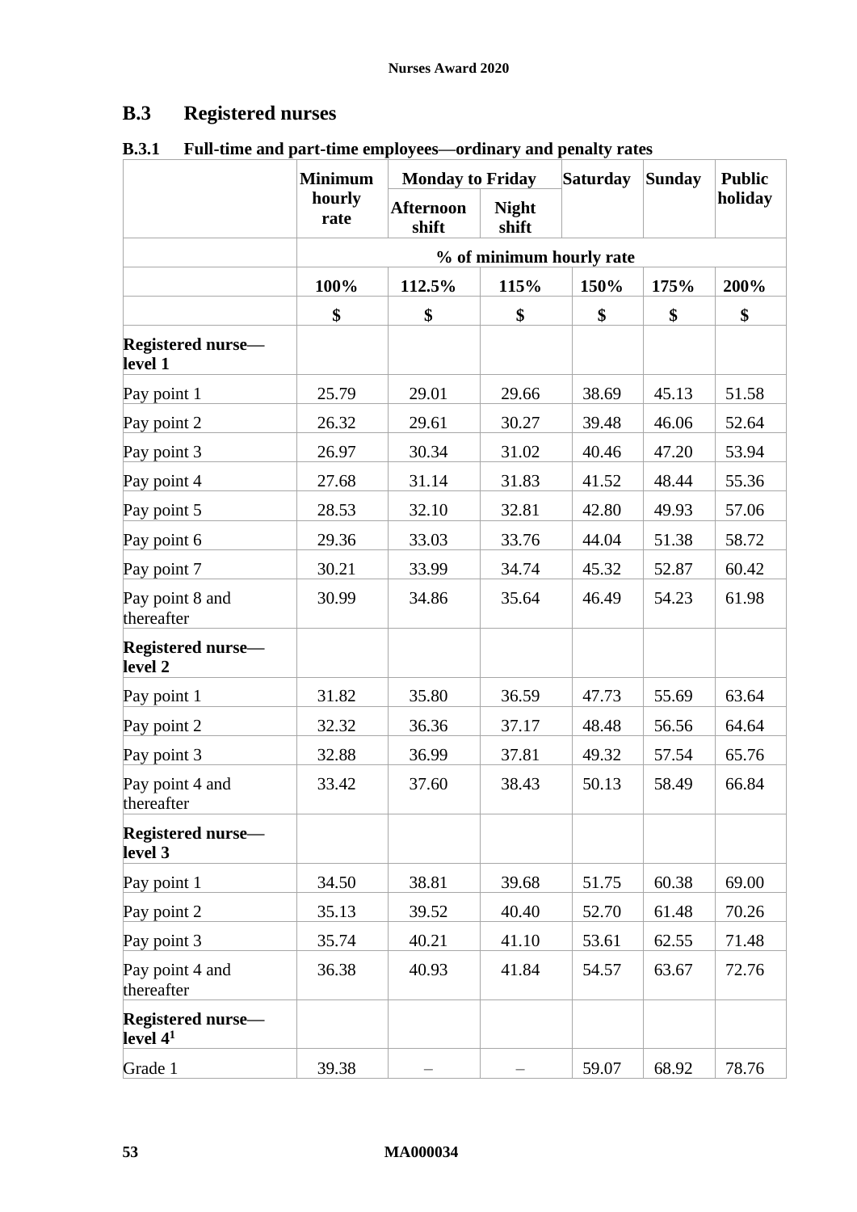## B.3 Registered nurses

### B.3.1 Full-time and part-time employees—ordinary and penalty rates

| | Minimum hourly rate | Monday to Friday | | Saturday | Sunday | Public holiday |
|---|---|---|---|---|---|---|
| | | Afternoon shift | Night shift | | | |
| | % of minimum hourly rate | | | | | |
| | 100% | 112.5% | 115% | 150% | 175% | 200% |
| | $ | $ | $ | $ | $ | $ |
| **Registered nurse—level 1** | | | | | | |
| Pay point 1 | 25.79 | 29.01 | 29.66 | 38.69 | 45.13 | 51.58 |
| Pay point 2 | 26.32 | 29.61 | 30.27 | 39.48 | 46.06 | 52.64 |
| Pay point 3 | 26.97 | 30.34 | 31.02 | 40.46 | 47.20 | 53.94 |
| Pay point 4 | 27.68 | 31.14 | 31.83 | 41.52 | 48.44 | 55.36 |
| Pay point 5 | 28.53 | 32.10 | 32.81 | 42.80 | 49.93 | 57.06 |
| Pay point 6 | 29.36 | 33.03 | 33.76 | 44.04 | 51.38 | 58.72 |
| Pay point 7 | 30.21 | 33.99 | 34.74 | 45.32 | 52.87 | 60.42 |
| Pay point 8 and thereafter | 30.99 | 34.86 | 35.64 | 46.49 | 54.23 | 61.98 |
| **Registered nurse—level 2** | | | | | | |
| Pay point 1 | 31.82 | 35.80 | 36.59 | 47.73 | 55.69 | 63.64 |
| Pay point 2 | 32.32 | 36.36 | 37.17 | 48.48 | 56.56 | 64.64 |
| Pay point 3 | 32.88 | 36.99 | 37.81 | 49.32 | 57.54 | 65.76 |
| Pay point 4 and thereafter | 33.42 | 37.60 | 38.43 | 50.13 | 58.49 | 66.84 |
| **Registered nurse—level 3** | | | | | | |
| Pay point 1 | 34.50 | 38.81 | 39.68 | 51.75 | 60.38 | 69.00 |
| Pay point 2 | 35.13 | 39.52 | 40.40 | 52.70 | 61.48 | 70.26 |
| Pay point 3 | 35.74 | 40.21 | 41.10 | 53.61 | 62.55 | 71.48 |
| Pay point 4 and thereafter | 36.38 | 40.93 | 41.84 | 54.57 | 63.67 | 72.76 |
| **Registered nurse—level 4**[1] | | | | | | |
| Grade 1 | 39.38 | – | – | 59.07 | 68.92 | 78.76 |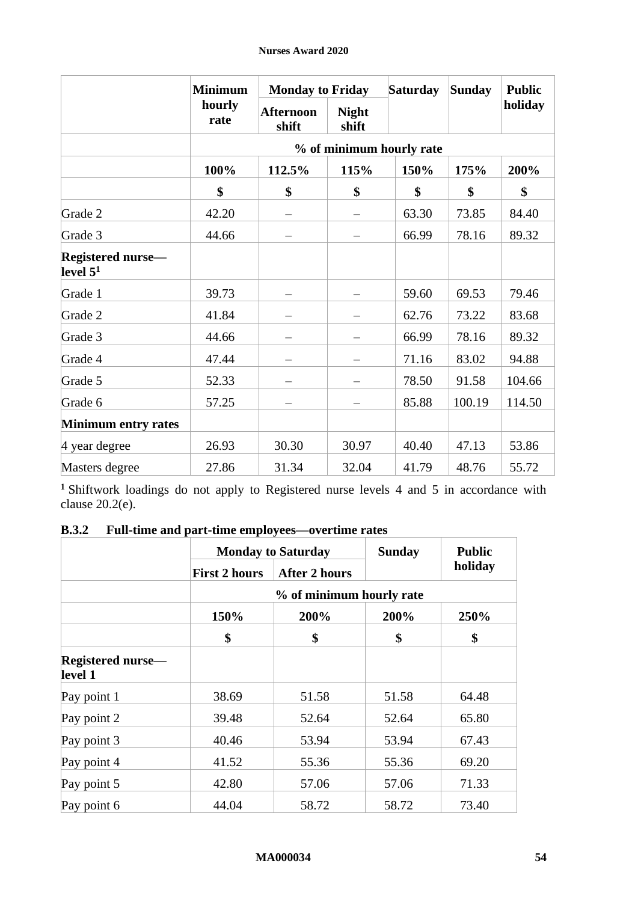| | Minimum hourly rate | Monday to Friday | | Saturday | Sunday | Public holiday |
|---|---|---|---|---|---|---|
| | | Afternoon shift | Night shift | | | |
| | % of minimum hourly rate | | | | | |
| | 100% | 112.5% | 115% | 150% | 175% | 200% |
| | $ | $ | $ | $ | $ | $ |
| Grade 2 | 42.20 | – | – | 63.30 | 73.85 | 84.40 |
| Grade 3 | 44.66 | – | – | 66.99 | 78.16 | 89.32 |
| **Registered nurse—level 5[1]** | | | | | | |
| Grade 1 | 39.73 | – | – | 59.60 | 69.53 | 79.46 |
| Grade 2 | 41.84 | – | – | 62.76 | 73.22 | 83.68 |
| Grade 3 | 44.66 | – | – | 66.99 | 78.16 | 89.32 |
| Grade 4 | 47.44 | – | – | 71.16 | 83.02 | 94.88 |
| Grade 5 | 52.33 | – | – | 78.50 | 91.58 | 104.66 |
| Grade 6 | 57.25 | – | – | 85.88 | 100.19 | 114.50 |
| **Minimum entry rates** | | | | | | |
| 4 year degree | 26.93 | 30.30 | 30.97 | 40.40 | 47.13 | 53.86 |
| Masters degree | 27.86 | 31.34 | 32.04 | 41.79 | 48.76 | 55.72 |

[1] Shiftwork loadings do not apply to Registered nurse levels 4 and 5 in accordance with clause 20.2(e).

### B.3.2 Full-time and part-time employees—overtime rates

| | Monday to Saturday | | Sunday | Public holiday |
|---|---|---|---|---|
| | First 2 hours | After 2 hours | | |
| | % of minimum hourly rate | | | |
| | 150% | 200% | 200% | 250% |
| | $ | $ | $ | $ |
| **Registered nurse—level 1** | | | | |
| Pay point 1 | 38.69 | 51.58 | 51.58 | 64.48 |
| Pay point 2 | 39.48 | 52.64 | 52.64 | 65.80 |
| Pay point 3 | 40.46 | 53.94 | 53.94 | 67.43 |
| Pay point 4 | 41.52 | 55.36 | 55.36 | 69.20 |
| Pay point 5 | 42.80 | 57.06 | 57.06 | 71.33 |
| Pay point 6 | 44.04 | 58.72 | 58.72 | 73.40 |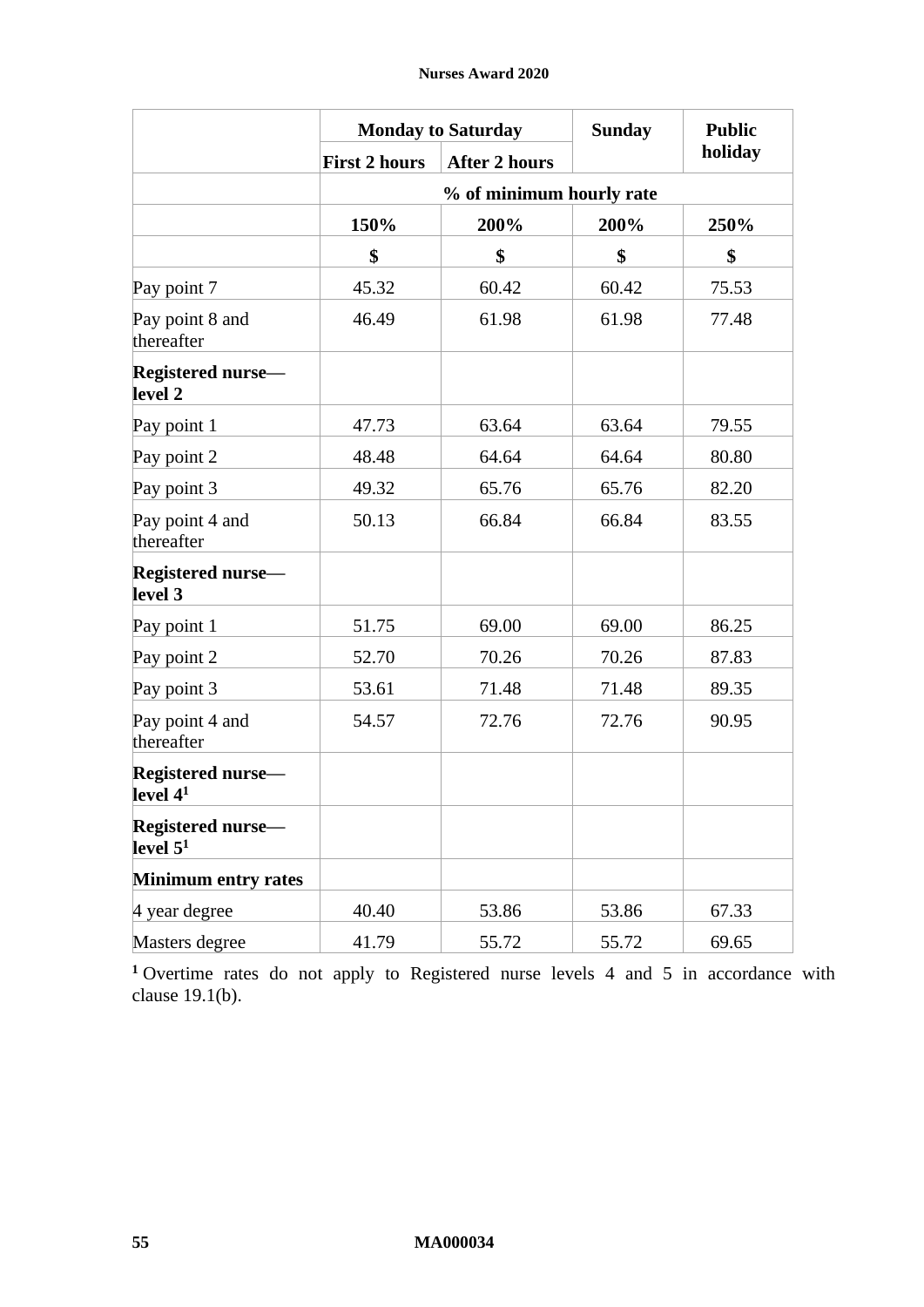| | Monday to Saturday | | Sunday | Public holiday |
|---|---|---|---|---|
| | First 2 hours | After 2 hours | | |
| | % of minimum hourly rate | | | |
| | 150% | 200% | 200% | 250% |
| | $ | $ | $ | $ |
| Pay point 7 | 45.32 | 60.42 | 60.42 | 75.53 |
| Pay point 8 and thereafter | 46.49 | 61.98 | 61.98 | 77.48 |
| **Registered nurse—level 2** | | | | |
| Pay point 1 | 47.73 | 63.64 | 63.64 | 79.55 |
| Pay point 2 | 48.48 | 64.64 | 64.64 | 80.80 |
| Pay point 3 | 49.32 | 65.76 | 65.76 | 82.20 |
| Pay point 4 and thereafter | 50.13 | 66.84 | 66.84 | 83.55 |
| **Registered nurse—level 3** | | | | |
| Pay point 1 | 51.75 | 69.00 | 69.00 | 86.25 |
| Pay point 2 | 52.70 | 70.26 | 70.26 | 87.83 |
| Pay point 3 | 53.61 | 71.48 | 71.48 | 89.35 |
| Pay point 4 and thereafter | 54.57 | 72.76 | 72.76 | 90.95 |
| **Registered nurse—level 4**[1] | | | | |
| **Registered nurse—level 5**[1] | | | | |
| **Minimum entry rates** | | | | |
| 4 year degree | 40.40 | 53.86 | 53.86 | 67.33 |
| Masters degree | 41.79 | 55.72 | 55.72 | 69.65 |

[1] Overtime rates do not apply to Registered nurse levels 4 and 5 in accordance with clause 19.1(b).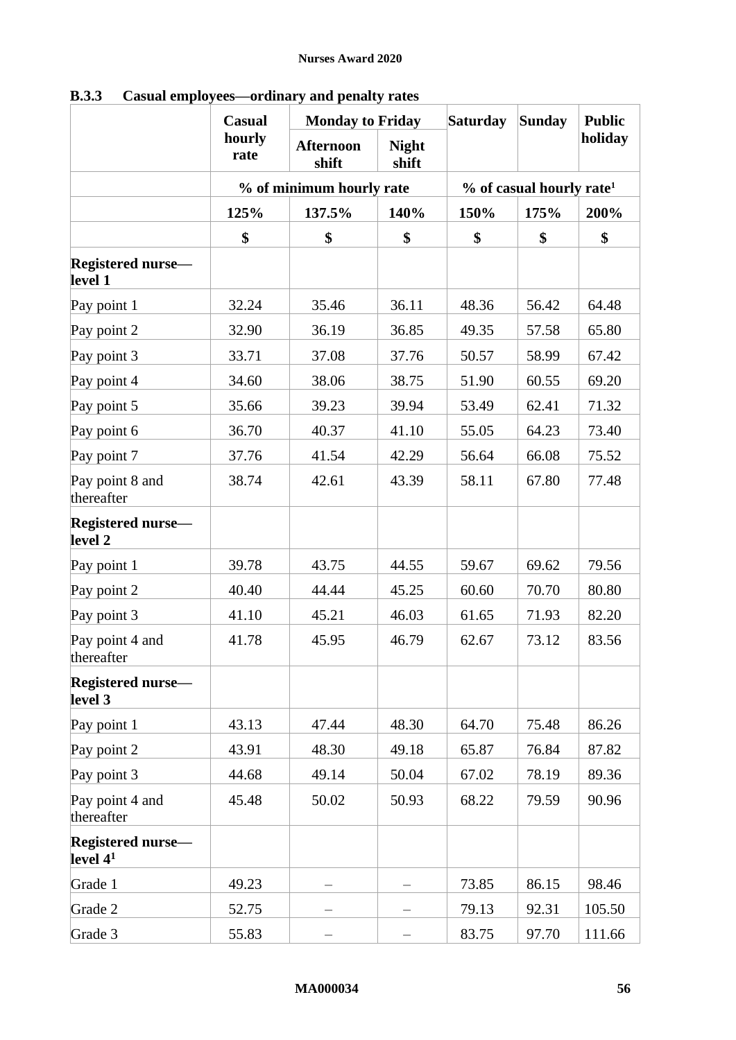### B.3.3 Casual employees—ordinary and penalty rates

| | Casual hourly rate | Monday to Friday | | Saturday | Sunday | Public holiday |
|---|---|---|---|---|---|---|
| | | Afternoon shift | Night shift | | | |
| | % of minimum hourly rate | | | % of casual hourly rate[1] | | |
| | 125% | 137.5% | 140% | 150% | 175% | 200% |
| | $ | $ | $ | $ | $ | $ |
| **Registered nurse—level 1** | | | | | | |
| Pay point 1 | 32.24 | 35.46 | 36.11 | 48.36 | 56.42 | 64.48 |
| Pay point 2 | 32.90 | 36.19 | 36.85 | 49.35 | 57.58 | 65.80 |
| Pay point 3 | 33.71 | 37.08 | 37.76 | 50.57 | 58.99 | 67.42 |
| Pay point 4 | 34.60 | 38.06 | 38.75 | 51.90 | 60.55 | 69.20 |
| Pay point 5 | 35.66 | 39.23 | 39.94 | 53.49 | 62.41 | 71.32 |
| Pay point 6 | 36.70 | 40.37 | 41.10 | 55.05 | 64.23 | 73.40 |
| Pay point 7 | 37.76 | 41.54 | 42.29 | 56.64 | 66.08 | 75.52 |
| Pay point 8 and thereafter | 38.74 | 42.61 | 43.39 | 58.11 | 67.80 | 77.48 |
| **Registered nurse—level 2** | | | | | | |
| Pay point 1 | 39.78 | 43.75 | 44.55 | 59.67 | 69.62 | 79.56 |
| Pay point 2 | 40.40 | 44.44 | 45.25 | 60.60 | 70.70 | 80.80 |
| Pay point 3 | 41.10 | 45.21 | 46.03 | 61.65 | 71.93 | 82.20 |
| Pay point 4 and thereafter | 41.78 | 45.95 | 46.79 | 62.67 | 73.12 | 83.56 |
| **Registered nurse—level 3** | | | | | | |
| Pay point 1 | 43.13 | 47.44 | 48.30 | 64.70 | 75.48 | 86.26 |
| Pay point 2 | 43.91 | 48.30 | 49.18 | 65.87 | 76.84 | 87.82 |
| Pay point 3 | 44.68 | 49.14 | 50.04 | 67.02 | 78.19 | 89.36 |
| Pay point 4 and thereafter | 45.48 | 50.02 | 50.93 | 68.22 | 79.59 | 90.96 |
| **Registered nurse—level 4[1]** | | | | | | |
| Grade 1 | 49.23 | – | – | 73.85 | 86.15 | 98.46 |
| Grade 2 | 52.75 | – | – | 79.13 | 92.31 | 105.50 |
| Grade 3 | 55.83 | – | – | 83.75 | 97.70 | 111.66 |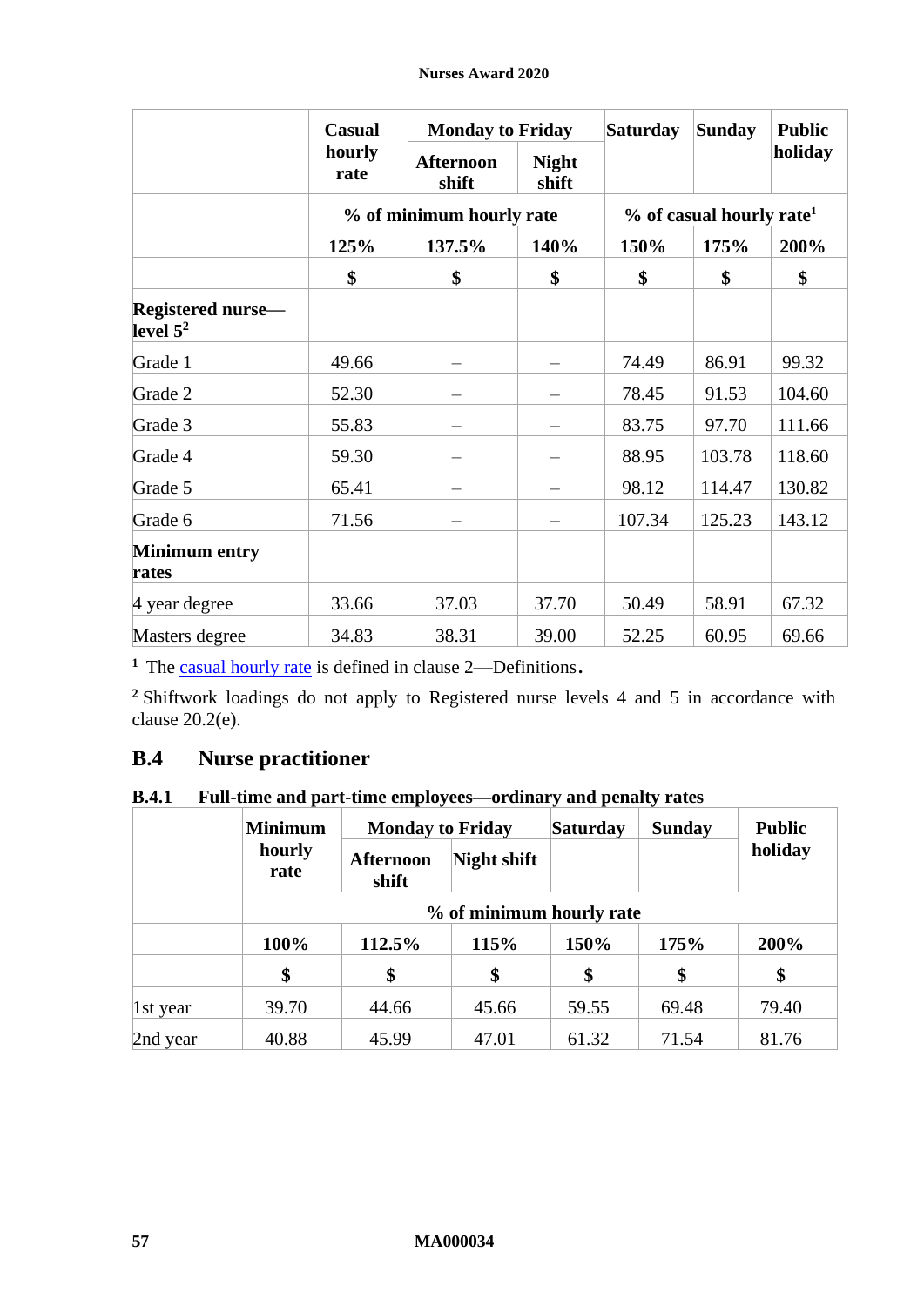| | Casual hourly rate | Monday to Friday | | Saturday | Sunday | Public holiday |
|---|---|---|---|---|---|---|
| | | Afternoon shift | Night shift | | | |
| | % of minimum hourly rate | | | % of casual hourly rate[1] | | |
| | 125% | 137.5% | 140% | 150% | 175% | 200% |
| | $ | $ | $ | $ | $ | $ |
| **Registered nurse—level 5[2]** | | | | | | |
| Grade 1 | 49.66 | – | – | 74.49 | 86.91 | 99.32 |
| Grade 2 | 52.30 | – | – | 78.45 | 91.53 | 104.60 |
| Grade 3 | 55.83 | – | – | 83.75 | 97.70 | 111.66 |
| Grade 4 | 59.30 | – | – | 88.95 | 103.78 | 118.60 |
| Grade 5 | 65.41 | – | – | 98.12 | 114.47 | 130.82 |
| Grade 6 | 71.56 | – | – | 107.34 | 125.23 | 143.12 |
| **Minimum entry rates** | | | | | | |
| 4 year degree | 33.66 | 37.03 | 37.70 | 50.49 | 58.91 | 67.32 |
| Masters degree | 34.83 | 38.31 | 39.00 | 52.25 | 60.95 | 69.66 |

[1] The casual hourly rate is defined in clause 2—Definitions.

[2] Shiftwork loadings do not apply to Registered nurse levels 4 and 5 in accordance with clause 20.2(e).

## B.4 Nurse practitioner

### B.4.1 Full-time and part-time employees—ordinary and penalty rates

| | Minimum hourly rate | Monday to Friday | | Saturday | Sunday | Public holiday |
|---|---|---|---|---|---|---|
| | | Afternoon shift | Night shift | | | |
| | % of minimum hourly rate | | | | | |
| | 100% | 112.5% | 115% | 150% | 175% | 200% |
| | $ | $ | $ | $ | $ | $ |
| 1st year | 39.70 | 44.66 | 45.66 | 59.55 | 69.48 | 79.40 |
| 2nd year | 40.88 | 45.99 | 47.01 | 61.32 | 71.54 | 81.76 |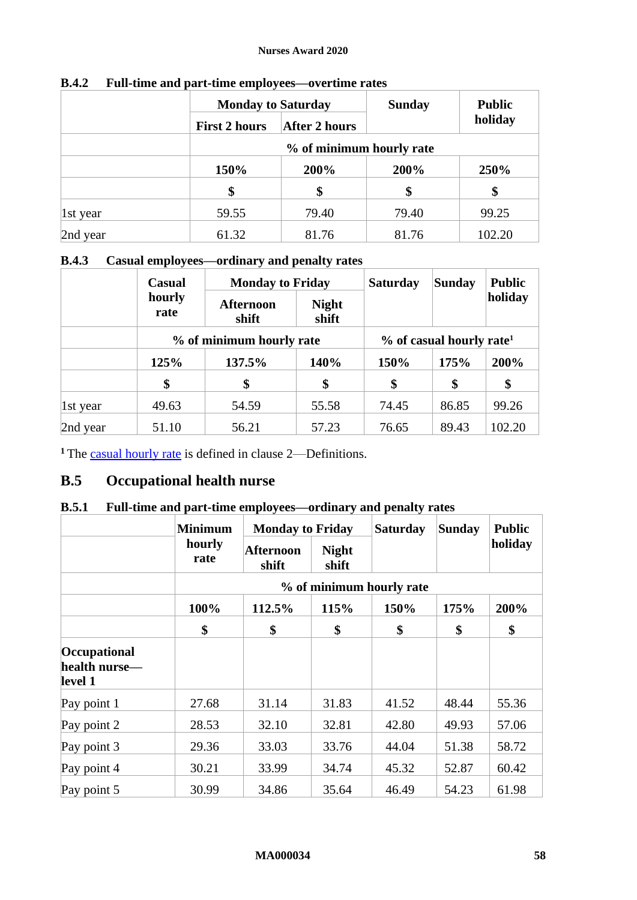#### B.4.2 Full-time and part-time employees—overtime rates

| | Monday to Saturday | | Sunday | Public holiday |
|---|---|---|---|---|
| | First 2 hours | After 2 hours | | |
| | % of minimum hourly rate | | | |
| | 150% | 200% | 200% | 250% |
| | $ | $ | $ | $ |
| 1st year | 59.55 | 79.40 | 79.40 | 99.25 |
| 2nd year | 61.32 | 81.76 | 81.76 | 102.20 |

#### B.4.3 Casual employees—ordinary and penalty rates

| | Casual hourly rate | Monday to Friday | | Saturday | Sunday | Public holiday |
|---|---|---|---|---|---|---|
| | | Afternoon shift | Night shift | | | |
| | % of minimum hourly rate | | | % of casual hourly rate[1] | | |
| | 125% | 137.5% | 140% | 150% | 175% | 200% |
| | $ | $ | $ | $ | $ | $ |
| 1st year | 49.63 | 54.59 | 55.58 | 74.45 | 86.85 | 99.26 |
| 2nd year | 51.10 | 56.21 | 57.23 | 76.65 | 89.43 | 102.20 |

[1] The casual hourly rate is defined in clause 2—Definitions.

## B.5 Occupational health nurse

#### B.5.1 Full-time and part-time employees—ordinary and penalty rates

| | Minimum hourly rate | Monday to Friday | | Saturday | Sunday | Public holiday |
|---|---|---|---|---|---|---|
| | | Afternoon shift | Night shift | | | |
| | % of minimum hourly rate | | | | | |
| | 100% | 112.5% | 115% | 150% | 175% | 200% |
| | $ | $ | $ | $ | $ | $ |
| **Occupational health nurse—level 1** | | | | | | |
| Pay point 1 | 27.68 | 31.14 | 31.83 | 41.52 | 48.44 | 55.36 |
| Pay point 2 | 28.53 | 32.10 | 32.81 | 42.80 | 49.93 | 57.06 |
| Pay point 3 | 29.36 | 33.03 | 33.76 | 44.04 | 51.38 | 58.72 |
| Pay point 4 | 30.21 | 33.99 | 34.74 | 45.32 | 52.87 | 60.42 |
| Pay point 5 | 30.99 | 34.86 | 35.64 | 46.49 | 54.23 | 61.98 |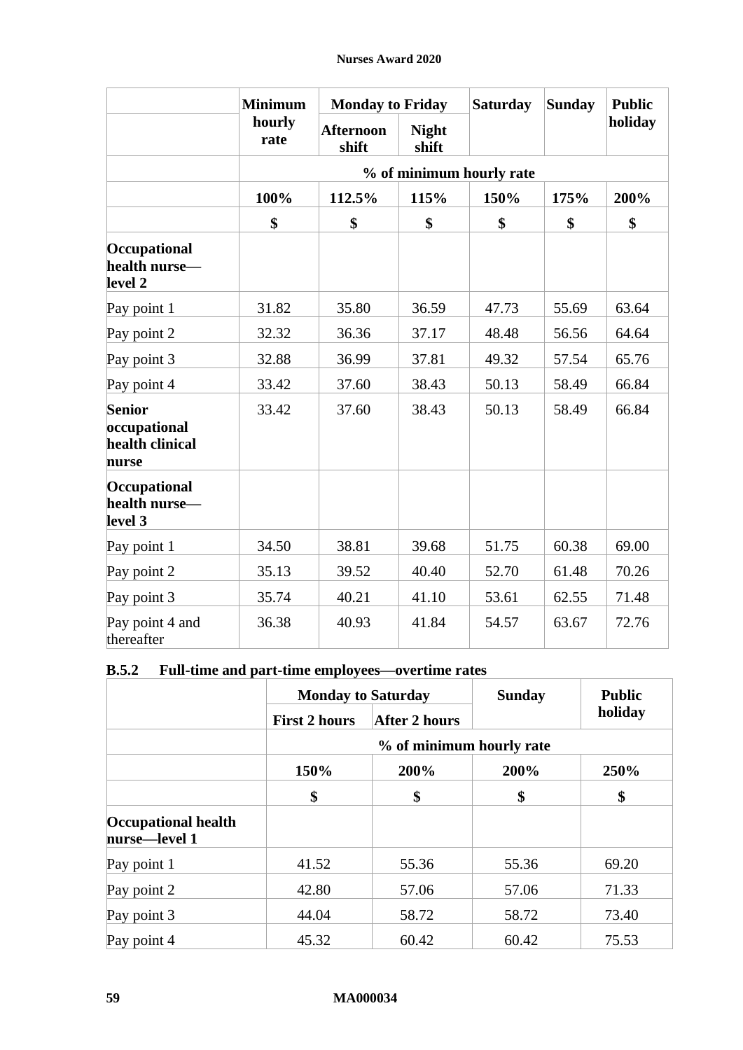| | Minimum hourly rate | Monday to Friday | | Saturday | Sunday | Public holiday |
|---|---|---|---|---|---|---|
| | | Afternoon shift | Night shift | | | |
| | % of minimum hourly rate | | | | | |
| | 100% | 112.5% | 115% | 150% | 175% | 200% |
| | $ | $ | $ | $ | $ | $ |
| **Occupational health nurse—level 2** | | | | | | |
| Pay point 1 | 31.82 | 35.80 | 36.59 | 47.73 | 55.69 | 63.64 |
| Pay point 2 | 32.32 | 36.36 | 37.17 | 48.48 | 56.56 | 64.64 |
| Pay point 3 | 32.88 | 36.99 | 37.81 | 49.32 | 57.54 | 65.76 |
| Pay point 4 | 33.42 | 37.60 | 38.43 | 50.13 | 58.49 | 66.84 |
| **Senior occupational health clinical nurse** | 33.42 | 37.60 | 38.43 | 50.13 | 58.49 | 66.84 |
| **Occupational health nurse—level 3** | | | | | | |
| Pay point 1 | 34.50 | 38.81 | 39.68 | 51.75 | 60.38 | 69.00 |
| Pay point 2 | 35.13 | 39.52 | 40.40 | 52.70 | 61.48 | 70.26 |
| Pay point 3 | 35.74 | 40.21 | 41.10 | 53.61 | 62.55 | 71.48 |
| Pay point 4 and thereafter | 36.38 | 40.93 | 41.84 | 54.57 | 63.67 | 72.76 |

### B.5.2 Full-time and part-time employees—overtime rates

| | Monday to Saturday | | Sunday | Public holiday |
|---|---|---|---|---|
| | First 2 hours | After 2 hours | | |
| | % of minimum hourly rate | | | |
| | 150% | 200% | 200% | 250% |
| | $ | $ | $ | $ |
| **Occupational health nurse—level 1** | | | | |
| Pay point 1 | 41.52 | 55.36 | 55.36 | 69.20 |
| Pay point 2 | 42.80 | 57.06 | 57.06 | 71.33 |
| Pay point 3 | 44.04 | 58.72 | 58.72 | 73.40 |
| Pay point 4 | 45.32 | 60.42 | 60.42 | 75.53 |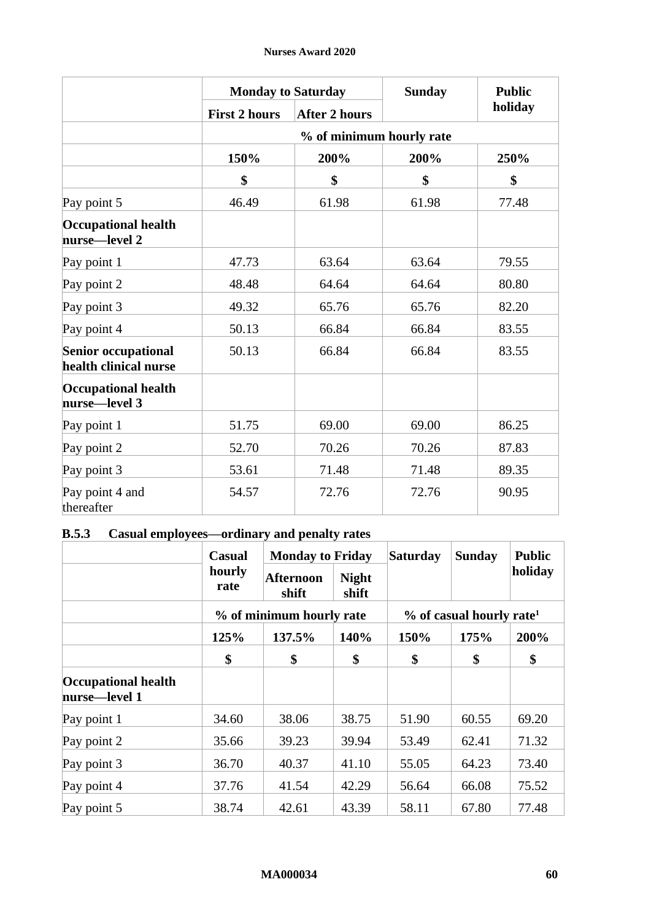| | Monday to Saturday | | Sunday | Public holiday |
|---|---|---|---|---|
| | First 2 hours | After 2 hours | | |
| | % of minimum hourly rate | | | |
| | 150% | 200% | 200% | 250% |
| | $ | $ | $ | $ |
| Pay point 5 | 46.49 | 61.98 | 61.98 | 77.48 |
| **Occupational health nurse—level 2** | | | | |
| Pay point 1 | 47.73 | 63.64 | 63.64 | 79.55 |
| Pay point 2 | 48.48 | 64.64 | 64.64 | 80.80 |
| Pay point 3 | 49.32 | 65.76 | 65.76 | 82.20 |
| Pay point 4 | 50.13 | 66.84 | 66.84 | 83.55 |
| **Senior occupational health clinical nurse** | 50.13 | 66.84 | 66.84 | 83.55 |
| **Occupational health nurse—level 3** | | | | |
| Pay point 1 | 51.75 | 69.00 | 69.00 | 86.25 |
| Pay point 2 | 52.70 | 70.26 | 70.26 | 87.83 |
| Pay point 3 | 53.61 | 71.48 | 71.48 | 89.35 |
| Pay point 4 and thereafter | 54.57 | 72.76 | 72.76 | 90.95 |

### B.5.3 Casual employees—ordinary and penalty rates

| | Casual hourly rate | Monday to Friday | | Saturday | Sunday | Public holiday |
|---|---|---|---|---|---|---|
| | | Afternoon shift | Night shift | | | |
| | % of minimum hourly rate | | | % of casual hourly rate[1] | | |
| | 125% | 137.5% | 140% | 150% | 175% | 200% |
| | $ | $ | $ | $ | $ | $ |
| **Occupational health nurse—level 1** | | | | | | |
| Pay point 1 | 34.60 | 38.06 | 38.75 | 51.90 | 60.55 | 69.20 |
| Pay point 2 | 35.66 | 39.23 | 39.94 | 53.49 | 62.41 | 71.32 |
| Pay point 3 | 36.70 | 40.37 | 41.10 | 55.05 | 64.23 | 73.40 |
| Pay point 4 | 37.76 | 41.54 | 42.29 | 56.64 | 66.08 | 75.52 |
| Pay point 5 | 38.74 | 42.61 | 43.39 | 58.11 | 67.80 | 77.48 |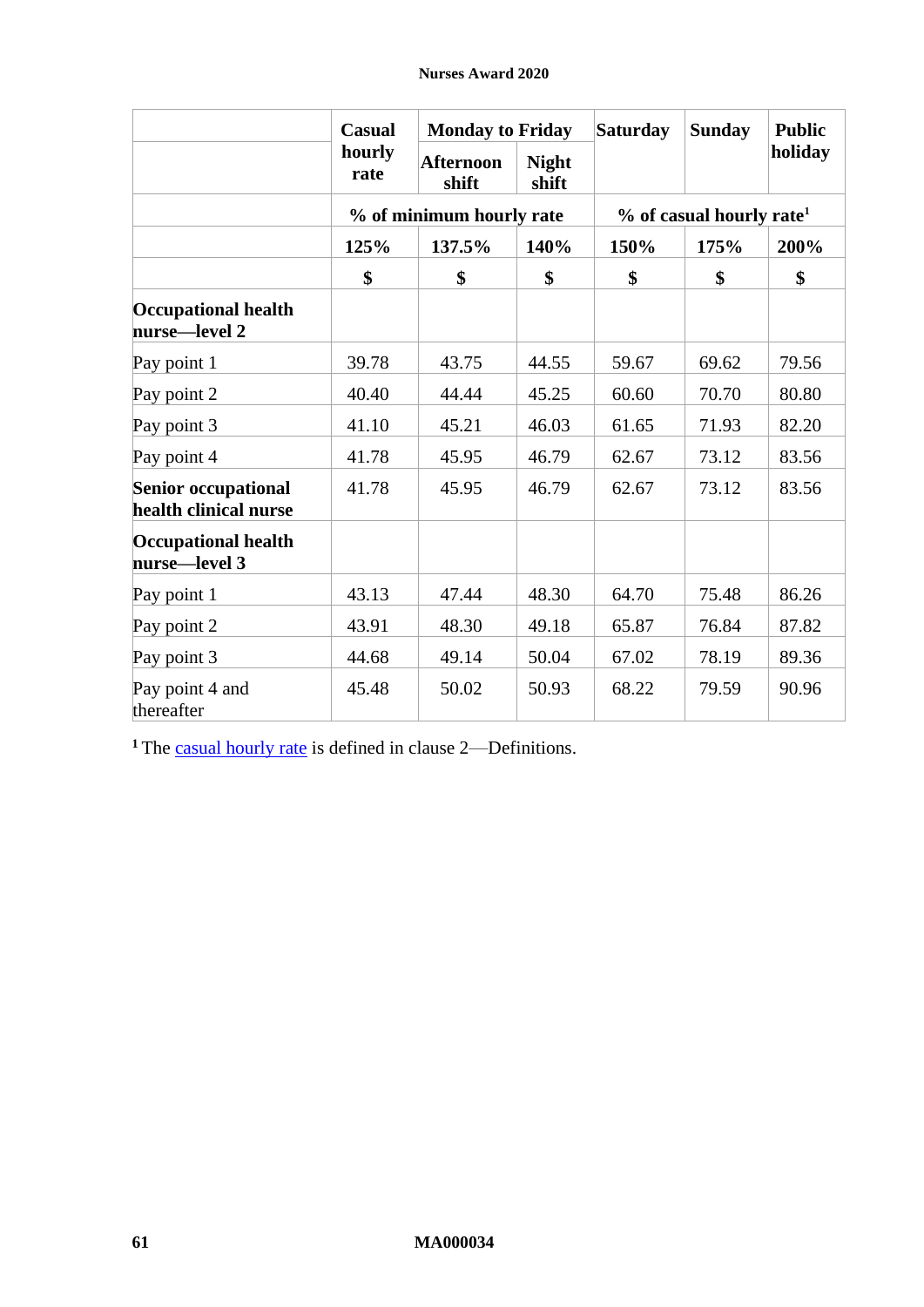| | Casual hourly rate | Monday to Friday | | Saturday | Sunday | Public holiday |
|---|---|---|---|---|---|---|
| | | Afternoon shift | Night shift | | | |
| | % of minimum hourly rate | | | % of casual hourly rate[1] | | |
| | 125% | 137.5% | 140% | 150% | 175% | 200% |
| | $ | $ | $ | $ | $ | $ |
| **Occupational health nurse—level 2** | | | | | | |
| Pay point 1 | 39.78 | 43.75 | 44.55 | 59.67 | 69.62 | 79.56 |
| Pay point 2 | 40.40 | 44.44 | 45.25 | 60.60 | 70.70 | 80.80 |
| Pay point 3 | 41.10 | 45.21 | 46.03 | 61.65 | 71.93 | 82.20 |
| Pay point 4 | 41.78 | 45.95 | 46.79 | 62.67 | 73.12 | 83.56 |
| **Senior occupational health clinical nurse** | 41.78 | 45.95 | 46.79 | 62.67 | 73.12 | 83.56 |
| **Occupational health nurse—level 3** | | | | | | |
| Pay point 1 | 43.13 | 47.44 | 48.30 | 64.70 | 75.48 | 86.26 |
| Pay point 2 | 43.91 | 48.30 | 49.18 | 65.87 | 76.84 | 87.82 |
| Pay point 3 | 44.68 | 49.14 | 50.04 | 67.02 | 78.19 | 89.36 |
| Pay point 4 and thereafter | 45.48 | 50.02 | 50.93 | 68.22 | 79.59 | 90.96 |

[1] The casual hourly rate is defined in clause 2—Definitions.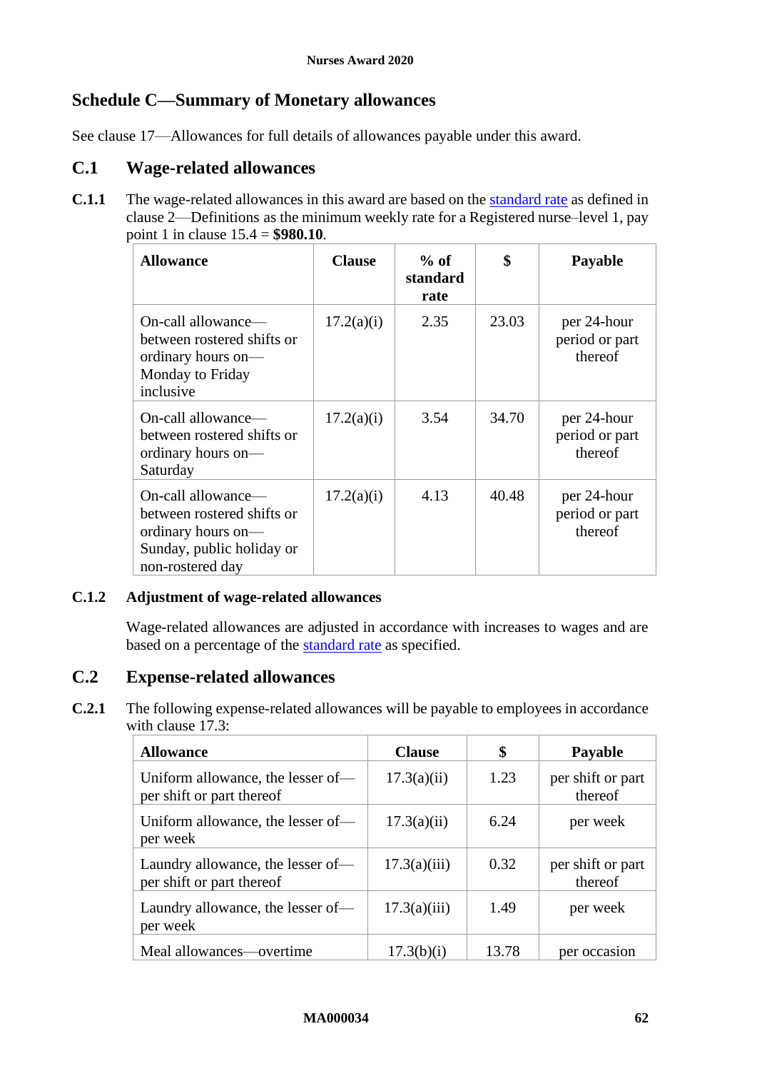## Schedule C—Summary of Monetary allowances

See clause 17—Allowances for full details of allowances payable under this award.

### C.1 Wage-related allowances

**C.1.1** The wage-related allowances in this award are based on the standard rate as defined in clause 2—Definitions as the minimum weekly rate for a Registered nurse–level 1, pay point 1 in clause 15.4 = **$980.10**.

| Allowance | Clause | % of standard rate | $ | Payable |
|---|---|---|---|---|
| On-call allowance—between rostered shifts or ordinary hours on—Monday to Friday inclusive | 17.2(a)(i) | 2.35 | 23.03 | per 24-hour period or part thereof |
| On-call allowance—between rostered shifts or ordinary hours on—Saturday | 17.2(a)(i) | 3.54 | 34.70 | per 24-hour period or part thereof |
| On-call allowance—between rostered shifts or ordinary hours on—Sunday, public holiday or non-rostered day | 17.2(a)(i) | 4.13 | 40.48 | per 24-hour period or part thereof |

**C.1.2 Adjustment of wage-related allowances**

Wage-related allowances are adjusted in accordance with increases to wages and are based on a percentage of the standard rate as specified.

### C.2 Expense-related allowances

**C.2.1** The following expense-related allowances will be payable to employees in accordance with clause 17.3:

| Allowance | Clause | $ | Payable |
|---|---|---|---|
| Uniform allowance, the lesser of—per shift or part thereof | 17.3(a)(ii) | 1.23 | per shift or part thereof |
| Uniform allowance, the lesser of—per week | 17.3(a)(ii) | 6.24 | per week |
| Laundry allowance, the lesser of—per shift or part thereof | 17.3(a)(iii) | 0.32 | per shift or part thereof |
| Laundry allowance, the lesser of—per week | 17.3(a)(iii) | 1.49 | per week |
| Meal allowances—overtime | 17.3(b)(i) | 13.78 | per occasion |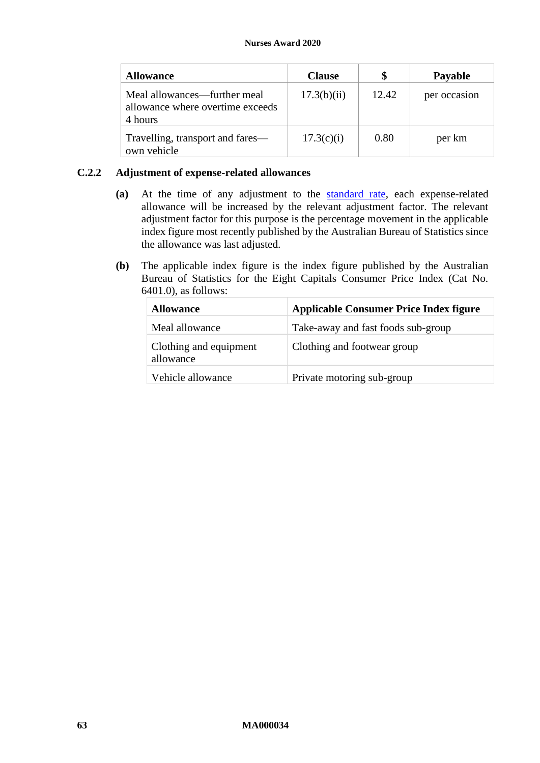| Allowance | Clause | $ | Payable |
|---|---|---|---|
| Meal allowances—further meal allowance where overtime exceeds 4 hours | 17.3(b)(ii) | 12.42 | per occasion |
| Travelling, transport and fares—own vehicle | 17.3(c)(i) | 0.80 | per km |

### C.2.2 Adjustment of expense-related allowances

**(a)** At the time of any adjustment to the standard rate, each expense-related allowance will be increased by the relevant adjustment factor. The relevant adjustment factor for this purpose is the percentage movement in the applicable index figure most recently published by the Australian Bureau of Statistics since the allowance was last adjusted.

**(b)** The applicable index figure is the index figure published by the Australian Bureau of Statistics for the Eight Capitals Consumer Price Index (Cat No. 6401.0), as follows:

| Allowance | Applicable Consumer Price Index figure |
|---|---|
| Meal allowance | Take-away and fast foods sub-group |
| Clothing and equipment allowance | Clothing and footwear group |
| Vehicle allowance | Private motoring sub-group |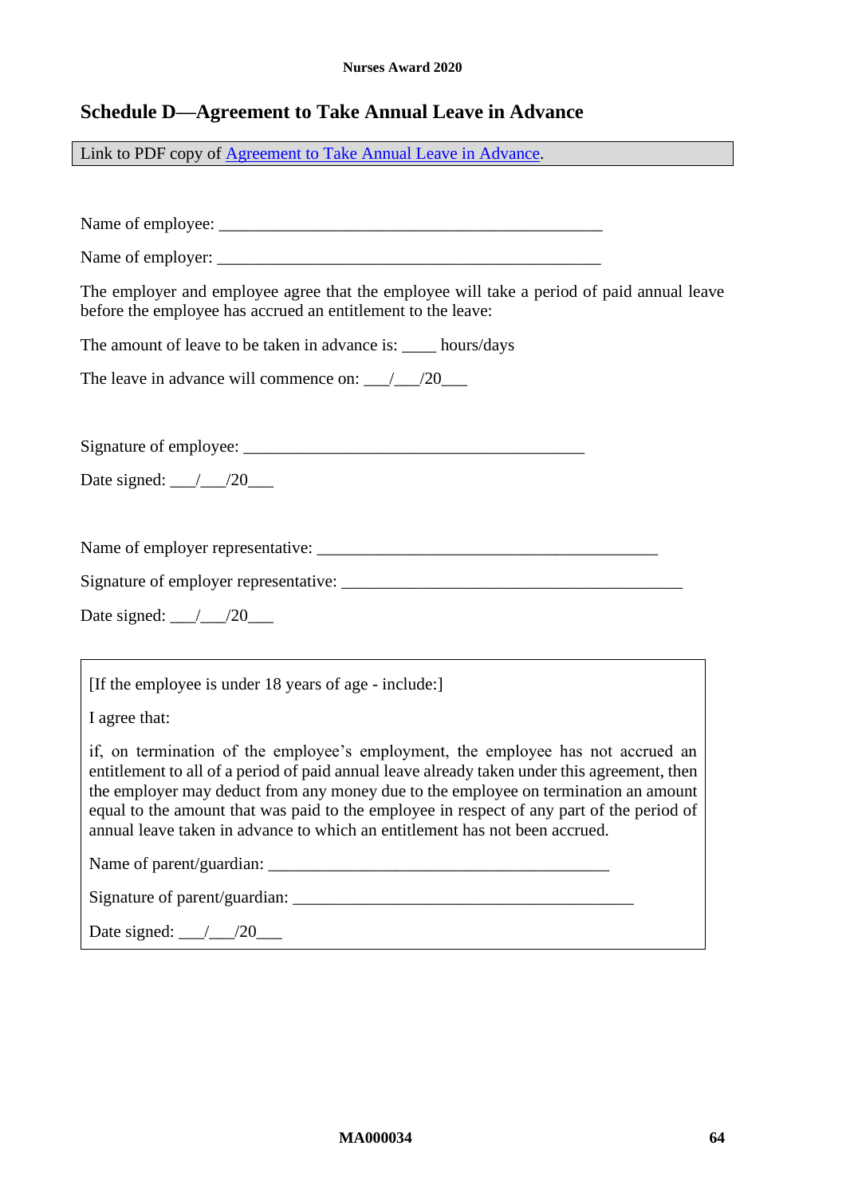## Schedule D—Agreement to Take Annual Leave in Advance

Link to PDF copy of Agreement to Take Annual Leave in Advance.

Name of employee: _______________________________________________

Name of employer: _______________________________________________

The employer and employee agree that the employee will take a period of paid annual leave before the employee has accrued an entitlement to the leave:

The amount of leave to be taken in advance is: ____ hours/days

The leave in advance will commence on: ___/___/20___

Signature of employee: __________________________________________

Date signed: ___/___/20___

Name of employer representative: __________________________________________

Signature of employer representative: __________________________________________

Date signed: ___/___/20___

[If the employee is under 18 years of age - include:]

I agree that:

if, on termination of the employee's employment, the employee has not accrued an entitlement to all of a period of paid annual leave already taken under this agreement, then the employer may deduct from any money due to the employee on termination an amount equal to the amount that was paid to the employee in respect of any part of the period of annual leave taken in advance to which an entitlement has not been accrued.

Name of parent/guardian: __________________________________________

Signature of parent/guardian: __________________________________________

Date signed: ___/___/20___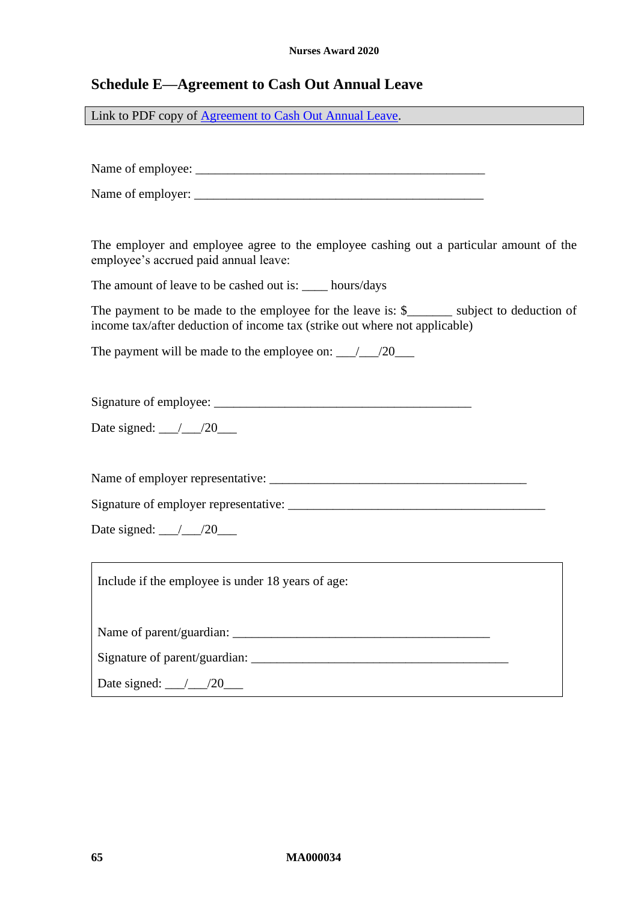## Schedule E—Agreement to Cash Out Annual Leave

Link to PDF copy of [Agreement to Cash Out Annual Leave](#).

Name of employee: _______________________________________________

Name of employer: _______________________________________________

The employer and employee agree to the employee cashing out a particular amount of the employee's accrued paid annual leave:

The amount of leave to be cashed out is: ____ hours/days

The payment to be made to the employee for the leave is: $_______ subject to deduction of income tax/after deduction of income tax (strike out where not applicable)

The payment will be made to the employee on: ___/___/20___

Signature of employee: ________________________________________

Date signed: ___/___/20___

Name of employer representative: ________________________________________

Signature of employer representative: ________________________________________

Date signed: ___/___/20___

> Include if the employee is under 18 years of age:
>
> Name of parent/guardian: ________________________________________
>
> Signature of parent/guardian: ________________________________________
>
> Date signed: ___/___/20___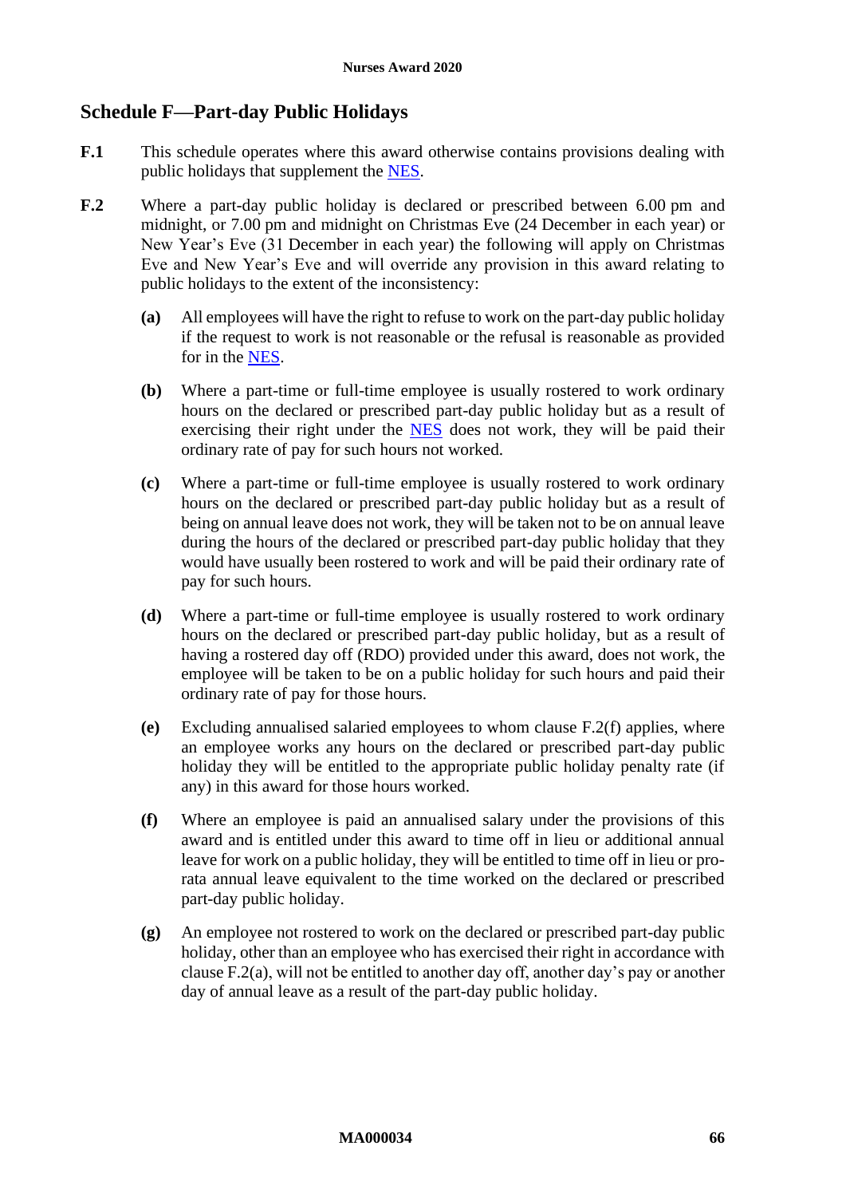## Schedule F—Part-day Public Holidays

**F.1** This schedule operates where this award otherwise contains provisions dealing with public holidays that supplement the NES.

**F.2** Where a part-day public holiday is declared or prescribed between 6.00 pm and midnight, or 7.00 pm and midnight on Christmas Eve (24 December in each year) or New Year's Eve (31 December in each year) the following will apply on Christmas Eve and New Year's Eve and will override any provision in this award relating to public holidays to the extent of the inconsistency:

- **(a)** All employees will have the right to refuse to work on the part-day public holiday if the request to work is not reasonable or the refusal is reasonable as provided for in the NES.

- **(b)** Where a part-time or full-time employee is usually rostered to work ordinary hours on the declared or prescribed part-day public holiday but as a result of exercising their right under the NES does not work, they will be paid their ordinary rate of pay for such hours not worked.

- **(c)** Where a part-time or full-time employee is usually rostered to work ordinary hours on the declared or prescribed part-day public holiday but as a result of being on annual leave does not work, they will be taken not to be on annual leave during the hours of the declared or prescribed part-day public holiday that they would have usually been rostered to work and will be paid their ordinary rate of pay for such hours.

- **(d)** Where a part-time or full-time employee is usually rostered to work ordinary hours on the declared or prescribed part-day public holiday, but as a result of having a rostered day off (RDO) provided under this award, does not work, the employee will be taken to be on a public holiday for such hours and paid their ordinary rate of pay for those hours.

- **(e)** Excluding annualised salaried employees to whom clause F.2(f) applies, where an employee works any hours on the declared or prescribed part-day public holiday they will be entitled to the appropriate public holiday penalty rate (if any) in this award for those hours worked.

- **(f)** Where an employee is paid an annualised salary under the provisions of this award and is entitled under this award to time off in lieu or additional annual leave for work on a public holiday, they will be entitled to time off in lieu or pro-rata annual leave equivalent to the time worked on the declared or prescribed part-day public holiday.

- **(g)** An employee not rostered to work on the declared or prescribed part-day public holiday, other than an employee who has exercised their right in accordance with clause F.2(a), will not be entitled to another day off, another day's pay or another day of annual leave as a result of the part-day public holiday.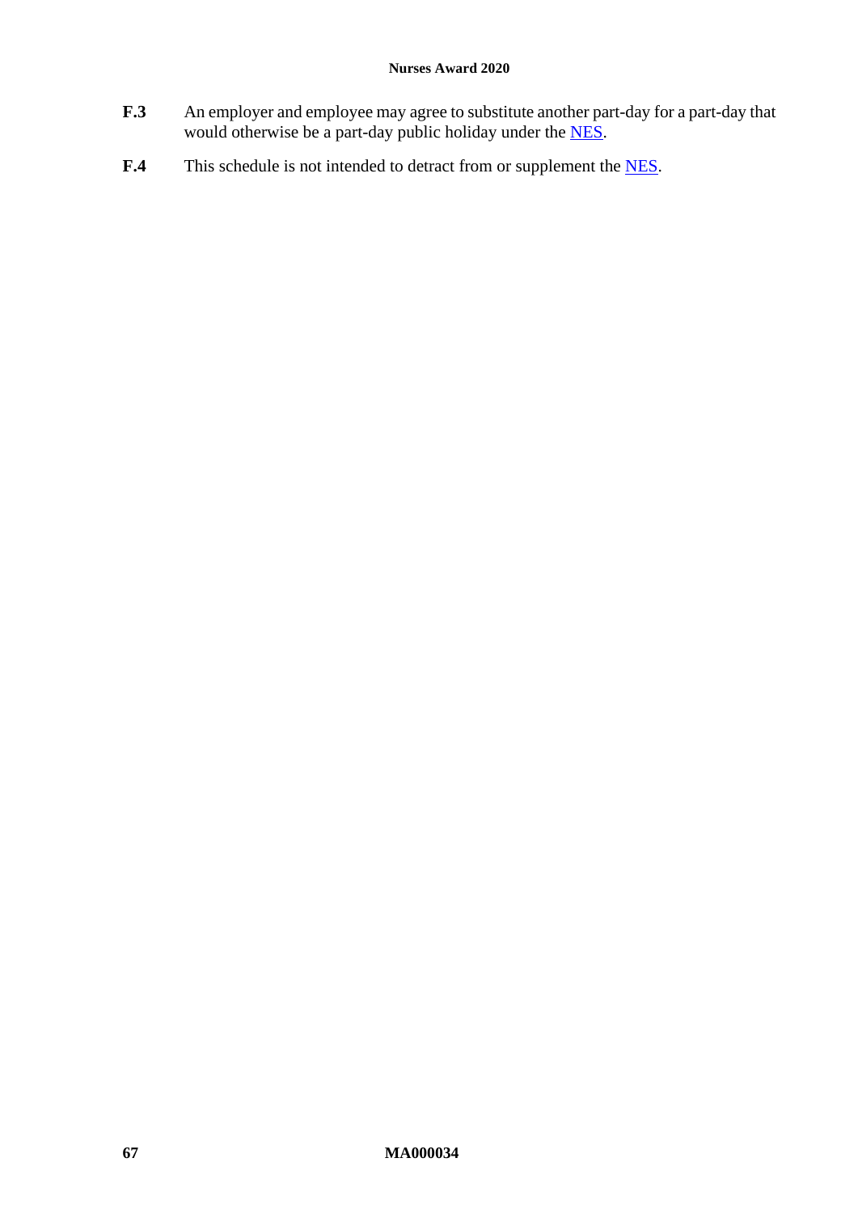**F.3** An employer and employee may agree to substitute another part-day for a part-day that would otherwise be a part-day public holiday under the NES.

**F.4** This schedule is not intended to detract from or supplement the NES.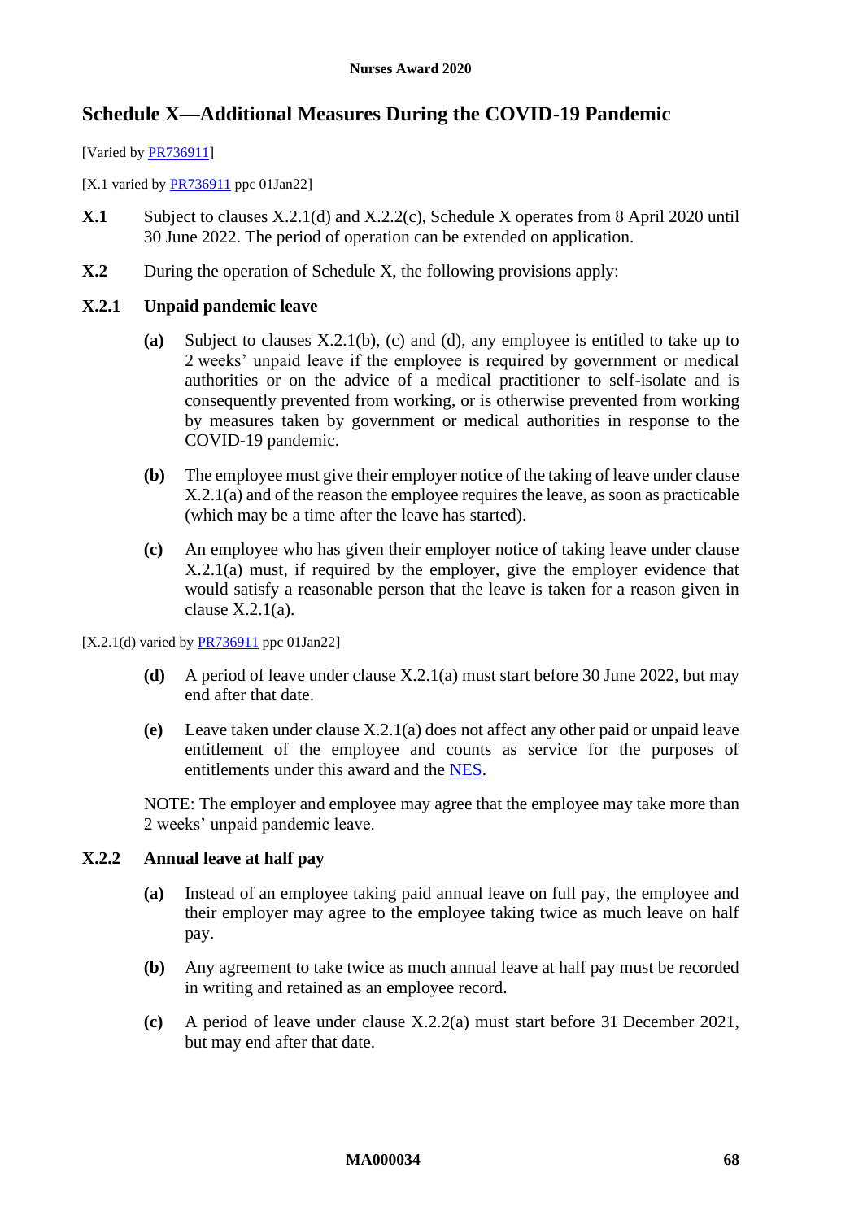# Schedule X—Additional Measures During the COVID-19 Pandemic

[Varied by PR736911]

[X.1 varied by PR736911 ppc 01Jan22]

**X.1** Subject to clauses X.2.1(d) and X.2.2(c), Schedule X operates from 8 April 2020 until 30 June 2022. The period of operation can be extended on application.

**X.2** During the operation of Schedule X, the following provisions apply:

### X.2.1 Unpaid pandemic leave

**(a)** Subject to clauses X.2.1(b), (c) and (d), any employee is entitled to take up to 2 weeks' unpaid leave if the employee is required by government or medical authorities or on the advice of a medical practitioner to self-isolate and is consequently prevented from working, or is otherwise prevented from working by measures taken by government or medical authorities in response to the COVID-19 pandemic.

**(b)** The employee must give their employer notice of the taking of leave under clause X.2.1(a) and of the reason the employee requires the leave, as soon as practicable (which may be a time after the leave has started).

**(c)** An employee who has given their employer notice of taking leave under clause X.2.1(a) must, if required by the employer, give the employer evidence that would satisfy a reasonable person that the leave is taken for a reason given in clause X.2.1(a).

[X.2.1(d) varied by PR736911 ppc 01Jan22]

**(d)** A period of leave under clause X.2.1(a) must start before 30 June 2022, but may end after that date.

**(e)** Leave taken under clause X.2.1(a) does not affect any other paid or unpaid leave entitlement of the employee and counts as service for the purposes of entitlements under this award and the NES.

NOTE: The employer and employee may agree that the employee may take more than 2 weeks' unpaid pandemic leave.

### X.2.2 Annual leave at half pay

**(a)** Instead of an employee taking paid annual leave on full pay, the employee and their employer may agree to the employee taking twice as much leave on half pay.

**(b)** Any agreement to take twice as much annual leave at half pay must be recorded in writing and retained as an employee record.

**(c)** A period of leave under clause X.2.2(a) must start before 31 December 2021, but may end after that date.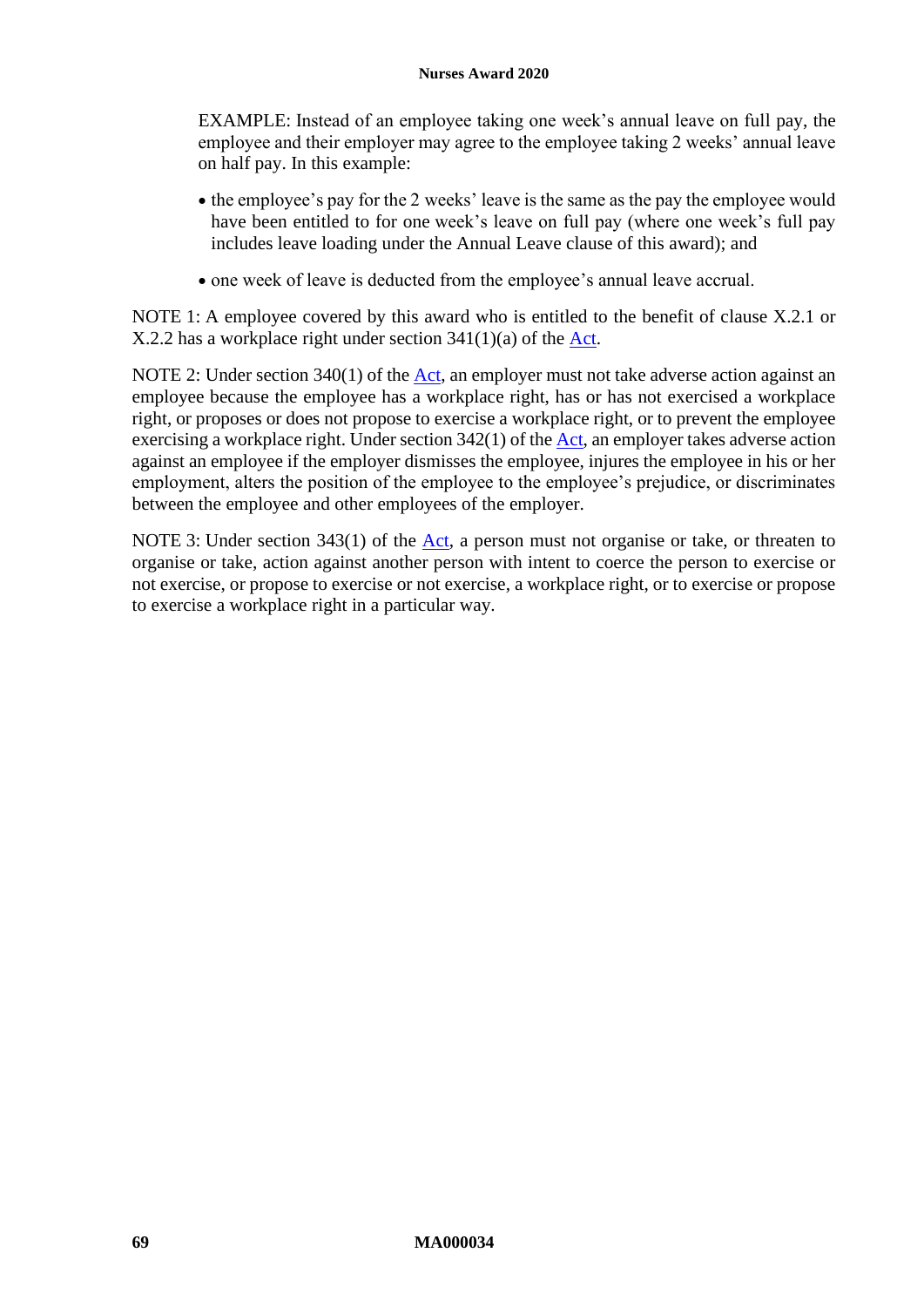EXAMPLE: Instead of an employee taking one week's annual leave on full pay, the employee and their employer may agree to the employee taking 2 weeks' annual leave on half pay. In this example:

- the employee's pay for the 2 weeks' leave is the same as the pay the employee would have been entitled to for one week's leave on full pay (where one week's full pay includes leave loading under the Annual Leave clause of this award); and
- one week of leave is deducted from the employee's annual leave accrual.

NOTE 1: A employee covered by this award who is entitled to the benefit of clause X.2.1 or X.2.2 has a workplace right under section 341(1)(a) of the Act.

NOTE 2: Under section 340(1) of the Act, an employer must not take adverse action against an employee because the employee has a workplace right, has or has not exercised a workplace right, or proposes or does not propose to exercise a workplace right, or to prevent the employee exercising a workplace right. Under section 342(1) of the Act, an employer takes adverse action against an employee if the employer dismisses the employee, injures the employee in his or her employment, alters the position of the employee to the employee's prejudice, or discriminates between the employee and other employees of the employer.

NOTE 3: Under section 343(1) of the Act, a person must not organise or take, or threaten to organise or take, action against another person with intent to coerce the person to exercise or not exercise, or propose to exercise or not exercise, a workplace right, or to exercise or propose to exercise a workplace right in a particular way.